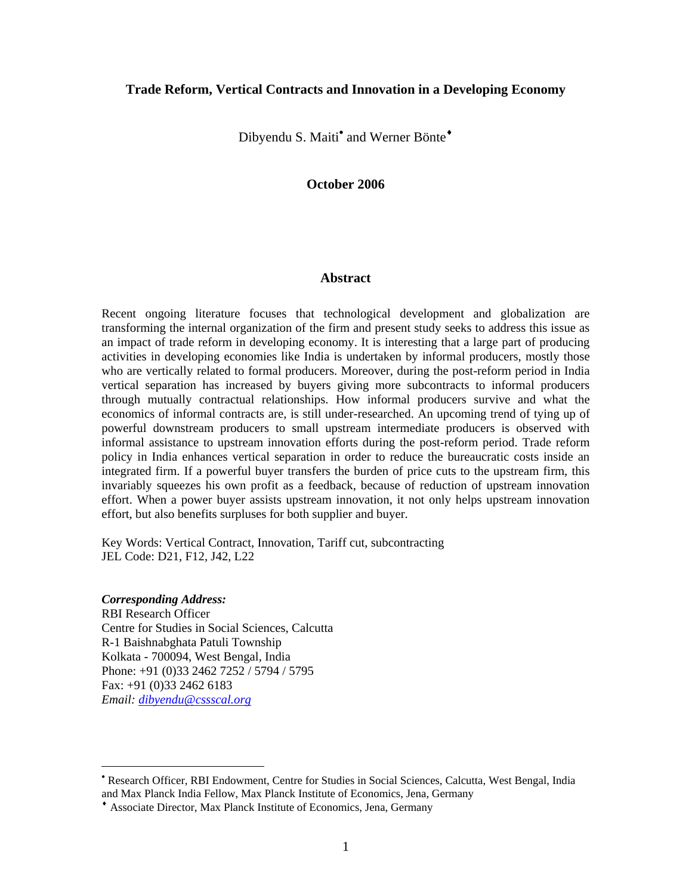# Trade Reform, Vertical Contracts and Innovation in a Developing Economy

Dibyendu S. Maiti[•] and Werner Bönte[♦]

**October 2006**

## Abstract

Recent ongoing literature focuses that technological development and globalization are transforming the internal organization of the firm and present study seeks to address this issue as an impact of trade reform in developing economy. It is interesting that a large part of producing activities in developing economies like India is undertaken by informal producers, mostly those who are vertically related to formal producers. Moreover, during the post-reform period in India vertical separation has increased by buyers giving more subcontracts to informal producers through mutually contractual relationships. How informal producers survive and what the economics of informal contracts are, is still under-researched. An upcoming trend of tying up of powerful downstream producers to small upstream intermediate producers is observed with informal assistance to upstream innovation efforts during the post-reform period. Trade reform policy in India enhances vertical separation in order to reduce the bureaucratic costs inside an integrated firm. If a powerful buyer transfers the burden of price cuts to the upstream firm, this invariably squeezes his own profit as a feedback, because of reduction of upstream innovation effort. When a power buyer assists upstream innovation, it not only helps upstream innovation effort, but also benefits surpluses for both supplier and buyer.

Key Words: Vertical Contract, Innovation, Tariff cut, subcontracting
JEL Code: D21, F12, J42, L22

***Corresponding Address:***
RBI Research Officer
Centre for Studies in Social Sciences, Calcutta
R-1 Baishnabghata Patuli Township
Kolkata - 700094, West Bengal, India
Phone: +91 (0)33 2462 7252 / 5794 / 5795
Fax: +91 (0)33 2462 6183
*Email: dibyendu@cssscal.org*

---

[•] Research Officer, RBI Endowment, Centre for Studies in Social Sciences, Calcutta, West Bengal, India and Max Planck India Fellow, Max Planck Institute of Economics, Jena, Germany

[♦] Associate Director, Max Planck Institute of Economics, Jena, Germany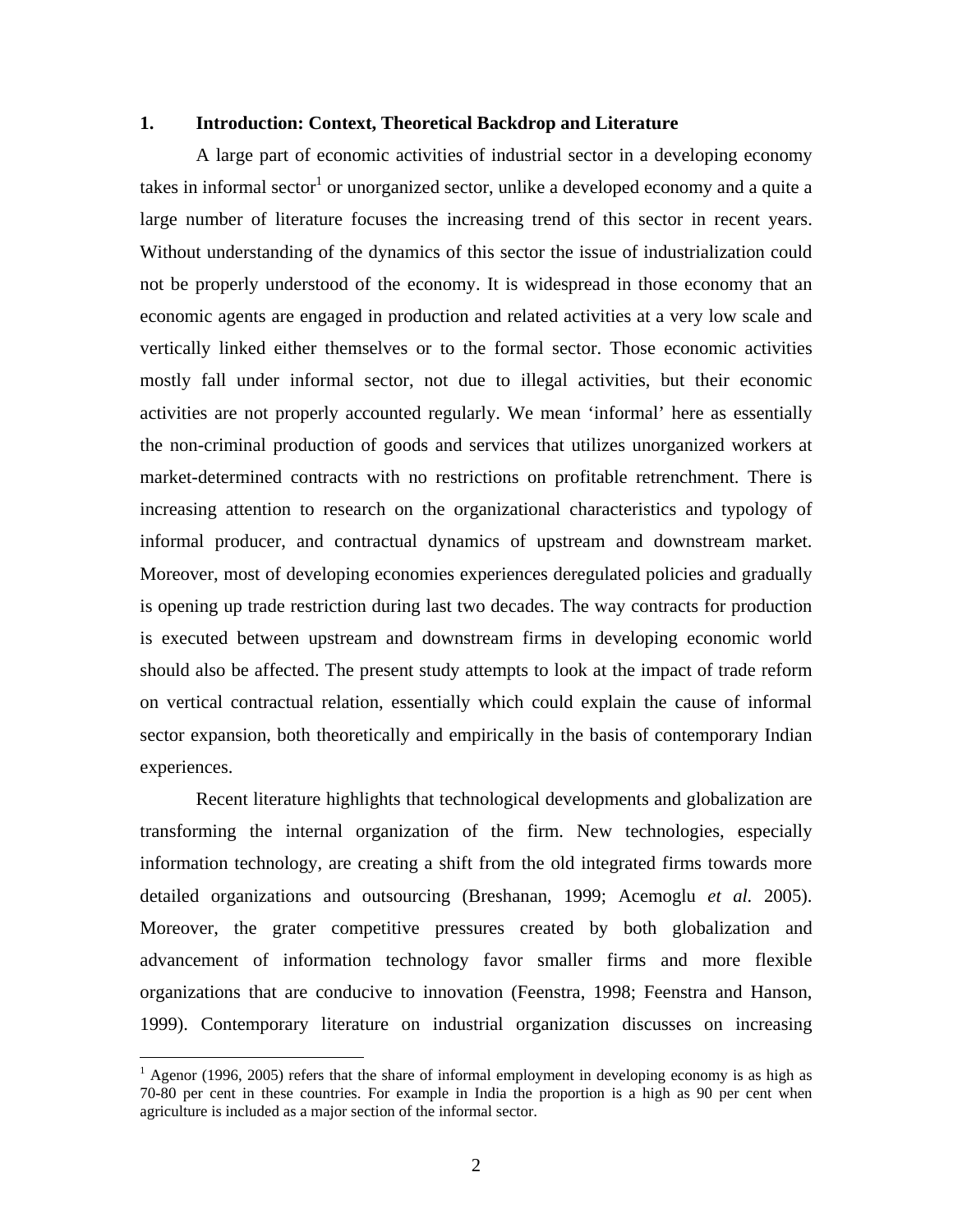## 1. Introduction: Context, Theoretical Backdrop and Literature

A large part of economic activities of industrial sector in a developing economy takes in informal sector[1] or unorganized sector, unlike a developed economy and a quite a large number of literature focuses the increasing trend of this sector in recent years. Without understanding of the dynamics of this sector the issue of industrialization could not be properly understood of the economy. It is widespread in those economy that an economic agents are engaged in production and related activities at a very low scale and vertically linked either themselves or to the formal sector. Those economic activities mostly fall under informal sector, not due to illegal activities, but their economic activities are not properly accounted regularly. We mean 'informal' here as essentially the non-criminal production of goods and services that utilizes unorganized workers at market-determined contracts with no restrictions on profitable retrenchment. There is increasing attention to research on the organizational characteristics and typology of informal producer, and contractual dynamics of upstream and downstream market. Moreover, most of developing economies experiences deregulated policies and gradually is opening up trade restriction during last two decades. The way contracts for production is executed between upstream and downstream firms in developing economic world should also be affected. The present study attempts to look at the impact of trade reform on vertical contractual relation, essentially which could explain the cause of informal sector expansion, both theoretically and empirically in the basis of contemporary Indian experiences.

Recent literature highlights that technological developments and globalization are transforming the internal organization of the firm. New technologies, especially information technology, are creating a shift from the old integrated firms towards more detailed organizations and outsourcing (Breshanan, 1999; Acemoglu *et al.* 2005). Moreover, the grater competitive pressures created by both globalization and advancement of information technology favor smaller firms and more flexible organizations that are conducive to innovation (Feenstra, 1998; Feenstra and Hanson, 1999). Contemporary literature on industrial organization discusses on increasing

[1] Agenor (1996, 2005) refers that the share of informal employment in developing economy is as high as 70-80 per cent in these countries. For example in India the proportion is a high as 90 per cent when agriculture is included as a major section of the informal sector.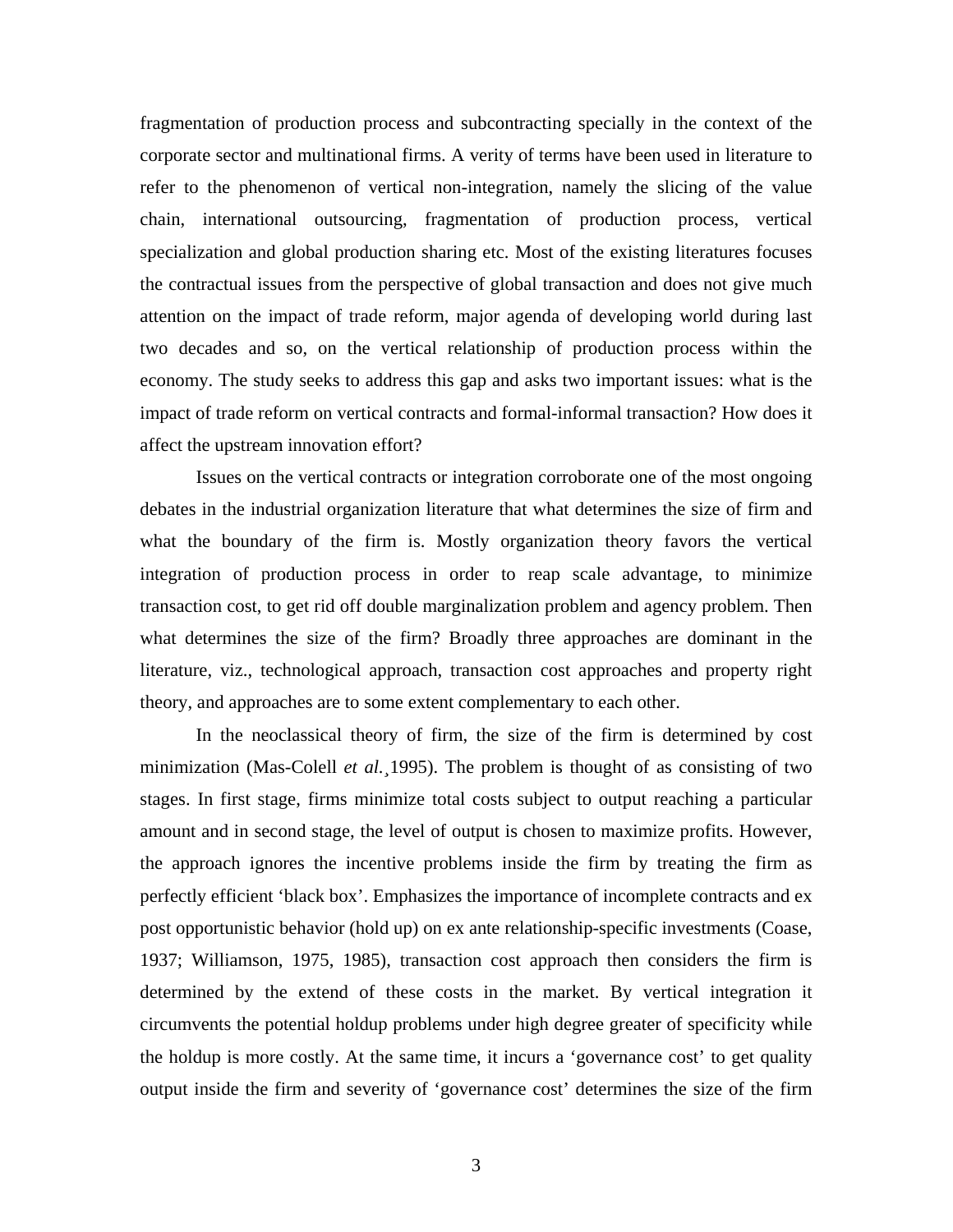fragmentation of production process and subcontracting specially in the context of the corporate sector and multinational firms. A verity of terms have been used in literature to refer to the phenomenon of vertical non-integration, namely the slicing of the value chain, international outsourcing, fragmentation of production process, vertical specialization and global production sharing etc. Most of the existing literatures focuses the contractual issues from the perspective of global transaction and does not give much attention on the impact of trade reform, major agenda of developing world during last two decades and so, on the vertical relationship of production process within the economy. The study seeks to address this gap and asks two important issues: what is the impact of trade reform on vertical contracts and formal-informal transaction? How does it affect the upstream innovation effort?

Issues on the vertical contracts or integration corroborate one of the most ongoing debates in the industrial organization literature that what determines the size of firm and what the boundary of the firm is. Mostly organization theory favors the vertical integration of production process in order to reap scale advantage, to minimize transaction cost, to get rid off double marginalization problem and agency problem. Then what determines the size of the firm? Broadly three approaches are dominant in the literature, viz., technological approach, transaction cost approaches and property right theory, and approaches are to some extent complementary to each other.

In the neoclassical theory of firm, the size of the firm is determined by cost minimization (Mas-Colell *et al.*¸1995). The problem is thought of as consisting of two stages. In first stage, firms minimize total costs subject to output reaching a particular amount and in second stage, the level of output is chosen to maximize profits. However, the approach ignores the incentive problems inside the firm by treating the firm as perfectly efficient 'black box'. Emphasizes the importance of incomplete contracts and ex post opportunistic behavior (hold up) on ex ante relationship-specific investments (Coase, 1937; Williamson, 1975, 1985), transaction cost approach then considers the firm is determined by the extend of these costs in the market. By vertical integration it circumvents the potential holdup problems under high degree greater of specificity while the holdup is more costly. At the same time, it incurs a 'governance cost' to get quality output inside the firm and severity of 'governance cost' determines the size of the firm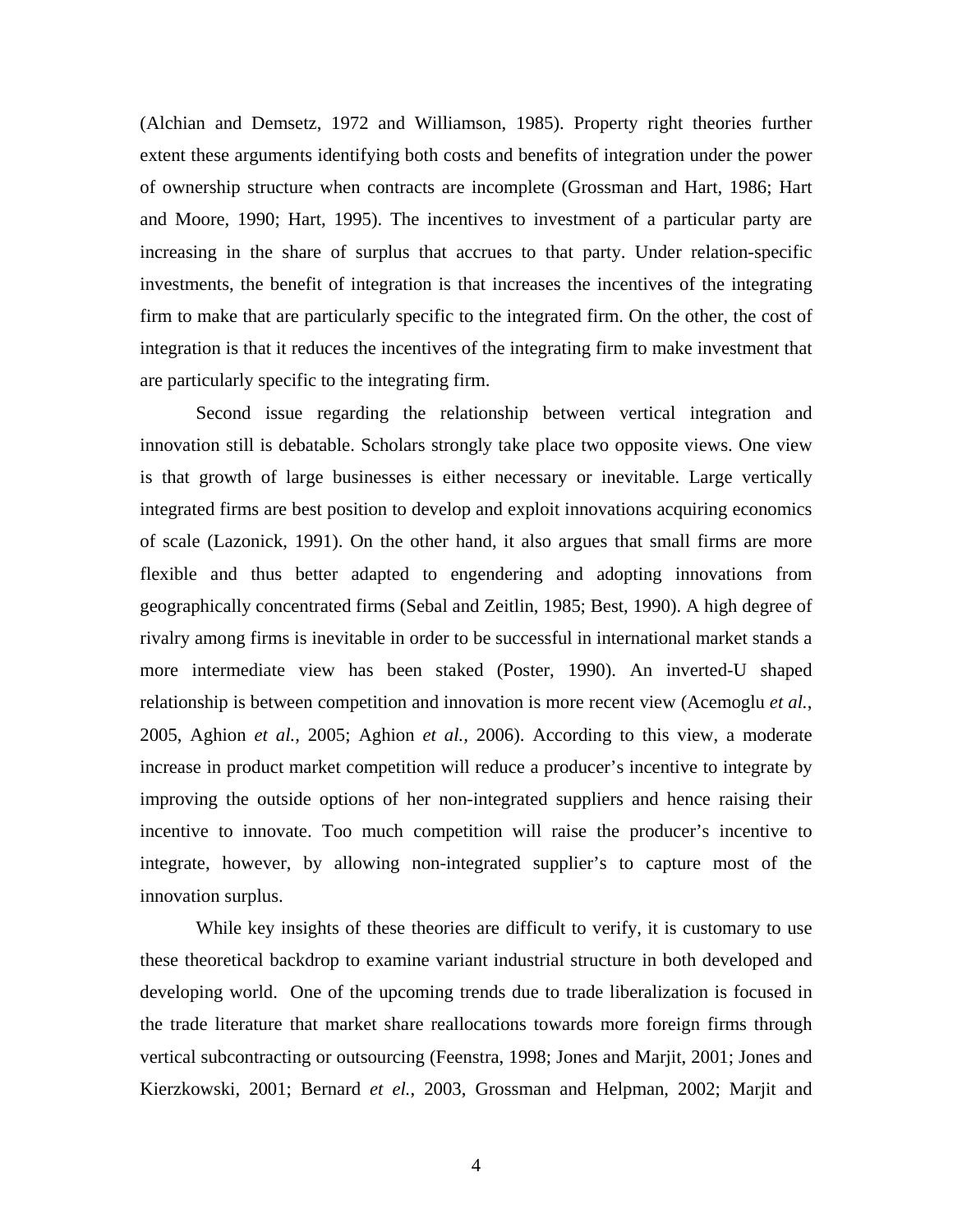(Alchian and Demsetz, 1972 and Williamson, 1985). Property right theories further extent these arguments identifying both costs and benefits of integration under the power of ownership structure when contracts are incomplete (Grossman and Hart, 1986; Hart and Moore, 1990; Hart, 1995). The incentives to investment of a particular party are increasing in the share of surplus that accrues to that party. Under relation-specific investments, the benefit of integration is that increases the incentives of the integrating firm to make that are particularly specific to the integrated firm. On the other, the cost of integration is that it reduces the incentives of the integrating firm to make investment that are particularly specific to the integrating firm.

Second issue regarding the relationship between vertical integration and innovation still is debatable. Scholars strongly take place two opposite views. One view is that growth of large businesses is either necessary or inevitable. Large vertically integrated firms are best position to develop and exploit innovations acquiring economics of scale (Lazonick, 1991). On the other hand, it also argues that small firms are more flexible and thus better adapted to engendering and adopting innovations from geographically concentrated firms (Sebal and Zeitlin, 1985; Best, 1990). A high degree of rivalry among firms is inevitable in order to be successful in international market stands a more intermediate view has been staked (Poster, 1990). An inverted-U shaped relationship is between competition and innovation is more recent view (Acemoglu *et al.*, 2005, Aghion *et al.*, 2005; Aghion *et al.*, 2006). According to this view, a moderate increase in product market competition will reduce a producer's incentive to integrate by improving the outside options of her non-integrated suppliers and hence raising their incentive to innovate. Too much competition will raise the producer's incentive to integrate, however, by allowing non-integrated supplier's to capture most of the innovation surplus.

While key insights of these theories are difficult to verify, it is customary to use these theoretical backdrop to examine variant industrial structure in both developed and developing world. One of the upcoming trends due to trade liberalization is focused in the trade literature that market share reallocations towards more foreign firms through vertical subcontracting or outsourcing (Feenstra, 1998; Jones and Marjit, 2001; Jones and Kierzkowski, 2001; Bernard *et el.*, 2003, Grossman and Helpman, 2002; Marjit and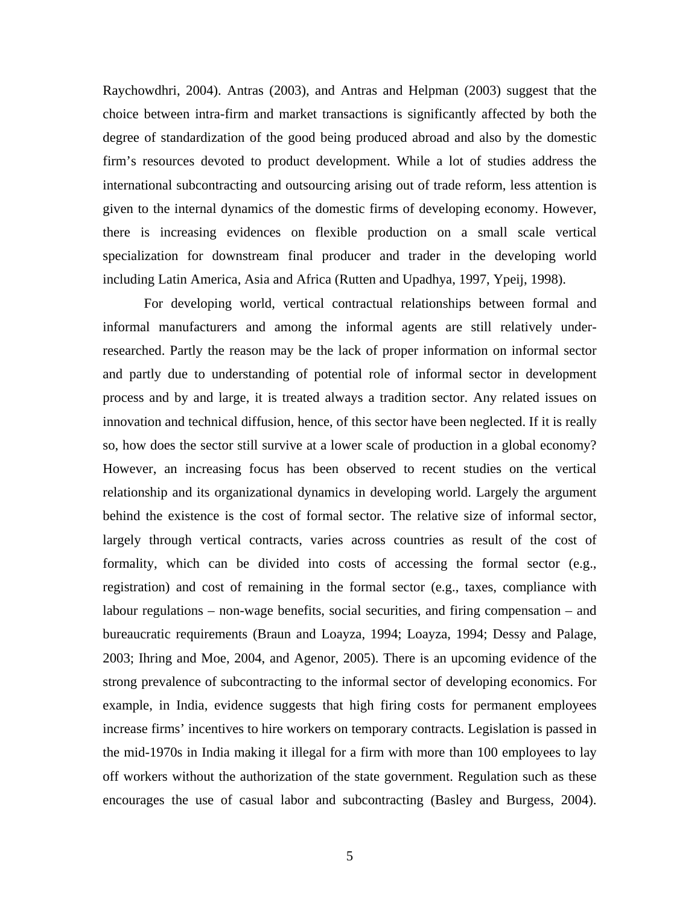Raychowdhri, 2004). Antras (2003), and Antras and Helpman (2003) suggest that the choice between intra-firm and market transactions is significantly affected by both the degree of standardization of the good being produced abroad and also by the domestic firm's resources devoted to product development. While a lot of studies address the international subcontracting and outsourcing arising out of trade reform, less attention is given to the internal dynamics of the domestic firms of developing economy. However, there is increasing evidences on flexible production on a small scale vertical specialization for downstream final producer and trader in the developing world including Latin America, Asia and Africa (Rutten and Upadhya, 1997, Ypeij, 1998).

For developing world, vertical contractual relationships between formal and informal manufacturers and among the informal agents are still relatively under-researched. Partly the reason may be the lack of proper information on informal sector and partly due to understanding of potential role of informal sector in development process and by and large, it is treated always a tradition sector. Any related issues on innovation and technical diffusion, hence, of this sector have been neglected. If it is really so, how does the sector still survive at a lower scale of production in a global economy? However, an increasing focus has been observed to recent studies on the vertical relationship and its organizational dynamics in developing world. Largely the argument behind the existence is the cost of formal sector. The relative size of informal sector, largely through vertical contracts, varies across countries as result of the cost of formality, which can be divided into costs of accessing the formal sector (e.g., registration) and cost of remaining in the formal sector (e.g., taxes, compliance with labour regulations – non-wage benefits, social securities, and firing compensation – and bureaucratic requirements (Braun and Loayza, 1994; Loayza, 1994; Dessy and Palage, 2003; Ihring and Moe, 2004, and Agenor, 2005). There is an upcoming evidence of the strong prevalence of subcontracting to the informal sector of developing economics. For example, in India, evidence suggests that high firing costs for permanent employees increase firms' incentives to hire workers on temporary contracts. Legislation is passed in the mid-1970s in India making it illegal for a firm with more than 100 employees to lay off workers without the authorization of the state government. Regulation such as these encourages the use of casual labor and subcontracting (Basley and Burgess, 2004).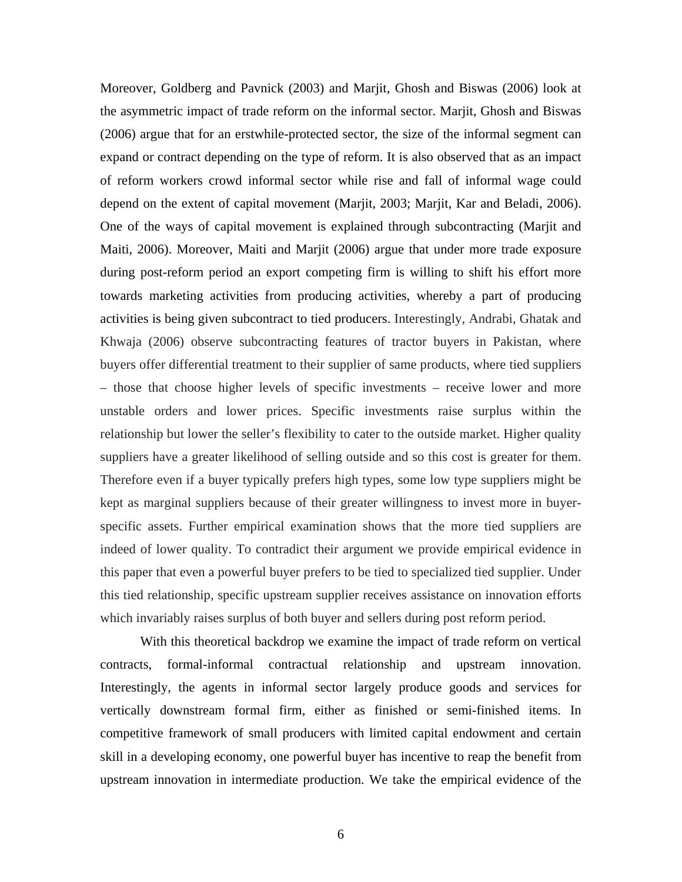Moreover, Goldberg and Pavnick (2003) and Marjit, Ghosh and Biswas (2006) look at the asymmetric impact of trade reform on the informal sector. Marjit, Ghosh and Biswas (2006) argue that for an erstwhile-protected sector, the size of the informal segment can expand or contract depending on the type of reform. It is also observed that as an impact of reform workers crowd informal sector while rise and fall of informal wage could depend on the extent of capital movement (Marjit, 2003; Marjit, Kar and Beladi, 2006). One of the ways of capital movement is explained through subcontracting (Marjit and Maiti, 2006). Moreover, Maiti and Marjit (2006) argue that under more trade exposure during post-reform period an export competing firm is willing to shift his effort more towards marketing activities from producing activities, whereby a part of producing activities is being given subcontract to tied producers. Interestingly, Andrabi, Ghatak and Khwaja (2006) observe subcontracting features of tractor buyers in Pakistan, where buyers offer differential treatment to their supplier of same products, where tied suppliers – those that choose higher levels of specific investments – receive lower and more unstable orders and lower prices. Specific investments raise surplus within the relationship but lower the seller's flexibility to cater to the outside market. Higher quality suppliers have a greater likelihood of selling outside and so this cost is greater for them. Therefore even if a buyer typically prefers high types, some low type suppliers might be kept as marginal suppliers because of their greater willingness to invest more in buyer-specific assets. Further empirical examination shows that the more tied suppliers are indeed of lower quality. To contradict their argument we provide empirical evidence in this paper that even a powerful buyer prefers to be tied to specialized tied supplier. Under this tied relationship, specific upstream supplier receives assistance on innovation efforts which invariably raises surplus of both buyer and sellers during post reform period.

With this theoretical backdrop we examine the impact of trade reform on vertical contracts, formal-informal contractual relationship and upstream innovation. Interestingly, the agents in informal sector largely produce goods and services for vertically downstream formal firm, either as finished or semi-finished items. In competitive framework of small producers with limited capital endowment and certain skill in a developing economy, one powerful buyer has incentive to reap the benefit from upstream innovation in intermediate production. We take the empirical evidence of the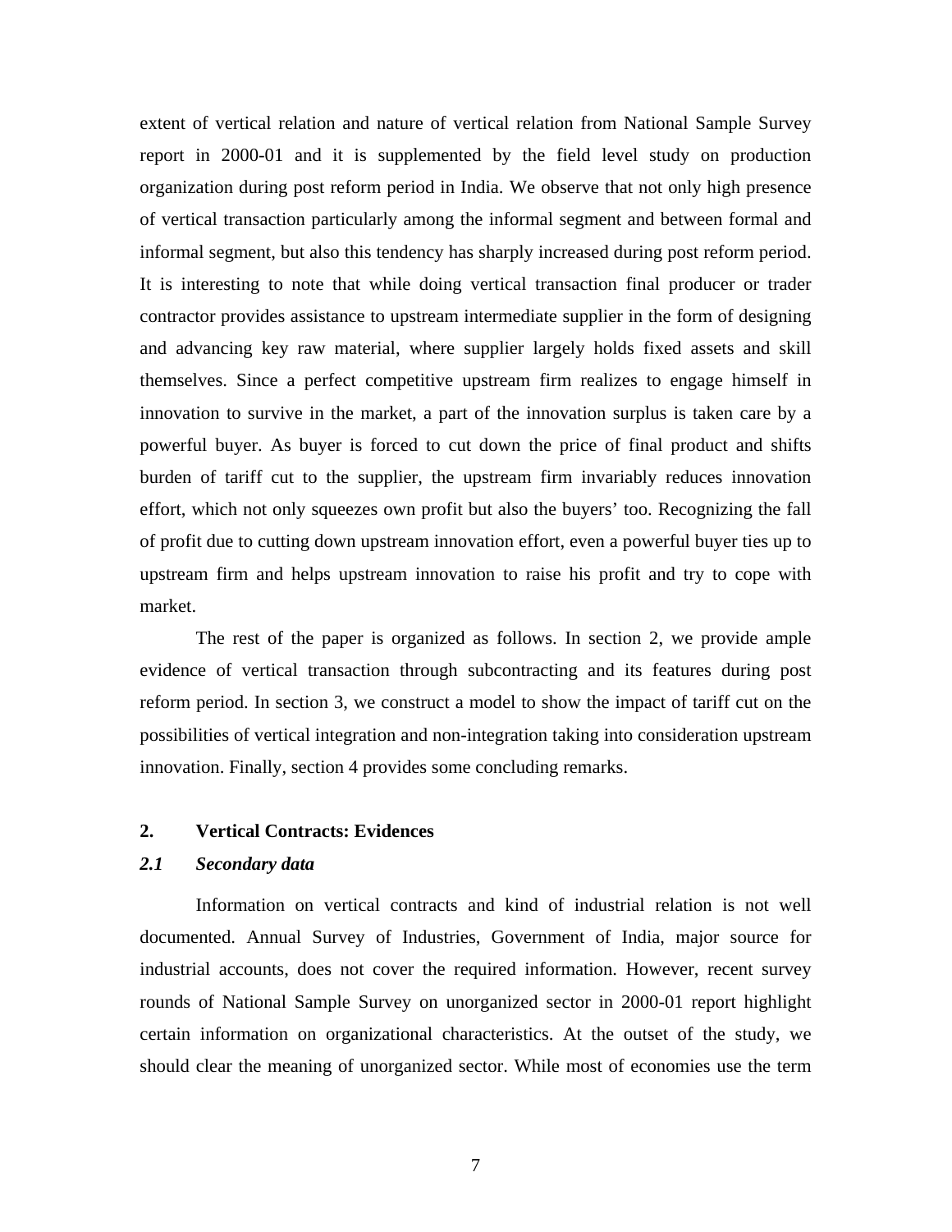extent of vertical relation and nature of vertical relation from National Sample Survey report in 2000-01 and it is supplemented by the field level study on production organization during post reform period in India. We observe that not only high presence of vertical transaction particularly among the informal segment and between formal and informal segment, but also this tendency has sharply increased during post reform period. It is interesting to note that while doing vertical transaction final producer or trader contractor provides assistance to upstream intermediate supplier in the form of designing and advancing key raw material, where supplier largely holds fixed assets and skill themselves. Since a perfect competitive upstream firm realizes to engage himself in innovation to survive in the market, a part of the innovation surplus is taken care by a powerful buyer. As buyer is forced to cut down the price of final product and shifts burden of tariff cut to the supplier, the upstream firm invariably reduces innovation effort, which not only squeezes own profit but also the buyers' too. Recognizing the fall of profit due to cutting down upstream innovation effort, even a powerful buyer ties up to upstream firm and helps upstream innovation to raise his profit and try to cope with market.

The rest of the paper is organized as follows. In section 2, we provide ample evidence of vertical transaction through subcontracting and its features during post reform period. In section 3, we construct a model to show the impact of tariff cut on the possibilities of vertical integration and non-integration taking into consideration upstream innovation. Finally, section 4 provides some concluding remarks.

## 2. Vertical Contracts: Evidences

### *2.1 Secondary data*

Information on vertical contracts and kind of industrial relation is not well documented. Annual Survey of Industries, Government of India, major source for industrial accounts, does not cover the required information. However, recent survey rounds of National Sample Survey on unorganized sector in 2000-01 report highlight certain information on organizational characteristics. At the outset of the study, we should clear the meaning of unorganized sector. While most of economies use the term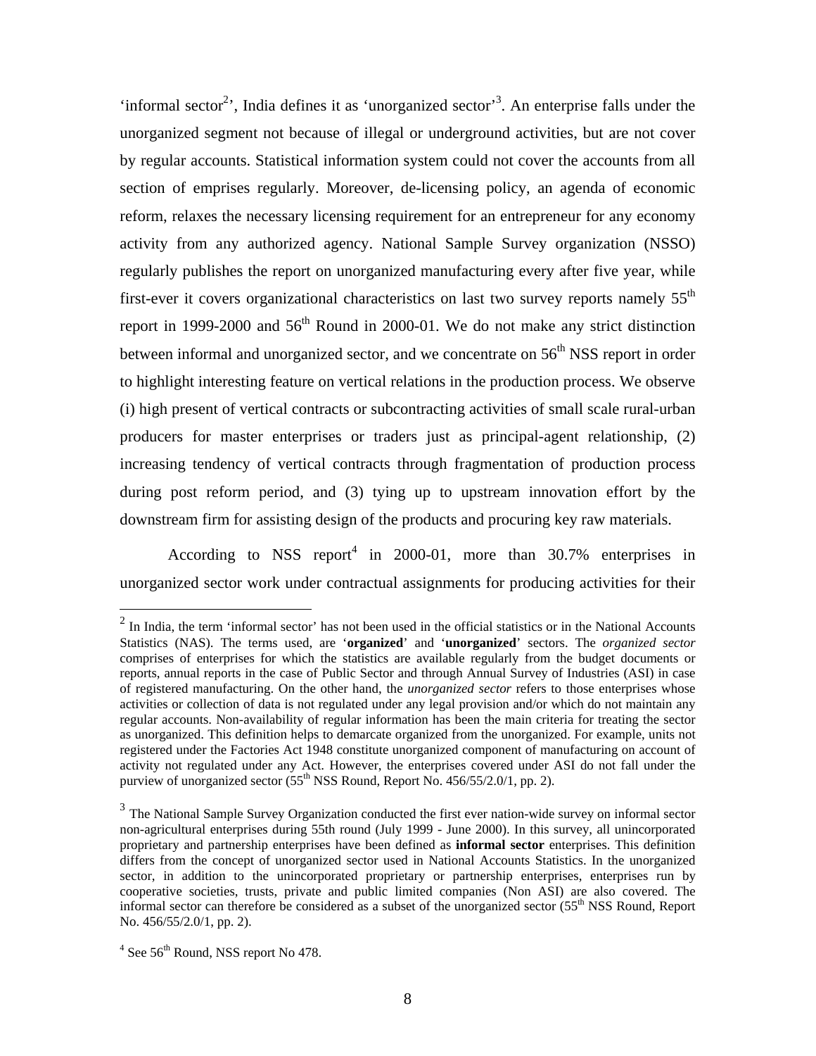'informal sector[2]', India defines it as 'unorganized sector'[3]. An enterprise falls under the unorganized segment not because of illegal or underground activities, but are not cover by regular accounts. Statistical information system could not cover the accounts from all section of emprises regularly. Moreover, de-licensing policy, an agenda of economic reform, relaxes the necessary licensing requirement for an entrepreneur for any economy activity from any authorized agency. National Sample Survey organization (NSSO) regularly publishes the report on unorganized manufacturing every after five year, while first-ever it covers organizational characteristics on last two survey reports namely 55th report in 1999-2000 and 56th Round in 2000-01. We do not make any strict distinction between informal and unorganized sector, and we concentrate on 56th NSS report in order to highlight interesting feature on vertical relations in the production process. We observe (i) high present of vertical contracts or subcontracting activities of small scale rural-urban producers for master enterprises or traders just as principal-agent relationship, (2) increasing tendency of vertical contracts through fragmentation of production process during post reform period, and (3) tying up to upstream innovation effort by the downstream firm for assisting design of the products and procuring key raw materials.

According to NSS report[4] in 2000-01, more than 30.7% enterprises in unorganized sector work under contractual assignments for producing activities for their

---

[2] In India, the term 'informal sector' has not been used in the official statistics or in the National Accounts Statistics (NAS). The terms used, are '**organized**' and '**unorganized**' sectors. The *organized sector* comprises of enterprises for which the statistics are available regularly from the budget documents or reports, annual reports in the case of Public Sector and through Annual Survey of Industries (ASI) in case of registered manufacturing. On the other hand, the *unorganized sector* refers to those enterprises whose activities or collection of data is not regulated under any legal provision and/or which do not maintain any regular accounts. Non-availability of regular information has been the main criteria for treating the sector as unorganized. This definition helps to demarcate organized from the unorganized. For example, units not registered under the Factories Act 1948 constitute unorganized component of manufacturing on account of activity not regulated under any Act. However, the enterprises covered under ASI do not fall under the purview of unorganized sector (55th NSS Round, Report No. 456/55/2.0/1, pp. 2).

[3] The National Sample Survey Organization conducted the first ever nation-wide survey on informal sector non-agricultural enterprises during 55th round (July 1999 - June 2000). In this survey, all unincorporated proprietary and partnership enterprises have been defined as **informal sector** enterprises. This definition differs from the concept of unorganized sector used in National Accounts Statistics. In the unorganized sector, in addition to the unincorporated proprietary or partnership enterprises, enterprises run by cooperative societies, trusts, private and public limited companies (Non ASI) are also covered. The informal sector can therefore be considered as a subset of the unorganized sector (55th NSS Round, Report No. 456/55/2.0/1, pp. 2).

[4] See 56th Round, NSS report No 478.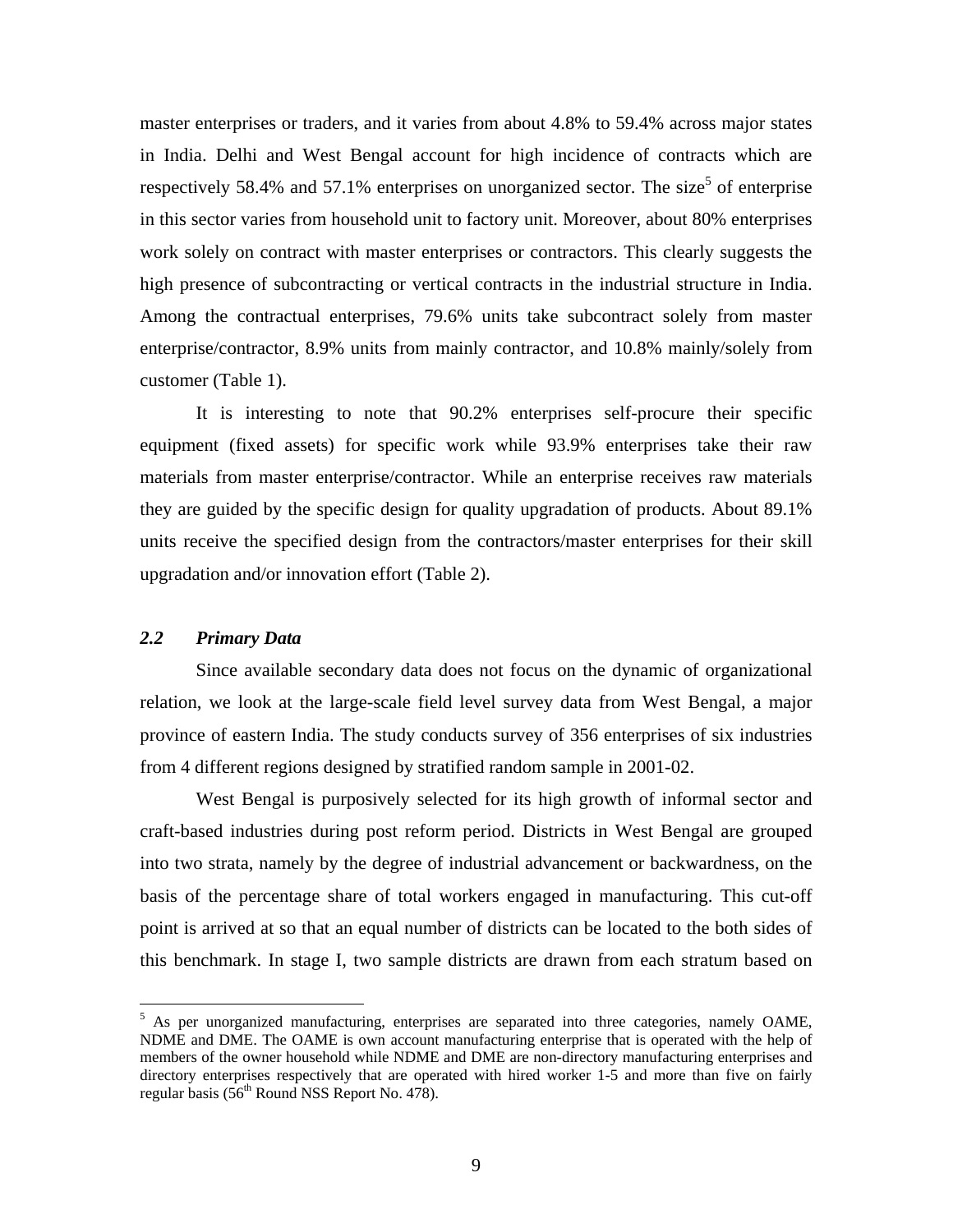master enterprises or traders, and it varies from about 4.8% to 59.4% across major states in India. Delhi and West Bengal account for high incidence of contracts which are respectively 58.4% and 57.1% enterprises on unorganized sector. The size[5] of enterprise in this sector varies from household unit to factory unit. Moreover, about 80% enterprises work solely on contract with master enterprises or contractors. This clearly suggests the high presence of subcontracting or vertical contracts in the industrial structure in India. Among the contractual enterprises, 79.6% units take subcontract solely from master enterprise/contractor, 8.9% units from mainly contractor, and 10.8% mainly/solely from customer (Table 1).

It is interesting to note that 90.2% enterprises self-procure their specific equipment (fixed assets) for specific work while 93.9% enterprises take their raw materials from master enterprise/contractor. While an enterprise receives raw materials they are guided by the specific design for quality upgradation of products. About 89.1% units receive the specified design from the contractors/master enterprises for their skill upgradation and/or innovation effort (Table 2).

### *2.2 Primary Data*

Since available secondary data does not focus on the dynamic of organizational relation, we look at the large-scale field level survey data from West Bengal, a major province of eastern India. The study conducts survey of 356 enterprises of six industries from 4 different regions designed by stratified random sample in 2001-02.

West Bengal is purposively selected for its high growth of informal sector and craft-based industries during post reform period. Districts in West Bengal are grouped into two strata, namely by the degree of industrial advancement or backwardness, on the basis of the percentage share of total workers engaged in manufacturing. This cut-off point is arrived at so that an equal number of districts can be located to the both sides of this benchmark. In stage I, two sample districts are drawn from each stratum based on

---

[5] As per unorganized manufacturing, enterprises are separated into three categories, namely OAME, NDME and DME. The OAME is own account manufacturing enterprise that is operated with the help of members of the owner household while NDME and DME are non-directory manufacturing enterprises and directory enterprises respectively that are operated with hired worker 1-5 and more than five on fairly regular basis (56th Round NSS Report No. 478).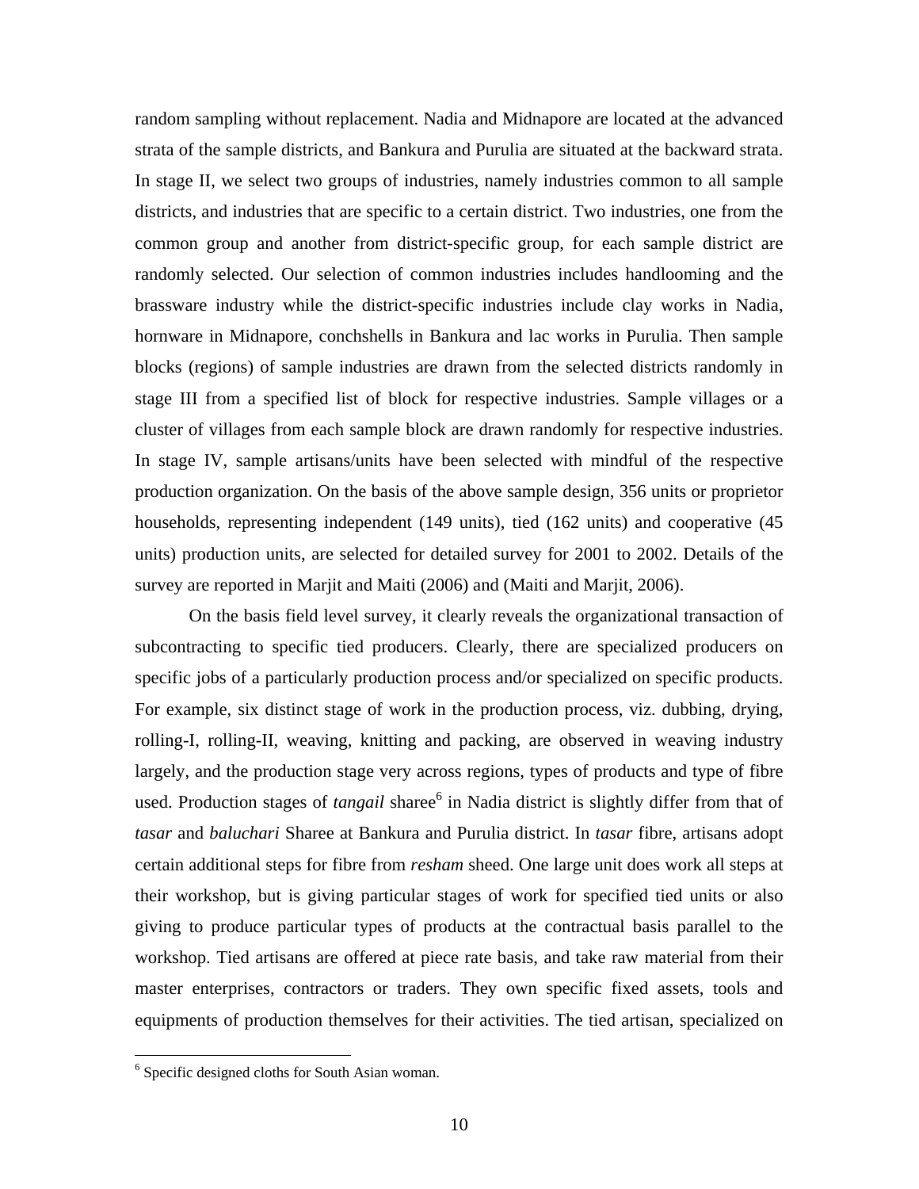random sampling without replacement. Nadia and Midnapore are located at the advanced strata of the sample districts, and Bankura and Purulia are situated at the backward strata. In stage II, we select two groups of industries, namely industries common to all sample districts, and industries that are specific to a certain district. Two industries, one from the common group and another from district-specific group, for each sample district are randomly selected. Our selection of common industries includes handlooming and the brassware industry while the district-specific industries include clay works in Nadia, hornware in Midnapore, conchshells in Bankura and lac works in Purulia. Then sample blocks (regions) of sample industries are drawn from the selected districts randomly in stage III from a specified list of block for respective industries. Sample villages or a cluster of villages from each sample block are drawn randomly for respective industries. In stage IV, sample artisans/units have been selected with mindful of the respective production organization. On the basis of the above sample design, 356 units or proprietor households, representing independent (149 units), tied (162 units) and cooperative (45 units) production units, are selected for detailed survey for 2001 to 2002. Details of the survey are reported in Marjit and Maiti (2006) and (Maiti and Marjit, 2006).

On the basis field level survey, it clearly reveals the organizational transaction of subcontracting to specific tied producers. Clearly, there are specialized producers on specific jobs of a particularly production process and/or specialized on specific products. For example, six distinct stage of work in the production process, viz. dubbing, drying, rolling-I, rolling-II, weaving, knitting and packing, are observed in weaving industry largely, and the production stage very across regions, types of products and type of fibre used. Production stages of *tangail* sharee[6] in Nadia district is slightly differ from that of *tasar* and *baluchari* Sharee at Bankura and Purulia district. In *tasar* fibre, artisans adopt certain additional steps for fibre from *resham* sheed. One large unit does work all steps at their workshop, but is giving particular stages of work for specified tied units or also giving to produce particular types of products at the contractual basis parallel to the workshop. Tied artisans are offered at piece rate basis, and take raw material from their master enterprises, contractors or traders. They own specific fixed assets, tools and equipments of production themselves for their activities. The tied artisan, specialized on

[6] Specific designed cloths for South Asian woman.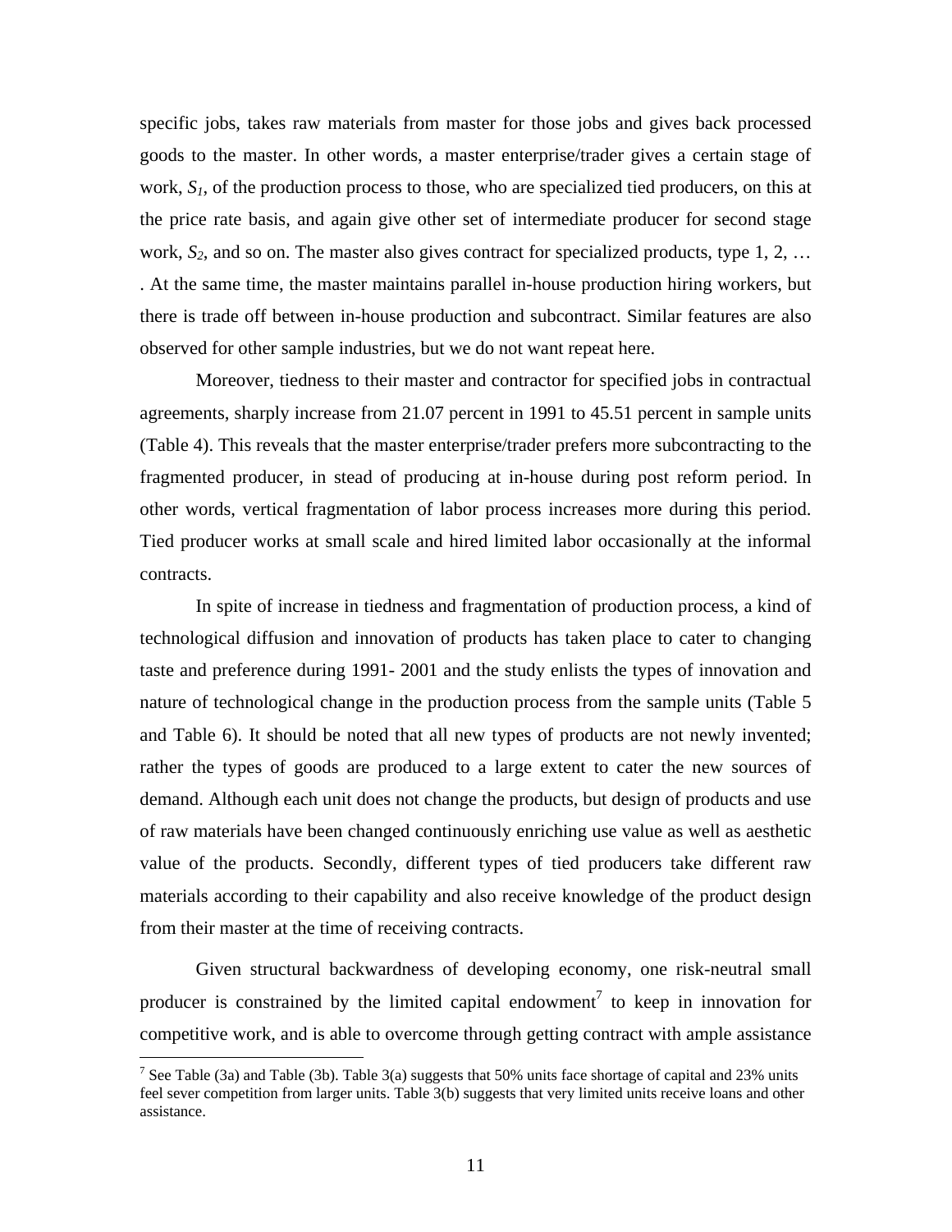specific jobs, takes raw materials from master for those jobs and gives back processed goods to the master. In other words, a master enterprise/trader gives a certain stage of work, $S_1$, of the production process to those, who are specialized tied producers, on this at the price rate basis, and again give other set of intermediate producer for second stage work, $S_2$, and so on. The master also gives contract for specialized products, type 1, 2, … . At the same time, the master maintains parallel in-house production hiring workers, but there is trade off between in-house production and subcontract. Similar features are also observed for other sample industries, but we do not want repeat here.

Moreover, tiedness to their master and contractor for specified jobs in contractual agreements, sharply increase from 21.07 percent in 1991 to 45.51 percent in sample units (Table 4). This reveals that the master enterprise/trader prefers more subcontracting to the fragmented producer, in stead of producing at in-house during post reform period. In other words, vertical fragmentation of labor process increases more during this period. Tied producer works at small scale and hired limited labor occasionally at the informal contracts.

In spite of increase in tiedness and fragmentation of production process, a kind of technological diffusion and innovation of products has taken place to cater to changing taste and preference during 1991- 2001 and the study enlists the types of innovation and nature of technological change in the production process from the sample units (Table 5 and Table 6). It should be noted that all new types of products are not newly invented; rather the types of goods are produced to a large extent to cater the new sources of demand. Although each unit does not change the products, but design of products and use of raw materials have been changed continuously enriching use value as well as aesthetic value of the products. Secondly, different types of tied producers take different raw materials according to their capability and also receive knowledge of the product design from their master at the time of receiving contracts.

Given structural backwardness of developing economy, one risk-neutral small producer is constrained by the limited capital endowment[7] to keep in innovation for competitive work, and is able to overcome through getting contract with ample assistance

[7] See Table (3a) and Table (3b). Table 3(a) suggests that 50% units face shortage of capital and 23% units feel sever competition from larger units. Table 3(b) suggests that very limited units receive loans and other assistance.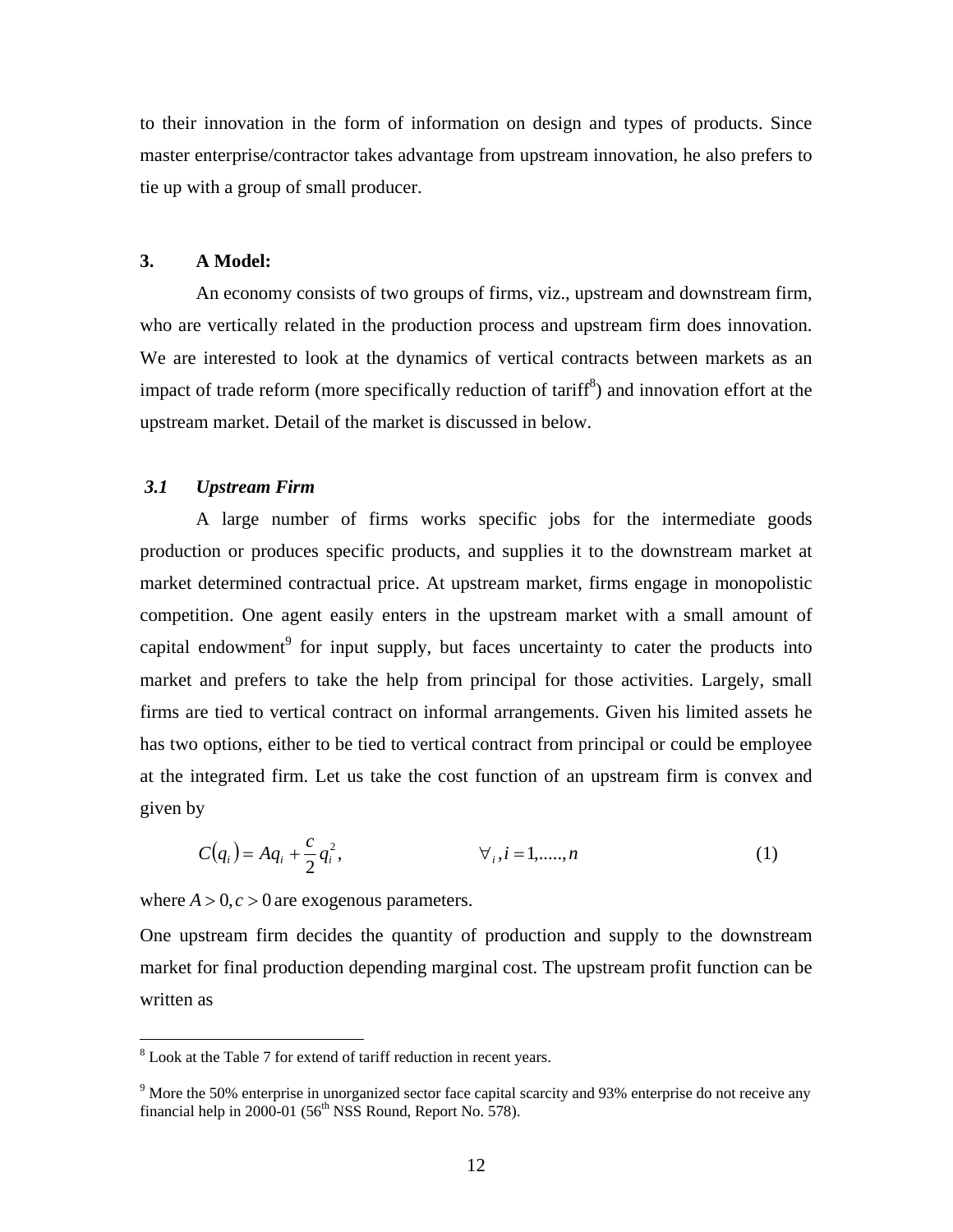to their innovation in the form of information on design and types of products. Since master enterprise/contractor takes advantage from upstream innovation, he also prefers to tie up with a group of small producer.

## 3. A Model:

An economy consists of two groups of firms, viz., upstream and downstream firm, who are vertically related in the production process and upstream firm does innovation. We are interested to look at the dynamics of vertical contracts between markets as an impact of trade reform (more specifically reduction of tariff[8]) and innovation effort at the upstream market. Detail of the market is discussed in below.

### *3.1 Upstream Firm*

A large number of firms works specific jobs for the intermediate goods production or produces specific products, and supplies it to the downstream market at market determined contractual price. At upstream market, firms engage in monopolistic competition. One agent easily enters in the upstream market with a small amount of capital endowment[9] for input supply, but faces uncertainty to cater the products into market and prefers to take the help from principal for those activities. Largely, small firms are tied to vertical contract on informal arrangements. Given his limited assets he has two options, either to be tied to vertical contract from principal or could be employee at the integrated firm. Let us take the cost function of an upstream firm is convex and given by

$$C(q_i) = Aq_i + \frac{c}{2}q_i^2, \qquad \forall_i, i = 1,....., n \tag{1}$$

where $A > 0, c > 0$ are exogenous parameters.

One upstream firm decides the quantity of production and supply to the downstream market for final production depending marginal cost. The upstream profit function can be written as

---

[8] Look at the Table 7 for extend of tariff reduction in recent years.

[9] More the 50% enterprise in unorganized sector face capital scarcity and 93% enterprise do not receive any financial help in 2000-01 (56th NSS Round, Report No. 578).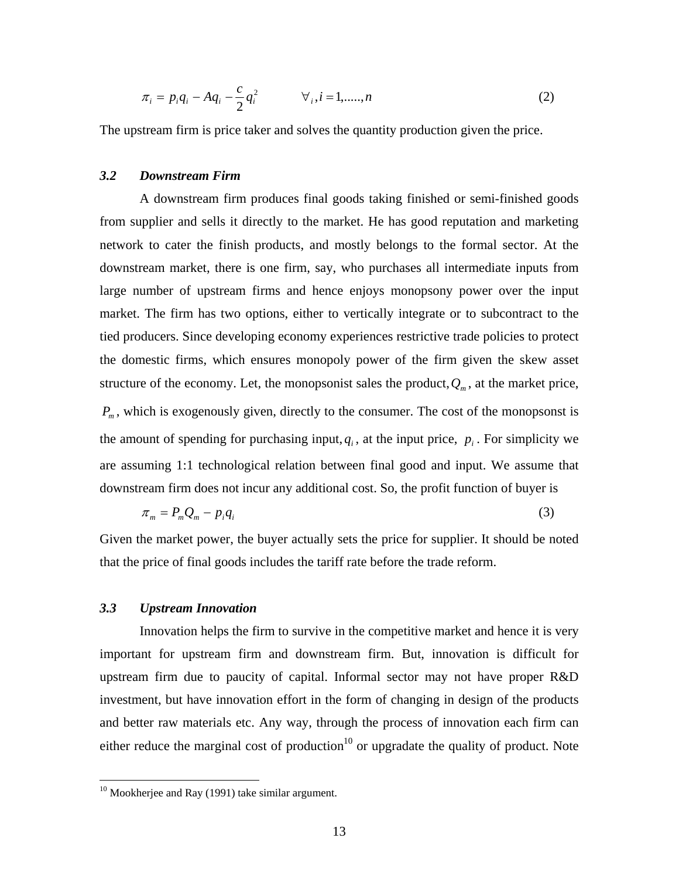$$\pi_i = p_i q_i - A q_i - \frac{c}{2} q_i^2 \qquad \forall_i, i = 1, \ldots, n \tag{2}$$

The upstream firm is price taker and solves the quantity production given the price.

### *3.2 Downstream Firm*

A downstream firm produces final goods taking finished or semi-finished goods from supplier and sells it directly to the market. He has good reputation and marketing network to cater the finish products, and mostly belongs to the formal sector. At the downstream market, there is one firm, say, who purchases all intermediate inputs from large number of upstream firms and hence enjoys monopsony power over the input market. The firm has two options, either to vertically integrate or to subcontract to the tied producers. Since developing economy experiences restrictive trade policies to protect the domestic firms, which ensures monopoly power of the firm given the skew asset structure of the economy. Let, the monopsonist sales the product, $Q_m$, at the market price, $P_m$, which is exogenously given, directly to the consumer. The cost of the monopsonst is the amount of spending for purchasing input, $q_i$, at the input price, $p_i$. For simplicity we are assuming 1:1 technological relation between final good and input. We assume that downstream firm does not incur any additional cost. So, the profit function of buyer is

$$\pi_m = P_m Q_m - p_i q_i \tag{3}$$

Given the market power, the buyer actually sets the price for supplier. It should be noted that the price of final goods includes the tariff rate before the trade reform.

### *3.3 Upstream Innovation*

Innovation helps the firm to survive in the competitive market and hence it is very important for upstream firm and downstream firm. But, innovation is difficult for upstream firm due to paucity of capital. Informal sector may not have proper R&D investment, but have innovation effort in the form of changing in design of the products and better raw materials etc. Any way, through the process of innovation each firm can either reduce the marginal cost of production[10] or upgradate the quality of product. Note

[10] Mookherjee and Ray (1991) take similar argument.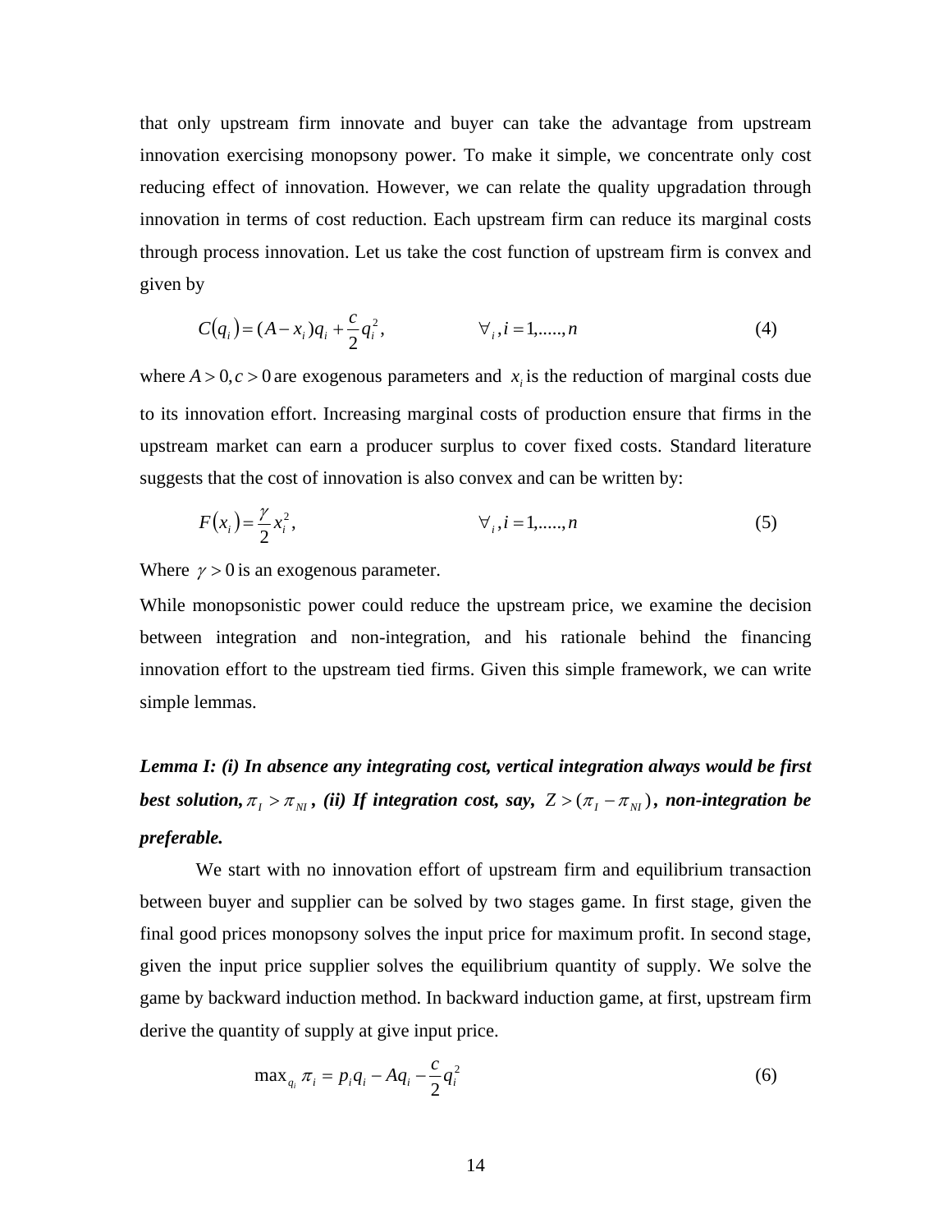that only upstream firm innovate and buyer can take the advantage from upstream innovation exercising monopsony power. To make it simple, we concentrate only cost reducing effect of innovation. However, we can relate the quality upgradation through innovation in terms of cost reduction. Each upstream firm can reduce its marginal costs through process innovation. Let us take the cost function of upstream firm is convex and given by

$$C(q_i) = (A - x_i)q_i + \frac{c}{2}q_i^2, \qquad \forall_i, i = 1,....., n \tag{4}$$

where $A > 0, c > 0$ are exogenous parameters and $x_i$ is the reduction of marginal costs due to its innovation effort. Increasing marginal costs of production ensure that firms in the upstream market can earn a producer surplus to cover fixed costs. Standard literature suggests that the cost of innovation is also convex and can be written by:

$$F(x_i) = \frac{\gamma}{2}x_i^2, \qquad \forall_i, i = 1,....., n \tag{5}$$

Where $\gamma > 0$ is an exogenous parameter.

While monopsonistic power could reduce the upstream price, we examine the decision between integration and non-integration, and his rationale behind the financing innovation effort to the upstream tied firms. Given this simple framework, we can write simple lemmas.

***Lemma I: (i) In absence any integrating cost, vertical integration always would be first best solution,*** $\pi_I > \pi_{NI}$ ***, (ii) If integration cost, say,*** $Z > (\pi_I - \pi_{NI})$***, non-integration be preferable.***

We start with no innovation effort of upstream firm and equilibrium transaction between buyer and supplier can be solved by two stages game. In first stage, given the final good prices monopsony solves the input price for maximum profit. In second stage, given the input price supplier solves the equilibrium quantity of supply. We solve the game by backward induction method. In backward induction game, at first, upstream firm derive the quantity of supply at give input price.

$$\max_{q_i} \pi_i = p_i q_i - Aq_i - \frac{c}{2}q_i^2 \tag{6}$$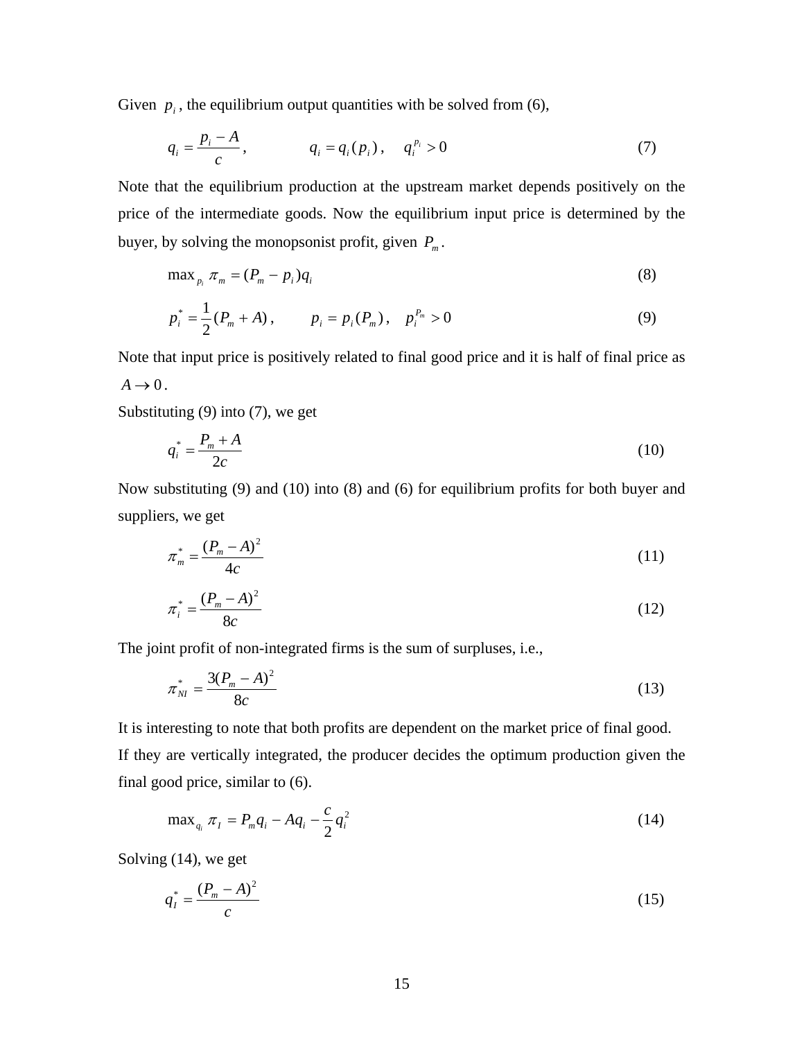Given $p_i$, the equilibrium output quantities with be solved from (6),

$$q_i = \frac{p_i - A}{c}, \qquad q_i = q_i(p_i), \quad q_i^{p_i} > 0 \tag{7}$$

Note that the equilibrium production at the upstream market depends positively on the price of the intermediate goods. Now the equilibrium input price is determined by the buyer, by solving the monopsonist profit, given $P_m$.

$$\max_{p_i} \pi_m = (P_m - p_i)q_i \tag{8}$$

$$p_i^* = \frac{1}{2}(P_m + A), \qquad p_i = p_i(P_m), \quad p_i^{P_m} > 0 \tag{9}$$

Note that input price is positively related to final good price and it is half of final price as $A \to 0$.

Substituting (9) into (7), we get

$$q_i^* = \frac{P_m + A}{2c} \tag{10}$$

Now substituting (9) and (10) into (8) and (6) for equilibrium profits for both buyer and suppliers, we get

$$\pi_m^* = \frac{(P_m - A)^2}{4c} \tag{11}$$

$$\pi_i^* = \frac{(P_m - A)^2}{8c} \tag{12}$$

The joint profit of non-integrated firms is the sum of surpluses, i.e.,

$$\pi_{NI}^* = \frac{3(P_m - A)^2}{8c} \tag{13}$$

It is interesting to note that both profits are dependent on the market price of final good.

If they are vertically integrated, the producer decides the optimum production given the final good price, similar to (6).

$$\max_{q_i} \pi_I = P_m q_i - A q_i - \frac{c}{2} q_i^2 \tag{14}$$

Solving (14), we get

$$q_I^* = \frac{(P_m - A)^2}{c} \tag{15}$$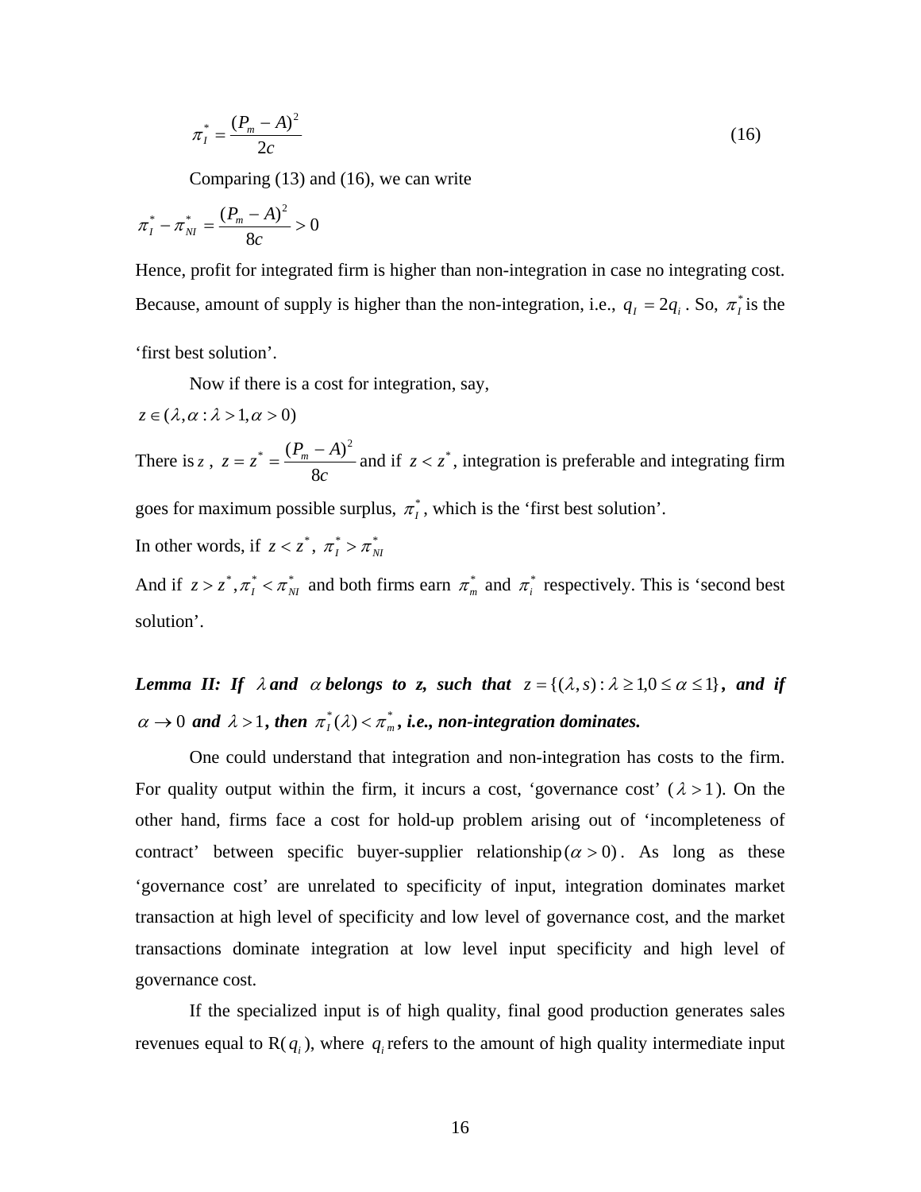$$\pi_I^* = \frac{(P_m - A)^2}{2c} \tag{16}$$

Comparing (13) and (16), we can write

$$\pi_I^* - \pi_{NI}^* = \frac{(P_m - A)^2}{8c} > 0$$

Hence, profit for integrated firm is higher than non-integration in case no integrating cost. Because, amount of supply is higher than the non-integration, i.e., $q_I = 2q_i$. So, $\pi_I^*$ is the 'first best solution'.

Now if there is a cost for integration, say,

$z \in (\lambda, \alpha : \lambda > 1, \alpha > 0)$

There is $z$, $z = z^* = \dfrac{(P_m - A)^2}{8c}$ and if $z < z^*$, integration is preferable and integrating firm goes for maximum possible surplus, $\pi_I^*$, which is the 'first best solution'.

In other words, if $z < z^*$, $\pi_I^* > \pi_{NI}^*$

And if $z > z^*, \pi_I^* < \pi_{NI}^*$ and both firms earn $\pi_m^*$ and $\pi_i^*$ respectively. This is 'second best solution'.

***Lemma II: If $\lambda$ and $\alpha$ belongs to z, such that $z = \{(\lambda, s) : \lambda \geq 1, 0 \leq \alpha \leq 1\}$, and if $\alpha \to 0$ and $\lambda > 1$, then $\pi_I^*(\lambda) < \pi_m^*$, i.e., non-integration dominates.***

One could understand that integration and non-integration has costs to the firm. For quality output within the firm, it incurs a cost, 'governance cost' ($\lambda > 1$). On the other hand, firms face a cost for hold-up problem arising out of 'incompleteness of contract' between specific buyer-supplier relationship $(\alpha > 0)$. As long as these 'governance cost' are unrelated to specificity of input, integration dominates market transaction at high level of specificity and low level of governance cost, and the market transactions dominate integration at low level input specificity and high level of governance cost.

If the specialized input is of high quality, final good production generates sales revenues equal to R($q_i$), where $q_i$ refers to the amount of high quality intermediate input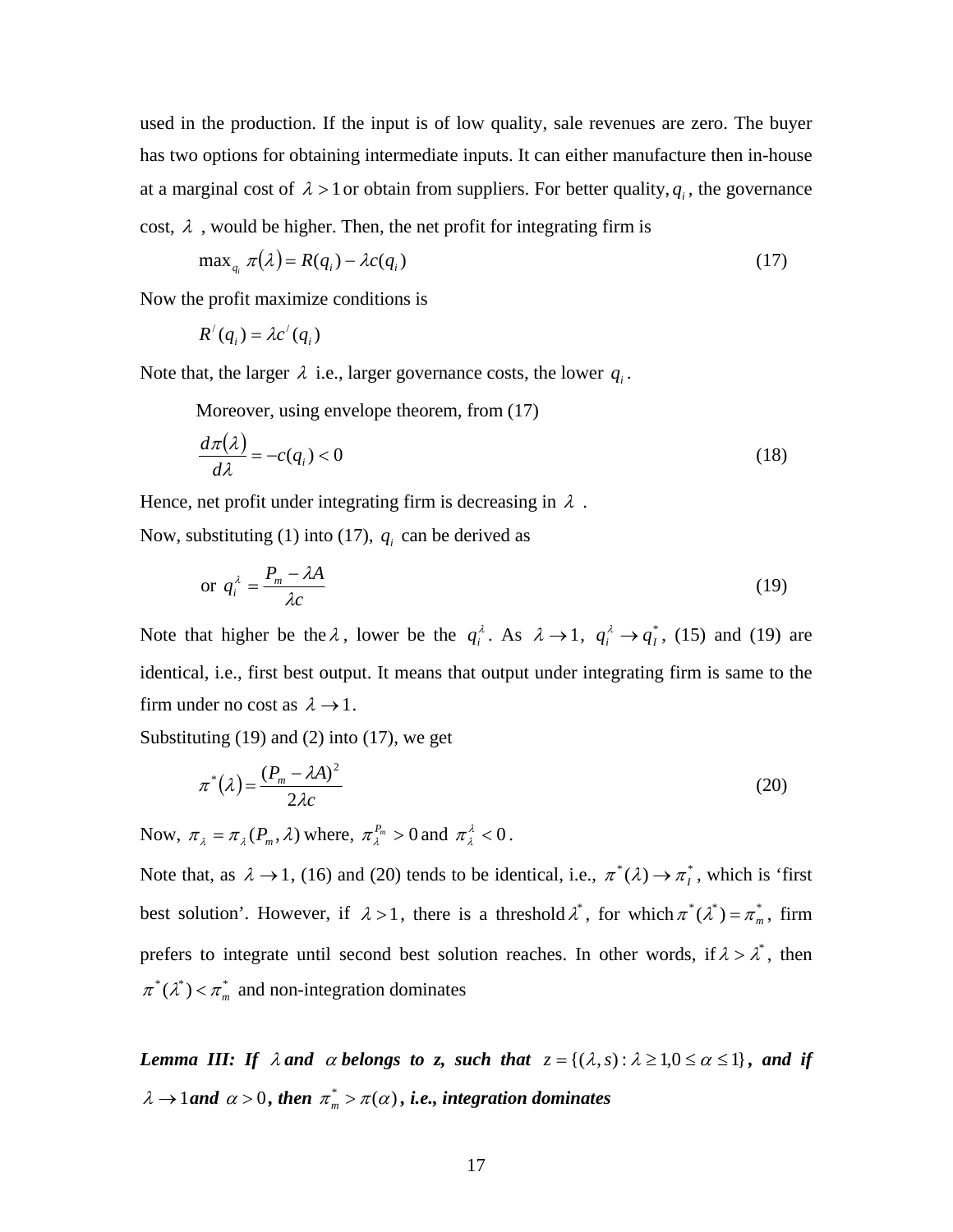used in the production. If the input is of low quality, sale revenues are zero. The buyer has two options for obtaining intermediate inputs. It can either manufacture then in-house at a marginal cost of $\lambda > 1$ or obtain from suppliers. For better quality, $q_i$, the governance cost, $\lambda$ , would be higher. Then, the net profit for integrating firm is

$$\max_{q_i} \pi(\lambda) = R(q_i) - \lambda c(q_i) \tag{17}$$

Now the profit maximize conditions is

$$R^/(q_i) = \lambda c^/(q_i)$$

Note that, the larger $\lambda$ i.e., larger governance costs, the lower $q_i$.

Moreover, using envelope theorem, from (17)

$$\frac{d\pi(\lambda)}{d\lambda} = -c(q_i) < 0 \tag{18}$$

Hence, net profit under integrating firm is decreasing in $\lambda$ .

Now, substituting (1) into (17), $q_i$ can be derived as

$$\text{or } q_i^\lambda = \frac{P_m - \lambda A}{\lambda c} \tag{19}$$

Note that higher be the $\lambda$, lower be the $q_i^\lambda$. As $\lambda \to 1$, $q_i^\lambda \to q_I^*$, (15) and (19) are identical, i.e., first best output. It means that output under integrating firm is same to the firm under no cost as $\lambda \to 1$.

Substituting (19) and (2) into (17), we get

$$\pi^*(\lambda) = \frac{(P_m - \lambda A)^2}{2\lambda c} \tag{20}$$

Now, $\pi_\lambda = \pi_\lambda(P_m, \lambda)$ where, $\pi_\lambda^{P_m} > 0$ and $\pi_\lambda^\lambda < 0$.

Note that, as $\lambda \to 1$, (16) and (20) tends to be identical, i.e., $\pi^*(\lambda) \to \pi_I^*$, which is 'first best solution'. However, if $\lambda > 1$, there is a threshold $\lambda^*$, for which $\pi^*(\lambda^*) = \pi_m^*$, firm prefers to integrate until second best solution reaches. In other words, if $\lambda > \lambda^*$, then $\pi^*(\lambda^*) < \pi_m^*$ and non-integration dominates

***Lemma III: If*** $\lambda$ ***and*** $\alpha$ ***belongs to z, such that*** $z = \{(\lambda, s) : \lambda \geq 1, 0 \leq \alpha \leq 1\}$***, and if*** $\lambda \to 1$ ***and*** $\alpha > 0$***, then*** $\pi_m^* > \pi(\alpha)$***, i.e., integration dominates***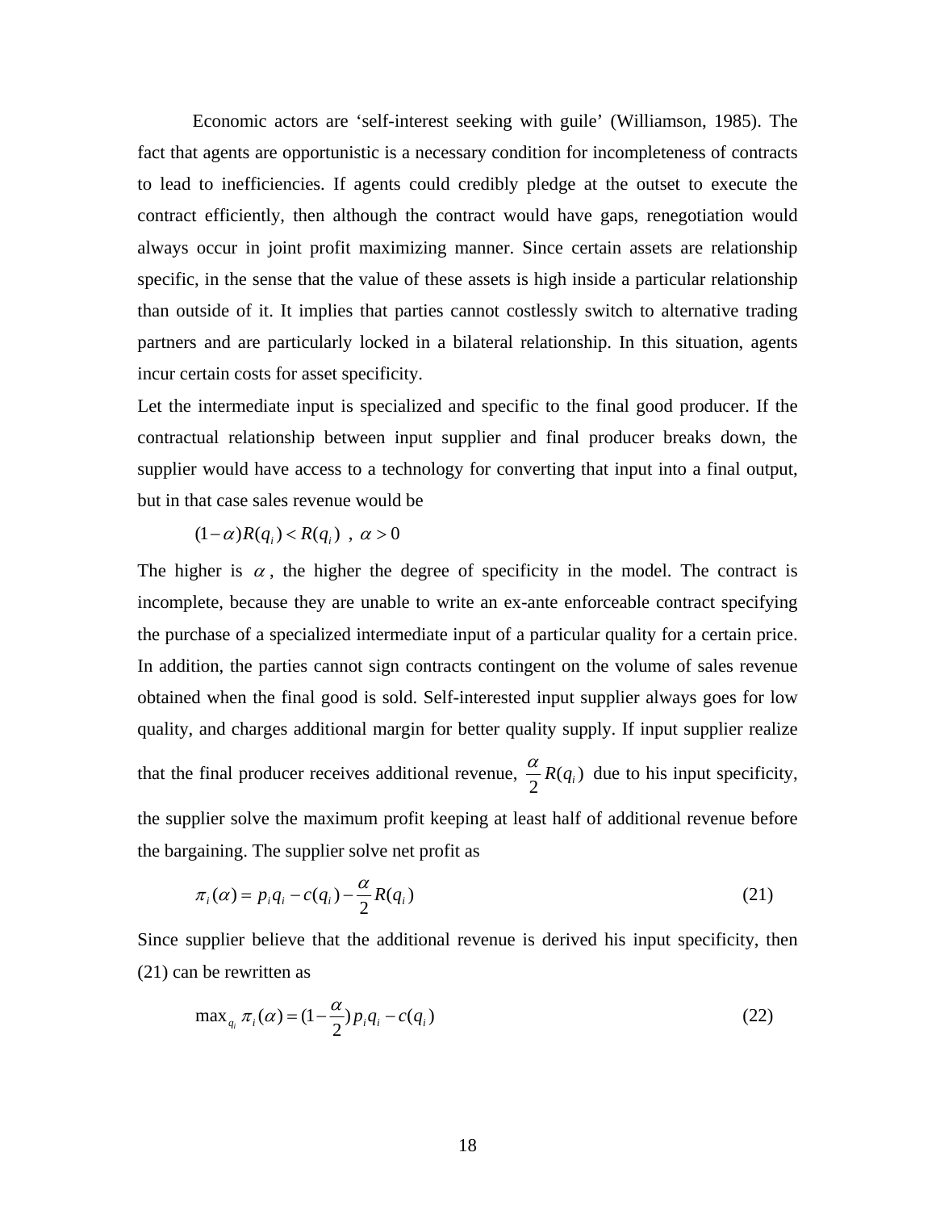Economic actors are 'self-interest seeking with guile' (Williamson, 1985). The fact that agents are opportunistic is a necessary condition for incompleteness of contracts to lead to inefficiencies. If agents could credibly pledge at the outset to execute the contract efficiently, then although the contract would have gaps, renegotiation would always occur in joint profit maximizing manner. Since certain assets are relationship specific, in the sense that the value of these assets is high inside a particular relationship than outside of it. It implies that parties cannot costlessly switch to alternative trading partners and are particularly locked in a bilateral relationship. In this situation, agents incur certain costs for asset specificity.

Let the intermediate input is specialized and specific to the final good producer. If the contractual relationship between input supplier and final producer breaks down, the supplier would have access to a technology for converting that input into a final output, but in that case sales revenue would be

$$(1-\alpha)R(q_i) < R(q_i) \ , \ \alpha > 0$$

The higher is $\alpha$, the higher the degree of specificity in the model. The contract is incomplete, because they are unable to write an ex-ante enforceable contract specifying the purchase of a specialized intermediate input of a particular quality for a certain price. In addition, the parties cannot sign contracts contingent on the volume of sales revenue obtained when the final good is sold. Self-interested input supplier always goes for low quality, and charges additional margin for better quality supply. If input supplier realize that the final producer receives additional revenue, $\frac{\alpha}{2}R(q_i)$ due to his input specificity, the supplier solve the maximum profit keeping at least half of additional revenue before the bargaining. The supplier solve net profit as

$$\pi_i(\alpha) = p_i q_i - c(q_i) - \frac{\alpha}{2}R(q_i) \tag{21}$$

Since supplier believe that the additional revenue is derived his input specificity, then (21) can be rewritten as

$$\max_{q_i} \pi_i(\alpha) = (1-\frac{\alpha}{2})p_i q_i - c(q_i) \tag{22}$$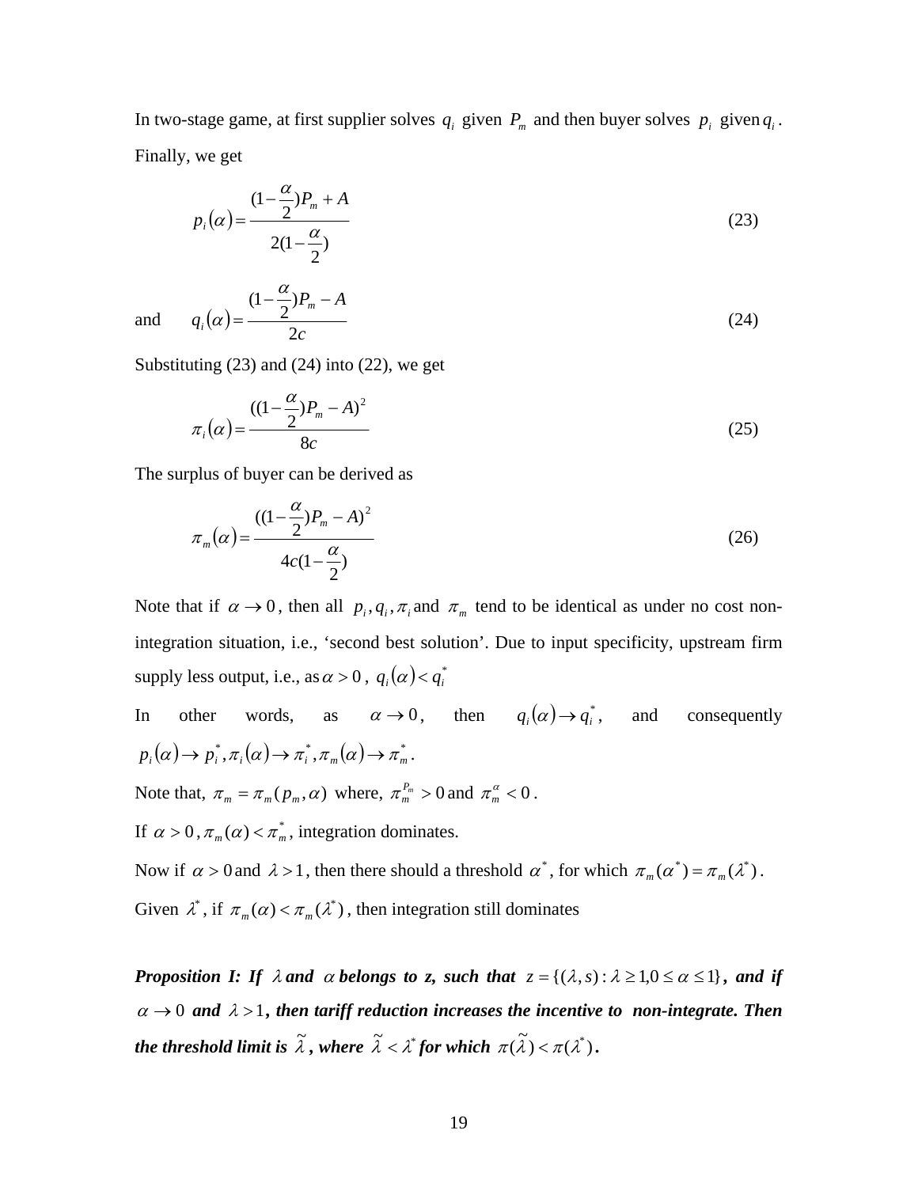In two-stage game, at first supplier solves $q_i$ given $P_m$ and then buyer solves $p_i$ given $q_i$. Finally, we get

$$p_i(\alpha) = \frac{(1-\frac{\alpha}{2})P_m + A}{2(1-\frac{\alpha}{2})} \tag{23}$$

and $$q_i(\alpha) = \frac{(1-\frac{\alpha}{2})P_m - A}{2c} \tag{24}$$

Substituting (23) and (24) into (22), we get

$$\pi_i(\alpha) = \frac{((1-\frac{\alpha}{2})P_m - A)^2}{8c} \tag{25}$$

The surplus of buyer can be derived as

$$\pi_m(\alpha) = \frac{((1-\frac{\alpha}{2})P_m - A)^2}{4c(1-\frac{\alpha}{2})} \tag{26}$$

Note that if $\alpha \to 0$, then all $p_i, q_i, \pi_i$ and $\pi_m$ tend to be identical as under no cost non-integration situation, i.e., 'second best solution'. Due to input specificity, upstream firm supply less output, i.e., as $\alpha > 0$, $q_i(\alpha) < q_i^*$

In other words, as $\alpha \to 0$, then $q_i(\alpha) \to q_i^*$, and consequently $p_i(\alpha) \to p_i^*, \pi_i(\alpha) \to \pi_i^*, \pi_m(\alpha) \to \pi_m^*$.

Note that, $\pi_m = \pi_m(p_m, \alpha)$ where, $\pi_m^{P_m} > 0$ and $\pi_m^{\alpha} < 0$.

If $\alpha > 0$, $\pi_m(\alpha) < \pi_m^*$, integration dominates.

Now if $\alpha > 0$ and $\lambda > 1$, then there should a threshold $\alpha^*$, for which $\pi_m(\alpha^*) = \pi_m(\lambda^*)$.

Given $\lambda^*$, if $\pi_m(\alpha) < \pi_m(\lambda^*)$, then integration still dominates

***Proposition I: If $\lambda$ and $\alpha$ belongs to z, such that $z = \{(\lambda, s) : \lambda \geq 1, 0 \leq \alpha \leq 1\}$, and if $\alpha \to 0$ and $\lambda > 1$, then tariff reduction increases the incentive to non-integrate. Then the threshold limit is $\tilde{\lambda}$, where $\tilde{\lambda} < \lambda^*$ for which $\pi(\tilde{\lambda}) < \pi(\lambda^*)$.***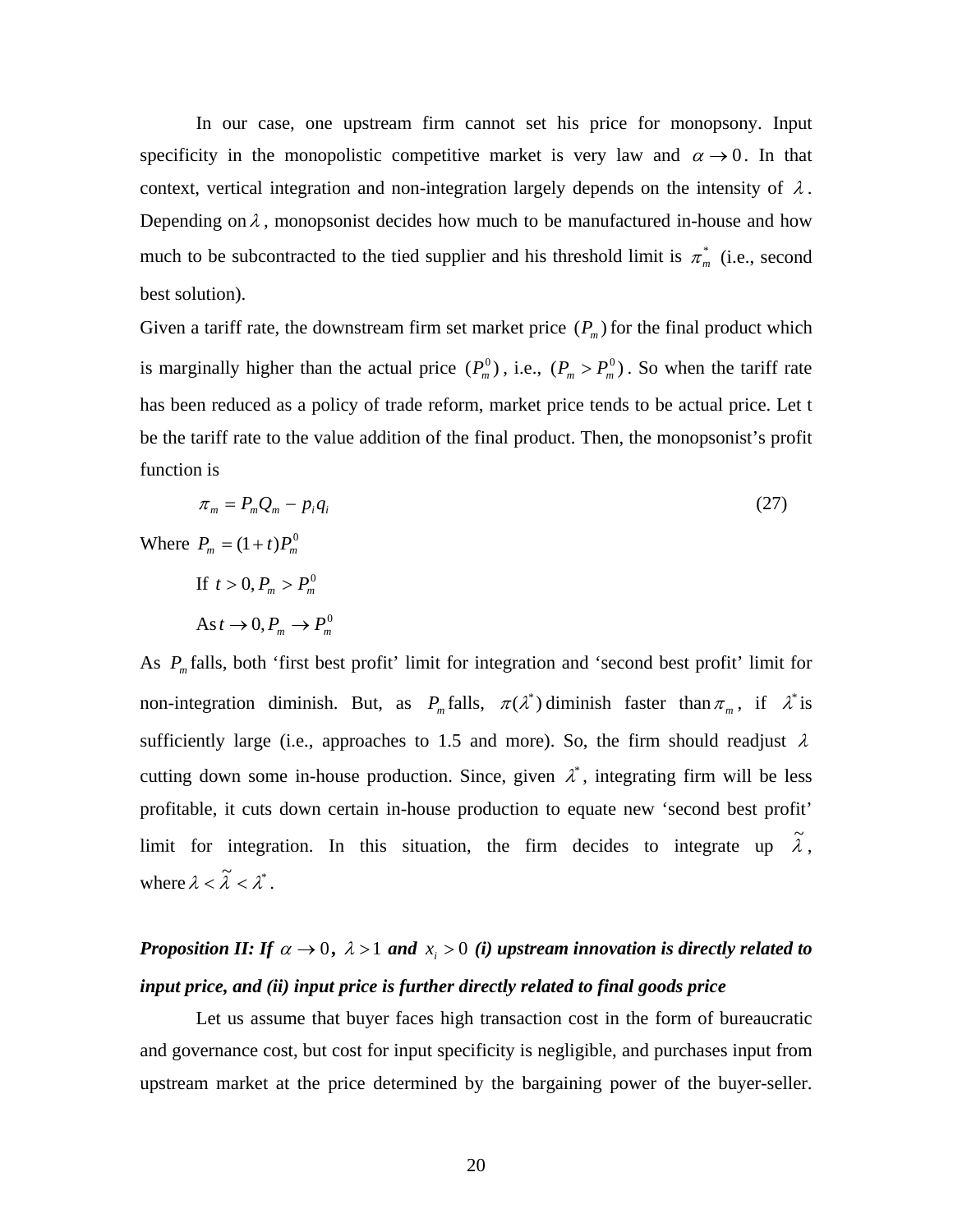In our case, one upstream firm cannot set his price for monopsony. Input specificity in the monopolistic competitive market is very law and $\alpha \to 0$. In that context, vertical integration and non-integration largely depends on the intensity of $\lambda$. Depending on $\lambda$, monopsonist decides how much to be manufactured in-house and how much to be subcontracted to the tied supplier and his threshold limit is $\pi_m^*$ (i.e., second best solution).

Given a tariff rate, the downstream firm set market price $(P_m)$ for the final product which is marginally higher than the actual price $(P_m^0)$, i.e., $(P_m > P_m^0)$. So when the tariff rate has been reduced as a policy of trade reform, market price tends to be actual price. Let t be the tariff rate to the value addition of the final product. Then, the monopsonist's profit function is

$$\pi_m = P_m Q_m - p_i q_i \tag{27}$$

Where $P_m = (1+t)P_m^0$

If $t > 0, P_m > P_m^0$

As $t \to 0, P_m \to P_m^0$

As $P_m$ falls, both 'first best profit' limit for integration and 'second best profit' limit for non-integration diminish. But, as $P_m$ falls, $\pi(\lambda^*)$ diminish faster than $\pi_m$, if $\lambda^*$ is sufficiently large (i.e., approaches to 1.5 and more). So, the firm should readjust $\lambda$ cutting down some in-house production. Since, given $\lambda^*$, integrating firm will be less profitable, it cuts down certain in-house production to equate new 'second best profit' limit for integration. In this situation, the firm decides to integrate up $\tilde{\lambda}$, where $\lambda < \tilde{\lambda} < \lambda^*$.

***Proposition II: If $\alpha \to 0$, $\lambda > 1$ and $x_i > 0$ (i) upstream innovation is directly related to input price, and (ii) input price is further directly related to final goods price***

Let us assume that buyer faces high transaction cost in the form of bureaucratic and governance cost, but cost for input specificity is negligible, and purchases input from upstream market at the price determined by the bargaining power of the buyer-seller.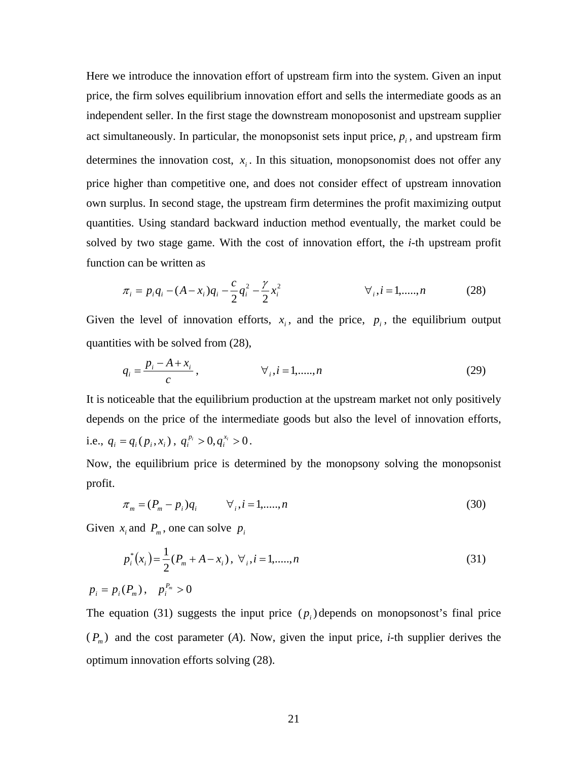Here we introduce the innovation effort of upstream firm into the system. Given an input price, the firm solves equilibrium innovation effort and sells the intermediate goods as an independent seller. In the first stage the downstream monoposonist and upstream supplier act simultaneously. In particular, the monopsonist sets input price, $p_i$, and upstream firm determines the innovation cost, $x_i$. In this situation, monopsonomist does not offer any price higher than competitive one, and does not consider effect of upstream innovation own surplus. In second stage, the upstream firm determines the profit maximizing output quantities. Using standard backward induction method eventually, the market could be solved by two stage game. With the cost of innovation effort, the *i*-th upstream profit function can be written as

$$\pi_i = p_i q_i - (A - x_i) q_i - \frac{c}{2} q_i^2 - \frac{\gamma}{2} x_i^2 \qquad \forall_i, i = 1,....., n \tag{28}$$

Given the level of innovation efforts, $x_i$, and the price, $p_i$, the equilibrium output quantities with be solved from (28),

$$q_i = \frac{p_i - A + x_i}{c}, \qquad \forall_i, i = 1,....., n \tag{29}$$

It is noticeable that the equilibrium production at the upstream market not only positively depends on the price of the intermediate goods but also the level of innovation efforts, i.e., $q_i = q_i(p_i, x_i)$, $q_i^{p_i} > 0, q_i^{x_i} > 0$.

Now, the equilibrium price is determined by the monopsony solving the monopsonist profit.

$$\pi_m = (P_m - p_i) q_i \qquad \forall_i, i = 1,....., n \tag{30}$$

Given $x_i$ and $P_m$, one can solve $p_i$

$$p_i^*(x_i) = \frac{1}{2}(P_m + A - x_i), \ \forall_i, i = 1,....., n \tag{31}$$

$p_i = p_i(P_m)$, $\quad p_i^{P_m} > 0$

The equation (31) suggests the input price $(p_i)$ depends on monopsonost's final price $(P_m)$ and the cost parameter (*A*). Now, given the input price, *i*-th supplier derives the optimum innovation efforts solving (28).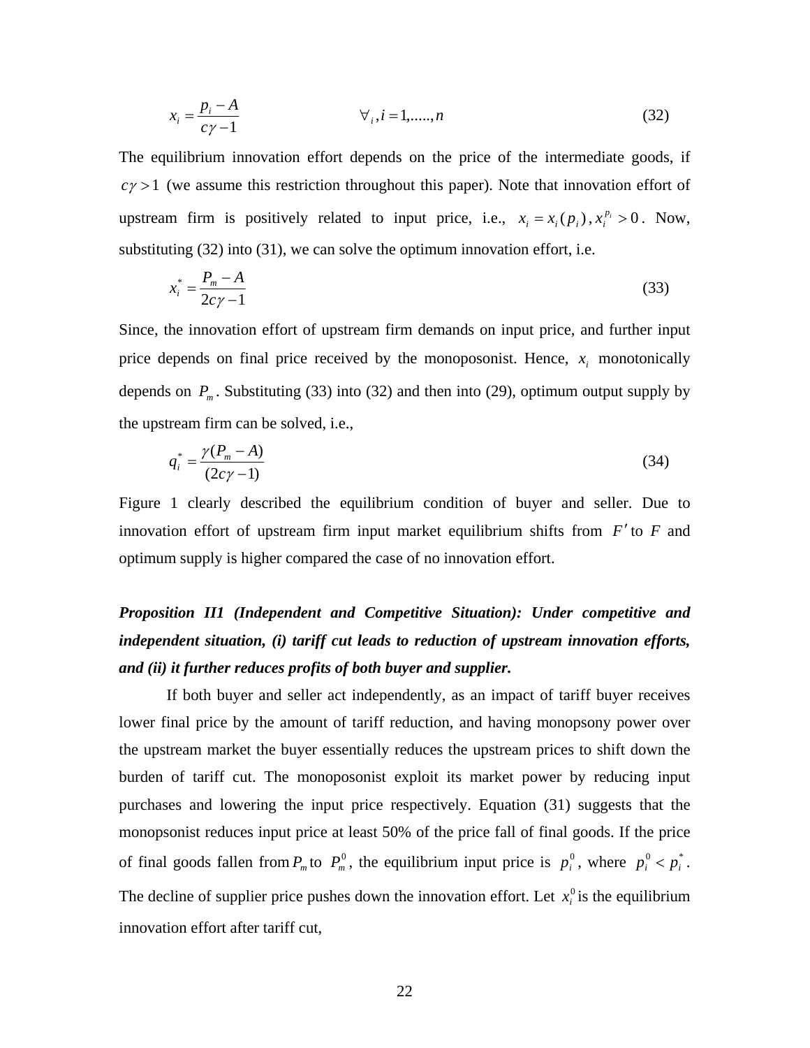$$x_i = \frac{p_i - A}{c\gamma - 1} \qquad \forall_i, i = 1, \ldots, n \tag{32}$$

The equilibrium innovation effort depends on the price of the intermediate goods, if $c\gamma > 1$ (we assume this restriction throughout this paper). Note that innovation effort of upstream firm is positively related to input price, i.e., $x_i = x_i(p_i), x_i^{p_i} > 0$. Now, substituting (32) into (31), we can solve the optimum innovation effort, i.e.

$$x_i^* = \frac{P_m - A}{2c\gamma - 1} \tag{33}$$

Since, the innovation effort of upstream firm demands on input price, and further input price depends on final price received by the monoposonist. Hence, $x_i$ monotonically depends on $P_m$. Substituting (33) into (32) and then into (29), optimum output supply by the upstream firm can be solved, i.e.,

$$q_i^* = \frac{\gamma(P_m - A)}{(2c\gamma - 1)} \tag{34}$$

Figure 1 clearly described the equilibrium condition of buyer and seller. Due to innovation effort of upstream firm input market equilibrium shifts from $F'$ to $F$ and optimum supply is higher compared the case of no innovation effort.

***Proposition II1 (Independent and Competitive Situation): Under competitive and independent situation, (i) tariff cut leads to reduction of upstream innovation efforts, and (ii) it further reduces profits of both buyer and supplier.***

If both buyer and seller act independently, as an impact of tariff buyer receives lower final price by the amount of tariff reduction, and having monopsony power over the upstream market the buyer essentially reduces the upstream prices to shift down the burden of tariff cut. The monoposonist exploit its market power by reducing input purchases and lowering the input price respectively. Equation (31) suggests that the monopsonist reduces input price at least 50% of the price fall of final goods. If the price of final goods fallen from $P_m$ to $P_m^0$, the equilibrium input price is $p_i^0$, where $p_i^0 < p_i^*$. The decline of supplier price pushes down the innovation effort. Let $x_i^0$ is the equilibrium innovation effort after tariff cut,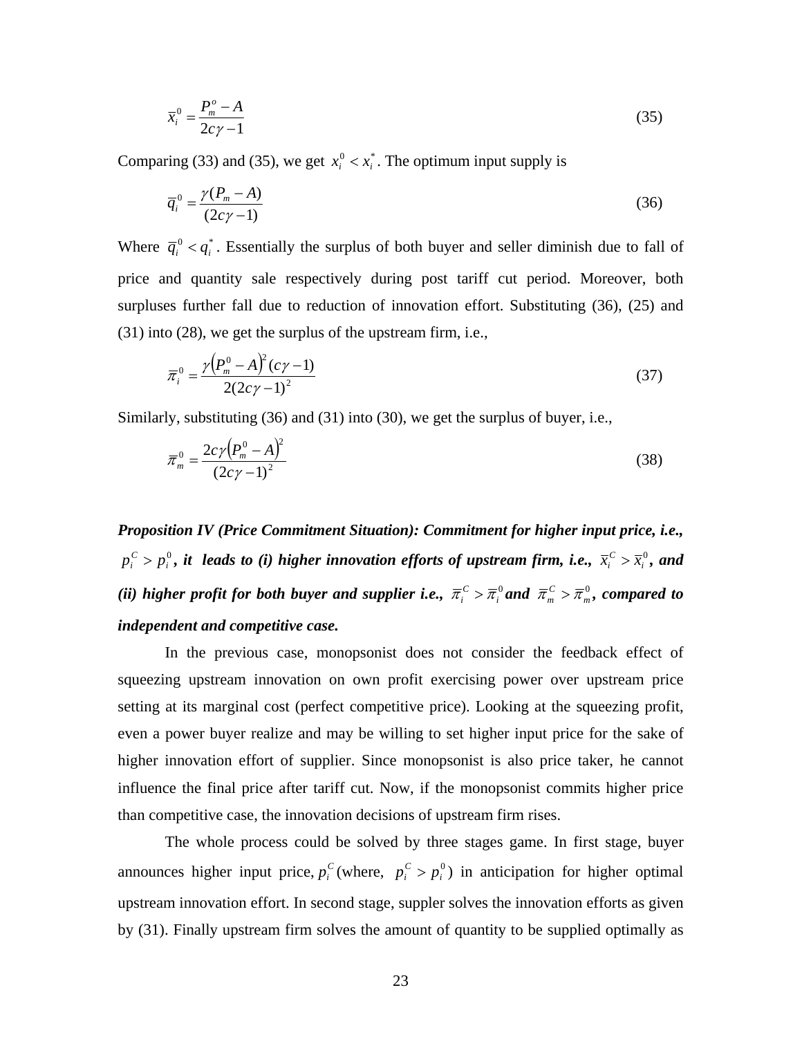$$\overline{x}_i^0 = \frac{P_m^o - A}{2c\gamma - 1} \tag{35}$$

Comparing (33) and (35), we get $x_i^0 < x_i^*$. The optimum input supply is

$$\overline{q}_i^0 = \frac{\gamma(P_m - A)}{(2c\gamma - 1)} \tag{36}$$

Where $\overline{q}_i^0 < q_i^*$. Essentially the surplus of both buyer and seller diminish due to fall of price and quantity sale respectively during post tariff cut period. Moreover, both surpluses further fall due to reduction of innovation effort. Substituting (36), (25) and (31) into (28), we get the surplus of the upstream firm, i.e.,

$$\overline{\pi}_i^0 = \frac{\gamma\left(P_m^0 - A\right)^2 (c\gamma - 1)}{2(2c\gamma - 1)^2} \tag{37}$$

Similarly, substituting (36) and (31) into (30), we get the surplus of buyer, i.e.,

$$\overline{\pi}_m^0 = \frac{2c\gamma\left(P_m^0 - A\right)^2}{(2c\gamma - 1)^2} \tag{38}$$

***Proposition IV (Price Commitment Situation): Commitment for higher input price, i.e., $p_i^C > p_i^0$, it leads to (i) higher innovation efforts of upstream firm, i.e., $\overline{x}_i^C > \overline{x}_i^0$, and (ii) higher profit for both buyer and supplier i.e., $\overline{\pi}_i^C > \overline{\pi}_i^0$ and $\overline{\pi}_m^C > \overline{\pi}_m^0$, compared to independent and competitive case.***

In the previous case, monopsonist does not consider the feedback effect of squeezing upstream innovation on own profit exercising power over upstream price setting at its marginal cost (perfect competitive price). Looking at the squeezing profit, even a power buyer realize and may be willing to set higher input price for the sake of higher innovation effort of supplier. Since monopsonist is also price taker, he cannot influence the final price after tariff cut. Now, if the monopsonist commits higher price than competitive case, the innovation decisions of upstream firm rises.

The whole process could be solved by three stages game. In first stage, buyer announces higher input price, $p_i^C$ (where, $p_i^C > p_i^0$) in anticipation for higher optimal upstream innovation effort. In second stage, suppler solves the innovation efforts as given by (31). Finally upstream firm solves the amount of quantity to be supplied optimally as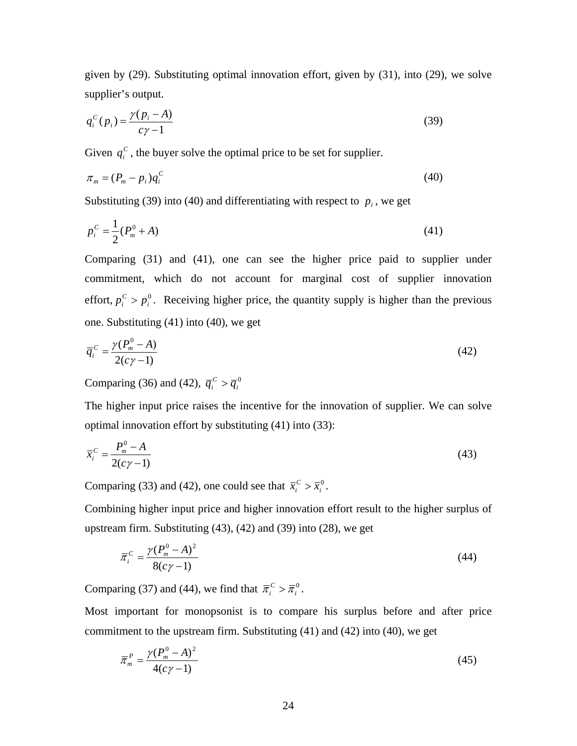given by (29). Substituting optimal innovation effort, given by (31), into (29), we solve supplier's output.

$$q_i^C(p_i) = \frac{\gamma(p_i - A)}{c\gamma - 1} \tag{39}$$

Given $q_i^C$, the buyer solve the optimal price to be set for supplier.

$$\pi_m = (P_m - p_i)q_i^C \tag{40}$$

Substituting (39) into (40) and differentiating with respect to $p_i$, we get

$$p_i^C = \frac{1}{2}(P_m^0 + A) \tag{41}$$

Comparing (31) and (41), one can see the higher price paid to supplier under commitment, which do not account for marginal cost of supplier innovation effort, $p_i^C > p_i^0$. Receiving higher price, the quantity supply is higher than the previous one. Substituting (41) into (40), we get

$$\overline{q}_i^C = \frac{\gamma(P_m^0 - A)}{2(c\gamma - 1)} \tag{42}$$

Comparing (36) and (42), $\overline{q}_i^C > \overline{q}_i^0$

The higher input price raises the incentive for the innovation of supplier. We can solve optimal innovation effort by substituting (41) into (33):

$$\overline{x}_i^C = \frac{P_m^0 - A}{2(c\gamma - 1)} \tag{43}$$

Comparing (33) and (42), one could see that $\overline{x}_i^C > \overline{x}_i^0$.

Combining higher input price and higher innovation effort result to the higher surplus of upstream firm. Substituting (43), (42) and (39) into (28), we get

$$\overline{\pi}_i^C = \frac{\gamma(P_m^0 - A)^2}{8(c\gamma - 1)} \tag{44}$$

Comparing (37) and (44), we find that $\overline{\pi}_i^C > \overline{\pi}_i^0$.

Most important for monopsonist is to compare his surplus before and after price commitment to the upstream firm. Substituting (41) and (42) into (40), we get

$$\overline{\pi}_m^P = \frac{\gamma(P_m^0 - A)^2}{4(c\gamma - 1)} \tag{45}$$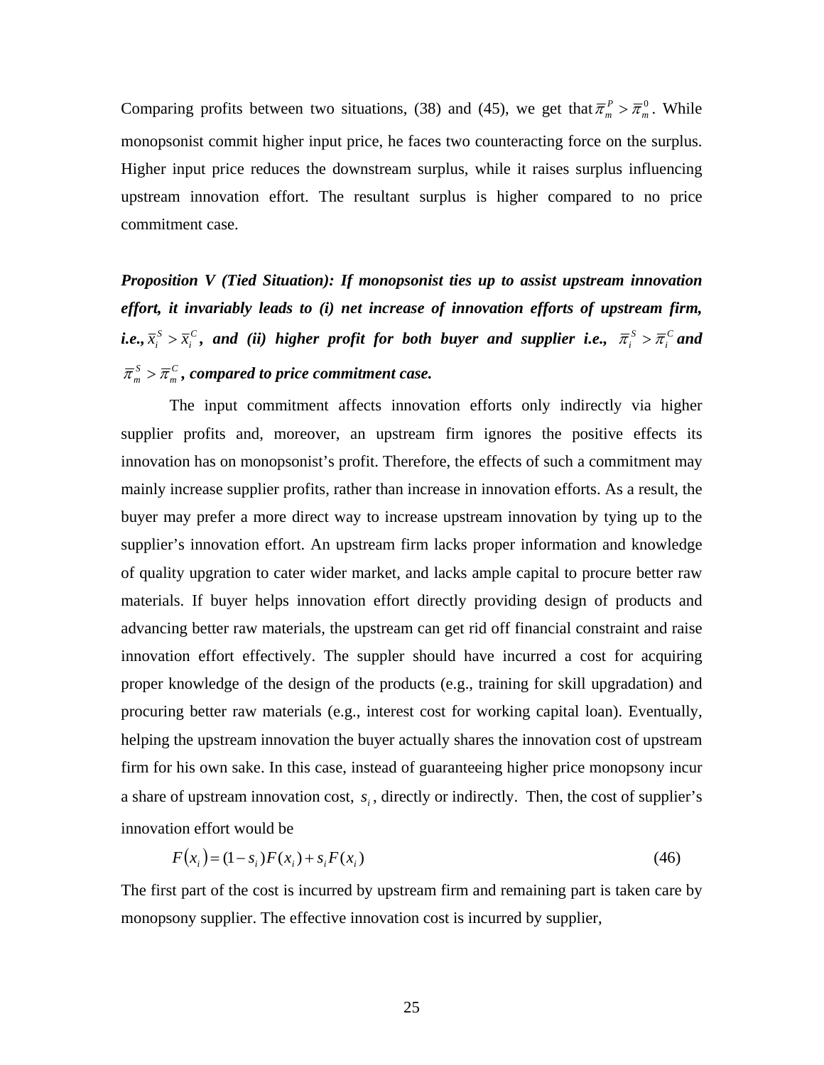Comparing profits between two situations, (38) and (45), we get that $\overline{\pi}_m^P > \overline{\pi}_m^0$. While monopsonist commit higher input price, he faces two counteracting force on the surplus. Higher input price reduces the downstream surplus, while it raises surplus influencing upstream innovation effort. The resultant surplus is higher compared to no price commitment case.

***Proposition V (Tied Situation): If monopsonist ties up to assist upstream innovation effort, it invariably leads to (i) net increase of innovation efforts of upstream firm, i.e.,*** $\overline{x}_i^S > \overline{x}_i^C$***, and (ii) higher profit for both buyer and supplier i.e.,*** $\overline{\pi}_i^S > \overline{\pi}_i^C$ ***and*** $\overline{\pi}_m^S > \overline{\pi}_m^C$***, compared to price commitment case.***

The input commitment affects innovation efforts only indirectly via higher supplier profits and, moreover, an upstream firm ignores the positive effects its innovation has on monopsonist's profit. Therefore, the effects of such a commitment may mainly increase supplier profits, rather than increase in innovation efforts. As a result, the buyer may prefer a more direct way to increase upstream innovation by tying up to the supplier's innovation effort. An upstream firm lacks proper information and knowledge of quality upgration to cater wider market, and lacks ample capital to procure better raw materials. If buyer helps innovation effort directly providing design of products and advancing better raw materials, the upstream can get rid off financial constraint and raise innovation effort effectively. The suppler should have incurred a cost for acquiring proper knowledge of the design of the products (e.g., training for skill upgradation) and procuring better raw materials (e.g., interest cost for working capital loan). Eventually, helping the upstream innovation the buyer actually shares the innovation cost of upstream firm for his own sake. In this case, instead of guaranteeing higher price monopsony incur a share of upstream innovation cost, $s_i$, directly or indirectly. Then, the cost of supplier's innovation effort would be

$$F(x_i) = (1 - s_i)F(x_i) + s_i F(x_i) \tag{46}$$

The first part of the cost is incurred by upstream firm and remaining part is taken care by monopsony supplier. The effective innovation cost is incurred by supplier,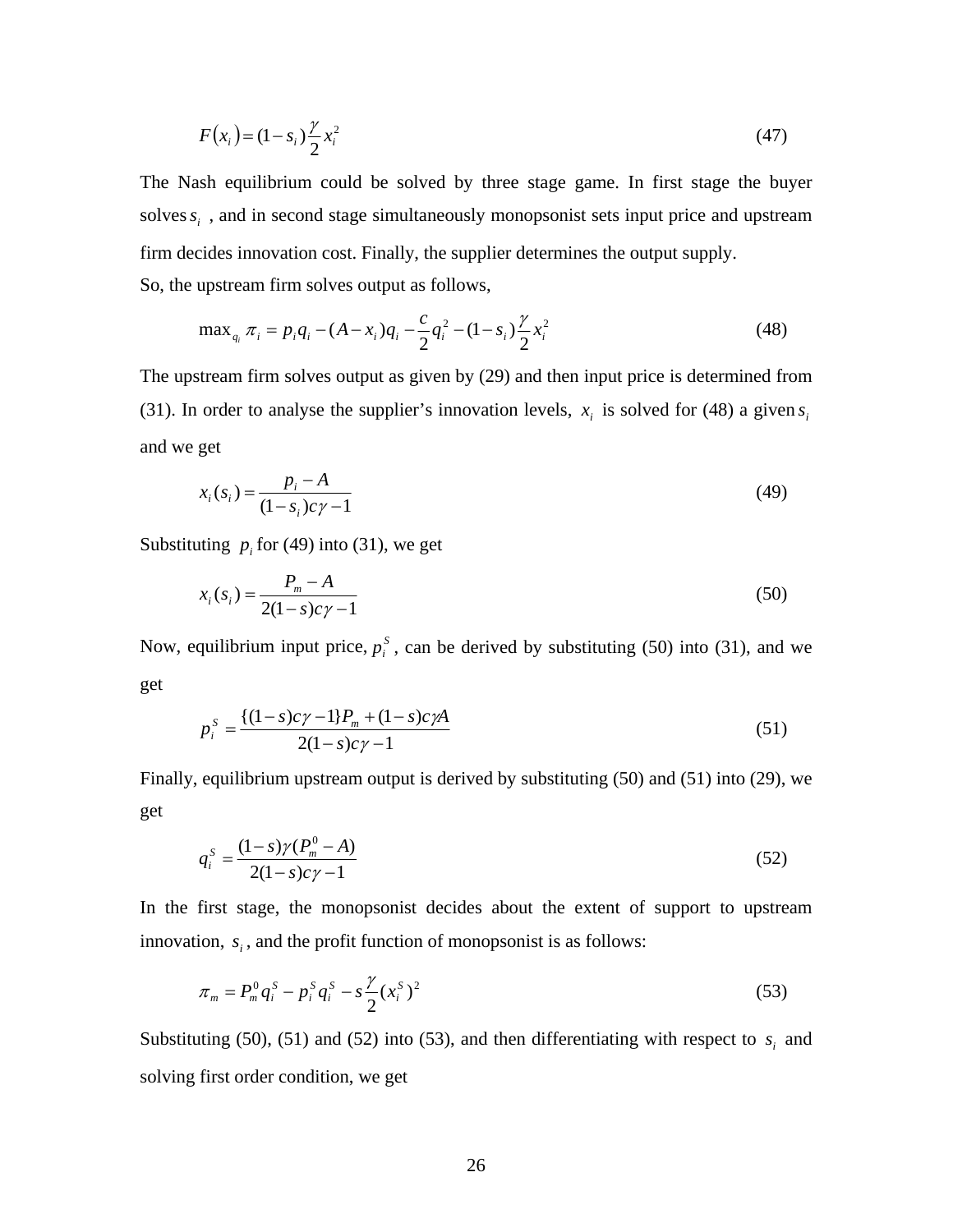$$F(x_i) = (1 - s_i)\frac{\gamma}{2}x_i^2 \tag{47}$$

The Nash equilibrium could be solved by three stage game. In first stage the buyer solves $s_i$ , and in second stage simultaneously monopsonist sets input price and upstream firm decides innovation cost. Finally, the supplier determines the output supply.

So, the upstream firm solves output as follows,

$$\max_{q_i} \pi_i = p_i q_i - (A - x_i)q_i - \frac{c}{2}q_i^2 - (1 - s_i)\frac{\gamma}{2}x_i^2 \tag{48}$$

The upstream firm solves output as given by (29) and then input price is determined from (31). In order to analyse the supplier's innovation levels, $x_i$ is solved for (48) a given $s_i$ and we get

$$x_i(s_i) = \frac{p_i - A}{(1 - s_i)c\gamma - 1} \tag{49}$$

Substituting $p_i$ for (49) into (31), we get

$$x_i(s_i) = \frac{P_m - A}{2(1 - s)c\gamma - 1} \tag{50}$$

Now, equilibrium input price, $p_i^S$ , can be derived by substituting (50) into (31), and we get

$$p_i^S = \frac{\{(1 - s)c\gamma - 1\}P_m + (1 - s)c\gamma A}{2(1 - s)c\gamma - 1} \tag{51}$$

Finally, equilibrium upstream output is derived by substituting (50) and (51) into (29), we get

$$q_i^S = \frac{(1 - s)\gamma(P_m^0 - A)}{2(1 - s)c\gamma - 1} \tag{52}$$

In the first stage, the monopsonist decides about the extent of support to upstream innovation, $s_i$ , and the profit function of monopsonist is as follows:

$$\pi_m = P_m^0 q_i^S - p_i^S q_i^S - s\frac{\gamma}{2}(x_i^S)^2 \tag{53}$$

Substituting (50), (51) and (52) into (53), and then differentiating with respect to $s_i$ and solving first order condition, we get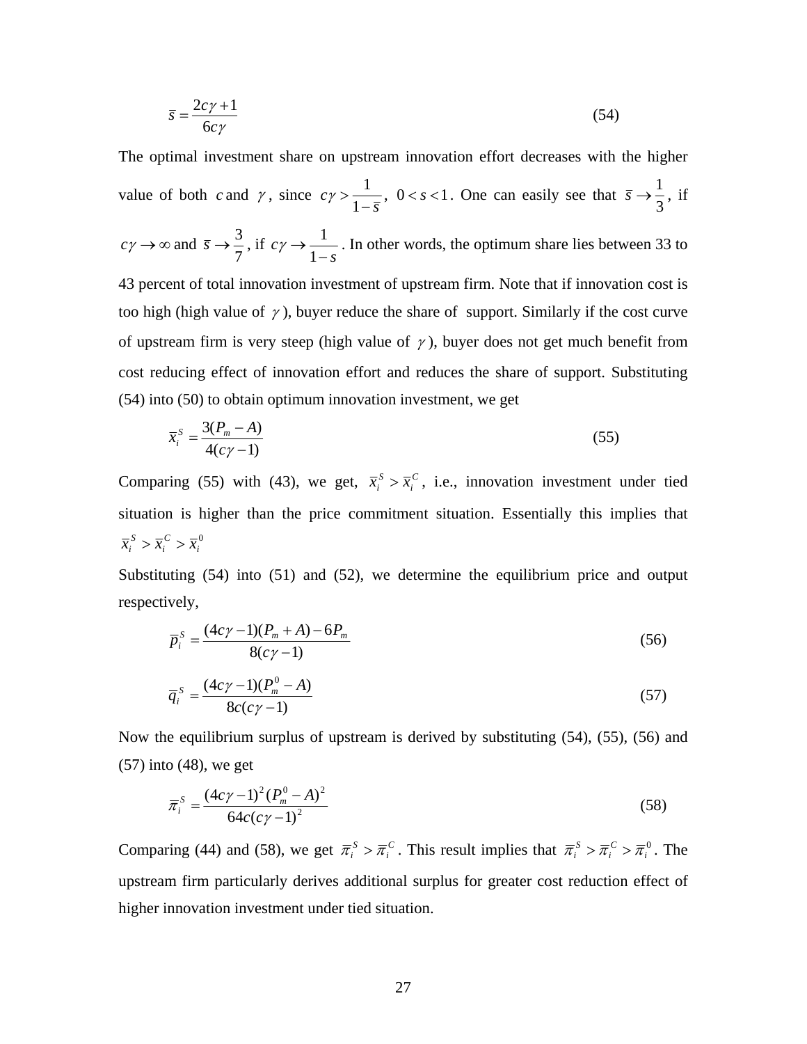$$\bar{s} = \frac{2c\gamma + 1}{6c\gamma} \tag{54}$$

The optimal investment share on upstream innovation effort decreases with the higher value of both $c$ and $\gamma$, since $c\gamma > \frac{1}{1-\bar{s}}$, $0 < s < 1$. One can easily see that $\bar{s} \to \frac{1}{3}$, if $c\gamma \to \infty$ and $\bar{s} \to \frac{3}{7}$, if $c\gamma \to \frac{1}{1-s}$. In other words, the optimum share lies between 33 to 43 percent of total innovation investment of upstream firm. Note that if innovation cost is too high (high value of $\gamma$), buyer reduce the share of support. Similarly if the cost curve of upstream firm is very steep (high value of $\gamma$), buyer does not get much benefit from cost reducing effect of innovation effort and reduces the share of support. Substituting (54) into (50) to obtain optimum innovation investment, we get

$$\bar{x}_i^S = \frac{3(P_m - A)}{4(c\gamma - 1)} \tag{55}$$

Comparing (55) with (43), we get, $\bar{x}_i^S > \bar{x}_i^C$, i.e., innovation investment under tied situation is higher than the price commitment situation. Essentially this implies that $\bar{x}_i^S > \bar{x}_i^C > \bar{x}_i^0$

Substituting (54) into (51) and (52), we determine the equilibrium price and output respectively,

$$\bar{p}_i^S = \frac{(4c\gamma - 1)(P_m + A) - 6P_m}{8(c\gamma - 1)} \tag{56}$$

$$\bar{q}_i^S = \frac{(4c\gamma - 1)(P_m^0 - A)}{8c(c\gamma - 1)} \tag{57}$$

Now the equilibrium surplus of upstream is derived by substituting (54), (55), (56) and (57) into (48), we get

$$\bar{\pi}_i^S = \frac{(4c\gamma - 1)^2 (P_m^0 - A)^2}{64c(c\gamma - 1)^2} \tag{58}$$

Comparing (44) and (58), we get $\bar{\pi}_i^S > \bar{\pi}_i^C$. This result implies that $\bar{\pi}_i^S > \bar{\pi}_i^C > \bar{\pi}_i^0$. The upstream firm particularly derives additional surplus for greater cost reduction effect of higher innovation investment under tied situation.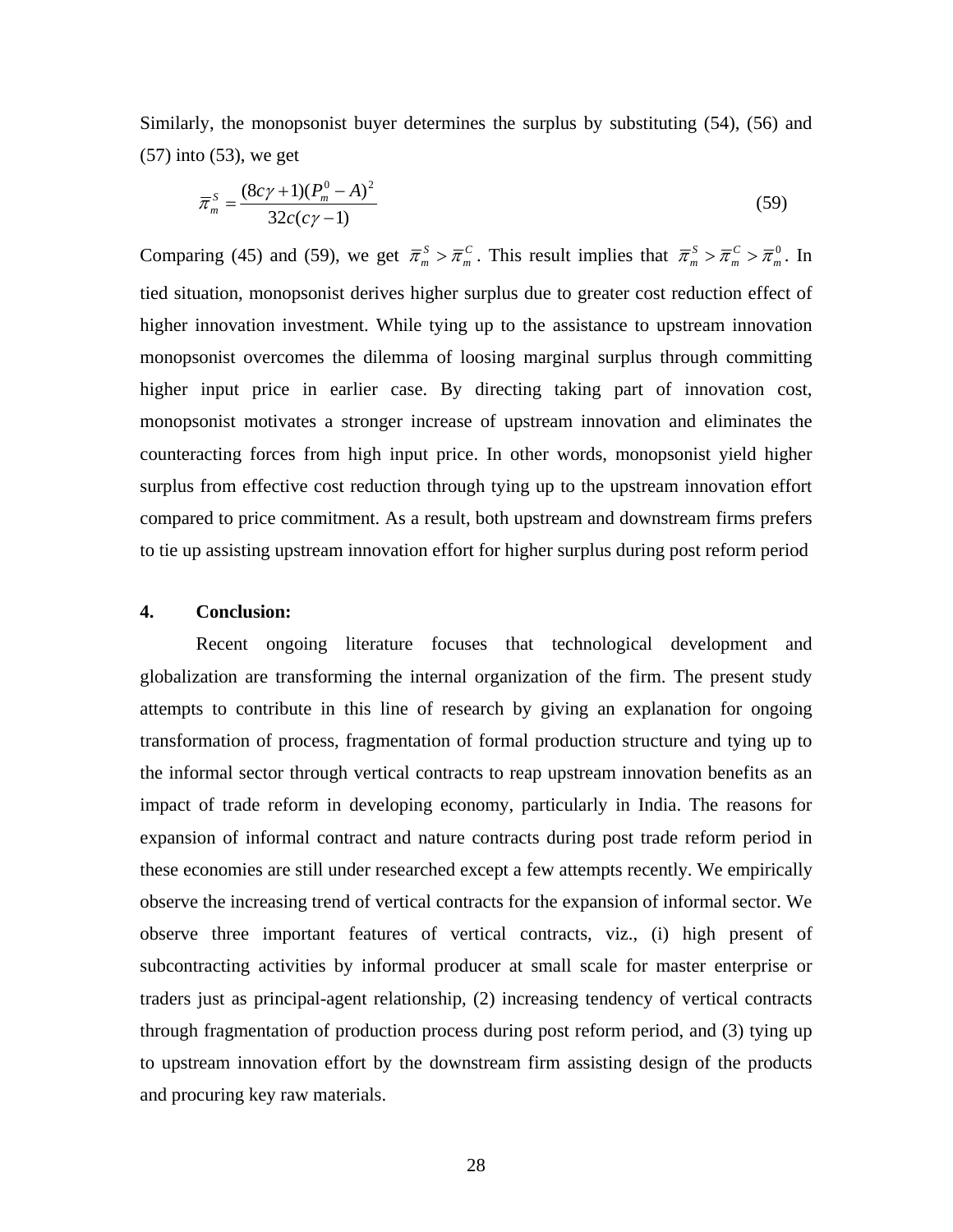Similarly, the monopsonist buyer determines the surplus by substituting (54), (56) and (57) into (53), we get

$$\bar{\pi}_m^S = \frac{(8c\gamma + 1)(P_m^0 - A)^2}{32c(c\gamma - 1)} \tag{59}$$

Comparing (45) and (59), we get $\bar{\pi}_m^S > \bar{\pi}_m^C$. This result implies that $\bar{\pi}_m^S > \bar{\pi}_m^C > \bar{\pi}_m^0$. In tied situation, monopsonist derives higher surplus due to greater cost reduction effect of higher innovation investment. While tying up to the assistance to upstream innovation monopsonist overcomes the dilemma of loosing marginal surplus through committing higher input price in earlier case. By directing taking part of innovation cost, monopsonist motivates a stronger increase of upstream innovation and eliminates the counteracting forces from high input price. In other words, monopsonist yield higher surplus from effective cost reduction through tying up to the upstream innovation effort compared to price commitment. As a result, both upstream and downstream firms prefers to tie up assisting upstream innovation effort for higher surplus during post reform period

## 4. Conclusion:

Recent ongoing literature focuses that technological development and globalization are transforming the internal organization of the firm. The present study attempts to contribute in this line of research by giving an explanation for ongoing transformation of process, fragmentation of formal production structure and tying up to the informal sector through vertical contracts to reap upstream innovation benefits as an impact of trade reform in developing economy, particularly in India. The reasons for expansion of informal contract and nature contracts during post trade reform period in these economies are still under researched except a few attempts recently. We empirically observe the increasing trend of vertical contracts for the expansion of informal sector. We observe three important features of vertical contracts, viz., (i) high present of subcontracting activities by informal producer at small scale for master enterprise or traders just as principal-agent relationship, (2) increasing tendency of vertical contracts through fragmentation of production process during post reform period, and (3) tying up to upstream innovation effort by the downstream firm assisting design of the products and procuring key raw materials.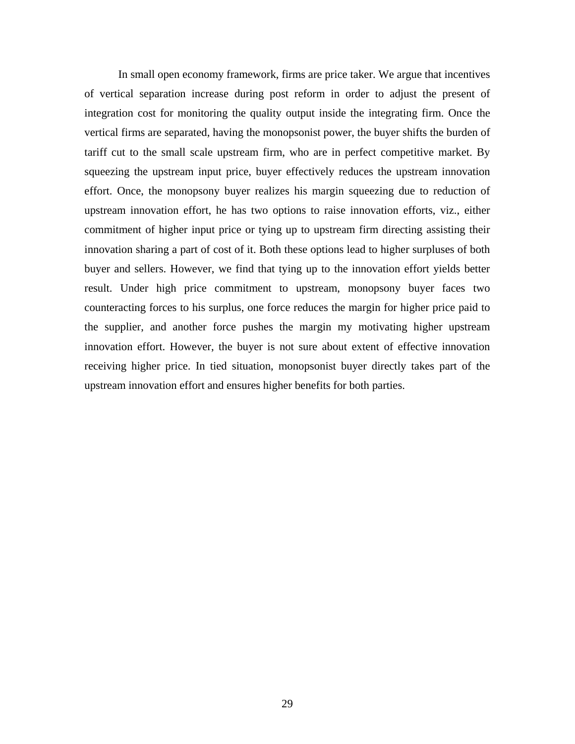In small open economy framework, firms are price taker. We argue that incentives of vertical separation increase during post reform in order to adjust the present of integration cost for monitoring the quality output inside the integrating firm. Once the vertical firms are separated, having the monopsonist power, the buyer shifts the burden of tariff cut to the small scale upstream firm, who are in perfect competitive market. By squeezing the upstream input price, buyer effectively reduces the upstream innovation effort. Once, the monopsony buyer realizes his margin squeezing due to reduction of upstream innovation effort, he has two options to raise innovation efforts, viz., either commitment of higher input price or tying up to upstream firm directing assisting their innovation sharing a part of cost of it. Both these options lead to higher surpluses of both buyer and sellers. However, we find that tying up to the innovation effort yields better result. Under high price commitment to upstream, monopsony buyer faces two counteracting forces to his surplus, one force reduces the margin for higher price paid to the supplier, and another force pushes the margin my motivating higher upstream innovation effort. However, the buyer is not sure about extent of effective innovation receiving higher price. In tied situation, monopsonist buyer directly takes part of the upstream innovation effort and ensures higher benefits for both parties.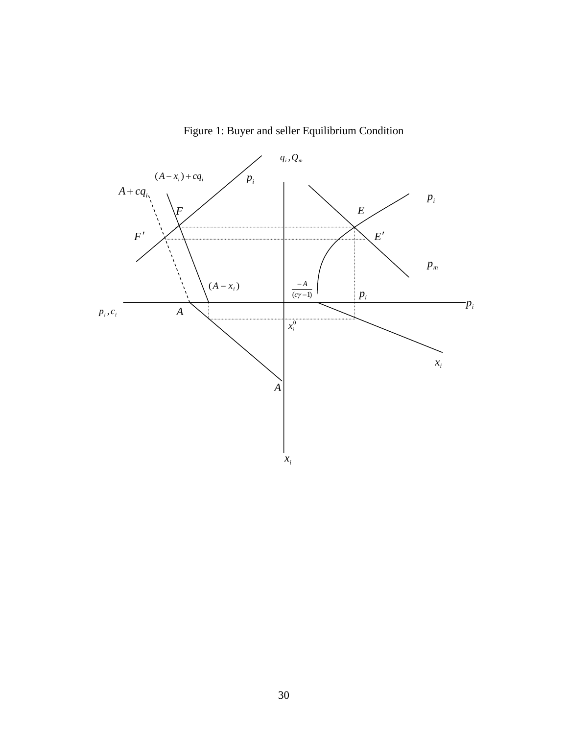Figure 1: Buyer and seller Equilibrium Condition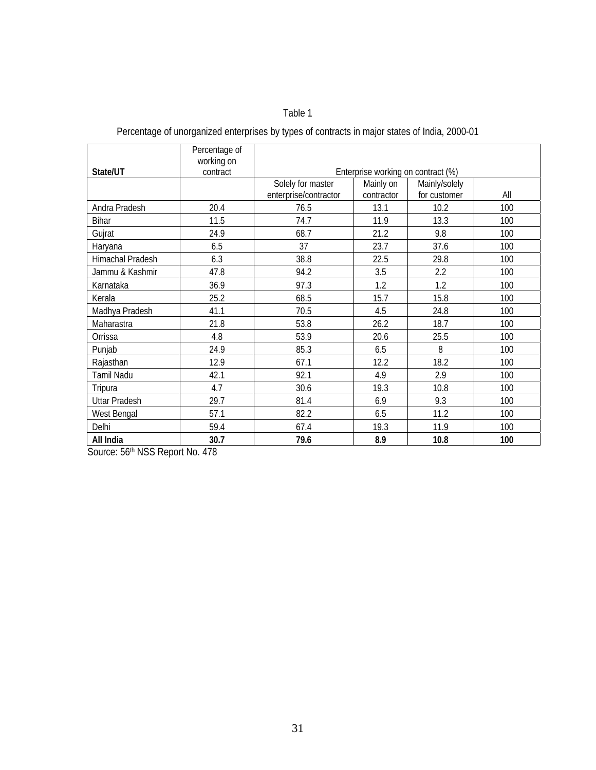Table 1

Percentage of unorganized enterprises by types of contracts in major states of India, 2000-01

| State/UT | Percentage of working on contract | Enterprise working on contract (%) | | | |
|---|---|---|---|---|---|
| | | Solely for master enterprise/contractor | Mainly on contractor | Mainly/solely for customer | All |
| Andra Pradesh | 20.4 | 76.5 | 13.1 | 10.2 | 100 |
| Bihar | 11.5 | 74.7 | 11.9 | 13.3 | 100 |
| Gujrat | 24.9 | 68.7 | 21.2 | 9.8 | 100 |
| Haryana | 6.5 | 37 | 23.7 | 37.6 | 100 |
| Himachal Pradesh | 6.3 | 38.8 | 22.5 | 29.8 | 100 |
| Jammu & Kashmir | 47.8 | 94.2 | 3.5 | 2.2 | 100 |
| Karnataka | 36.9 | 97.3 | 1.2 | 1.2 | 100 |
| Kerala | 25.2 | 68.5 | 15.7 | 15.8 | 100 |
| Madhya Pradesh | 41.1 | 70.5 | 4.5 | 24.8 | 100 |
| Maharastra | 21.8 | 53.8 | 26.2 | 18.7 | 100 |
| Orrissa | 4.8 | 53.9 | 20.6 | 25.5 | 100 |
| Punjab | 24.9 | 85.3 | 6.5 | 8 | 100 |
| Rajasthan | 12.9 | 67.1 | 12.2 | 18.2 | 100 |
| Tamil Nadu | 42.1 | 92.1 | 4.9 | 2.9 | 100 |
| Tripura | 4.7 | 30.6 | 19.3 | 10.8 | 100 |
| Uttar Pradesh | 29.7 | 81.4 | 6.9 | 9.3 | 100 |
| West Bengal | 57.1 | 82.2 | 6.5 | 11.2 | 100 |
| Delhi | 59.4 | 67.4 | 19.3 | 11.9 | 100 |
| **All India** | **30.7** | **79.6** | **8.9** | **10.8** | **100** |

Source: 56th NSS Report No. 478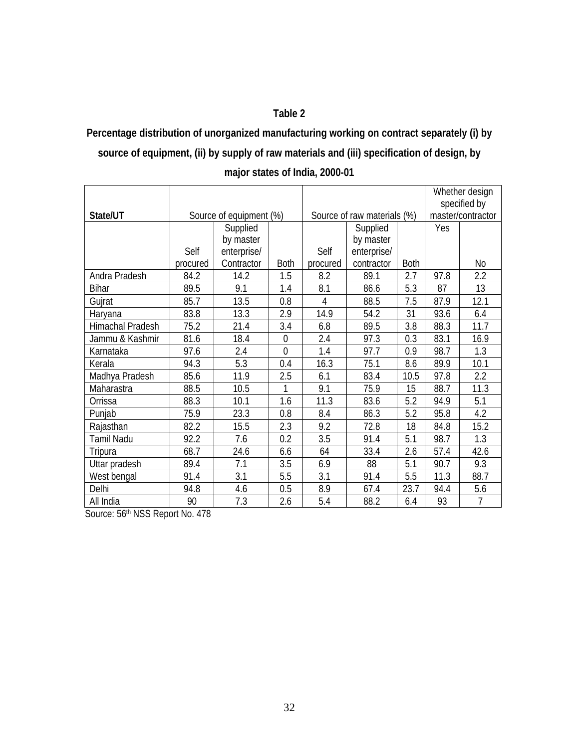**Table 2**

**Percentage distribution of unorganized manufacturing working on contract separately (i) by source of equipment, (ii) by supply of raw materials and (iii) specification of design, by major states of India, 2000-01**

| State/UT | Source of equipment (%) | | | Source of raw materials (%) | | | Whether design specified by master/contractor | |
|---|---|---|---|---|---|---|---|---|
| | Self procured | Supplied by master enterprise/ Contractor | Both | Self procured | Supplied by master enterprise/ contractor | Both | Yes | No |
| Andra Pradesh | 84.2 | 14.2 | 1.5 | 8.2 | 89.1 | 2.7 | 97.8 | 2.2 |
| Bihar | 89.5 | 9.1 | 1.4 | 8.1 | 86.6 | 5.3 | 87 | 13 |
| Gujrat | 85.7 | 13.5 | 0.8 | 4 | 88.5 | 7.5 | 87.9 | 12.1 |
| Haryana | 83.8 | 13.3 | 2.9 | 14.9 | 54.2 | 31 | 93.6 | 6.4 |
| Himachal Pradesh | 75.2 | 21.4 | 3.4 | 6.8 | 89.5 | 3.8 | 88.3 | 11.7 |
| Jammu & Kashmir | 81.6 | 18.4 | 0 | 2.4 | 97.3 | 0.3 | 83.1 | 16.9 |
| Karnataka | 97.6 | 2.4 | 0 | 1.4 | 97.7 | 0.9 | 98.7 | 1.3 |
| Kerala | 94.3 | 5.3 | 0.4 | 16.3 | 75.1 | 8.6 | 89.9 | 10.1 |
| Madhya Pradesh | 85.6 | 11.9 | 2.5 | 6.1 | 83.4 | 10.5 | 97.8 | 2.2 |
| Maharastra | 88.5 | 10.5 | 1 | 9.1 | 75.9 | 15 | 88.7 | 11.3 |
| Orrissa | 88.3 | 10.1 | 1.6 | 11.3 | 83.6 | 5.2 | 94.9 | 5.1 |
| Punjab | 75.9 | 23.3 | 0.8 | 8.4 | 86.3 | 5.2 | 95.8 | 4.2 |
| Rajasthan | 82.2 | 15.5 | 2.3 | 9.2 | 72.8 | 18 | 84.8 | 15.2 |
| Tamil Nadu | 92.2 | 7.6 | 0.2 | 3.5 | 91.4 | 5.1 | 98.7 | 1.3 |
| Tripura | 68.7 | 24.6 | 6.6 | 64 | 33.4 | 2.6 | 57.4 | 42.6 |
| Uttar pradesh | 89.4 | 7.1 | 3.5 | 6.9 | 88 | 5.1 | 90.7 | 9.3 |
| West bengal | 91.4 | 3.1 | 5.5 | 3.1 | 91.4 | 5.5 | 11.3 | 88.7 |
| Delhi | 94.8 | 4.6 | 0.5 | 8.9 | 67.4 | 23.7 | 94.4 | 5.6 |
| All India | 90 | 7.3 | 2.6 | 5.4 | 88.2 | 6.4 | 93 | 7 |

Source: 56th NSS Report No. 478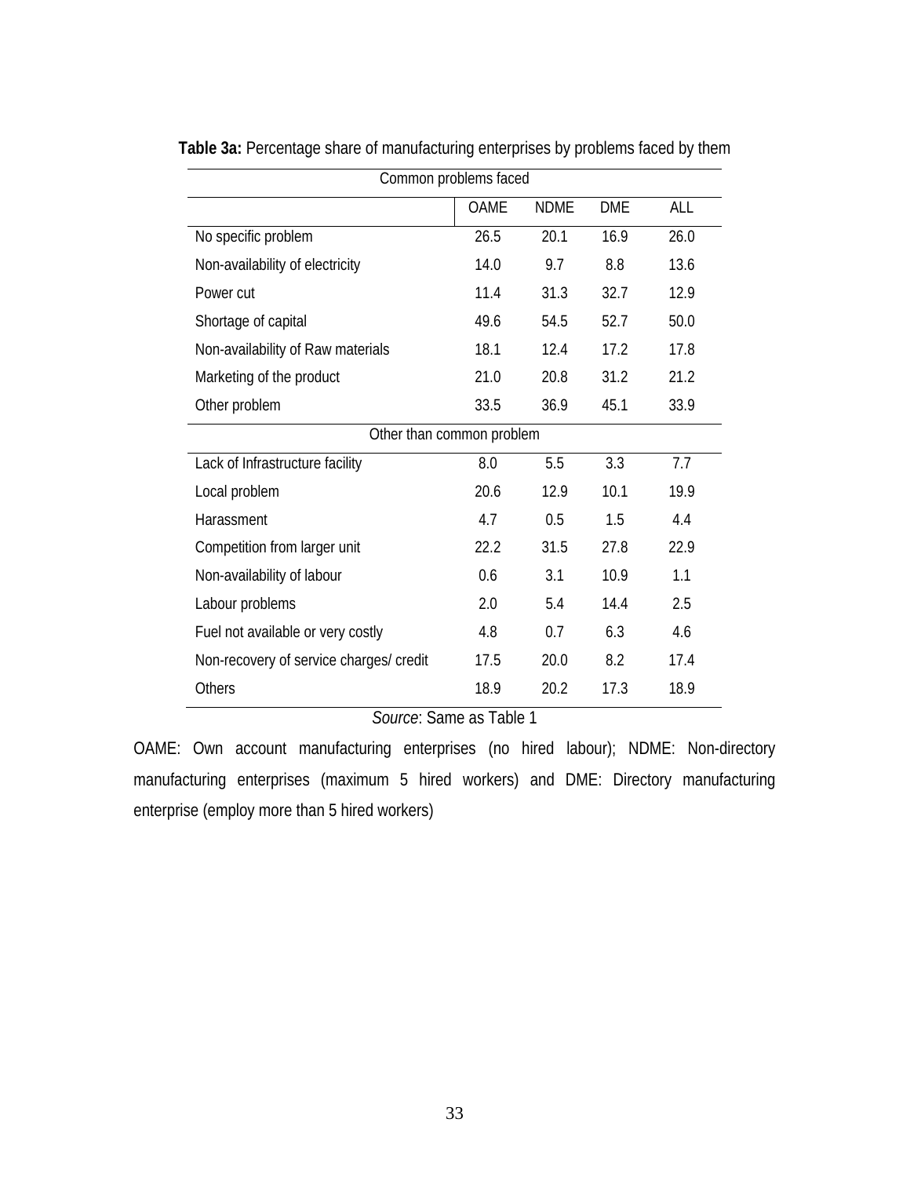**Table 3a:** Percentage share of manufacturing enterprises by problems faced by them

| Common problems faced | | | | |
|---|---|---|---|---|
| | OAME | NDME | DME | ALL |
| No specific problem | 26.5 | 20.1 | 16.9 | 26.0 |
| Non-availability of electricity | 14.0 | 9.7 | 8.8 | 13.6 |
| Power cut | 11.4 | 31.3 | 32.7 | 12.9 |
| Shortage of capital | 49.6 | 54.5 | 52.7 | 50.0 |
| Non-availability of Raw materials | 18.1 | 12.4 | 17.2 | 17.8 |
| Marketing of the product | 21.0 | 20.8 | 31.2 | 21.2 |
| Other problem | 33.5 | 36.9 | 45.1 | 33.9 |
| **Other than common problem** | | | | |
| Lack of Infrastructure facility | 8.0 | 5.5 | 3.3 | 7.7 |
| Local problem | 20.6 | 12.9 | 10.1 | 19.9 |
| Harassment | 4.7 | 0.5 | 1.5 | 4.4 |
| Competition from larger unit | 22.2 | 31.5 | 27.8 | 22.9 |
| Non-availability of labour | 0.6 | 3.1 | 10.9 | 1.1 |
| Labour problems | 2.0 | 5.4 | 14.4 | 2.5 |
| Fuel not available or very costly | 4.8 | 0.7 | 6.3 | 4.6 |
| Non-recovery of service charges/ credit | 17.5 | 20.0 | 8.2 | 17.4 |
| Others | 18.9 | 20.2 | 17.3 | 18.9 |

*Source*: Same as Table 1

OAME: Own account manufacturing enterprises (no hired labour); NDME: Non-directory manufacturing enterprises (maximum 5 hired workers) and DME: Directory manufacturing enterprise (employ more than 5 hired workers)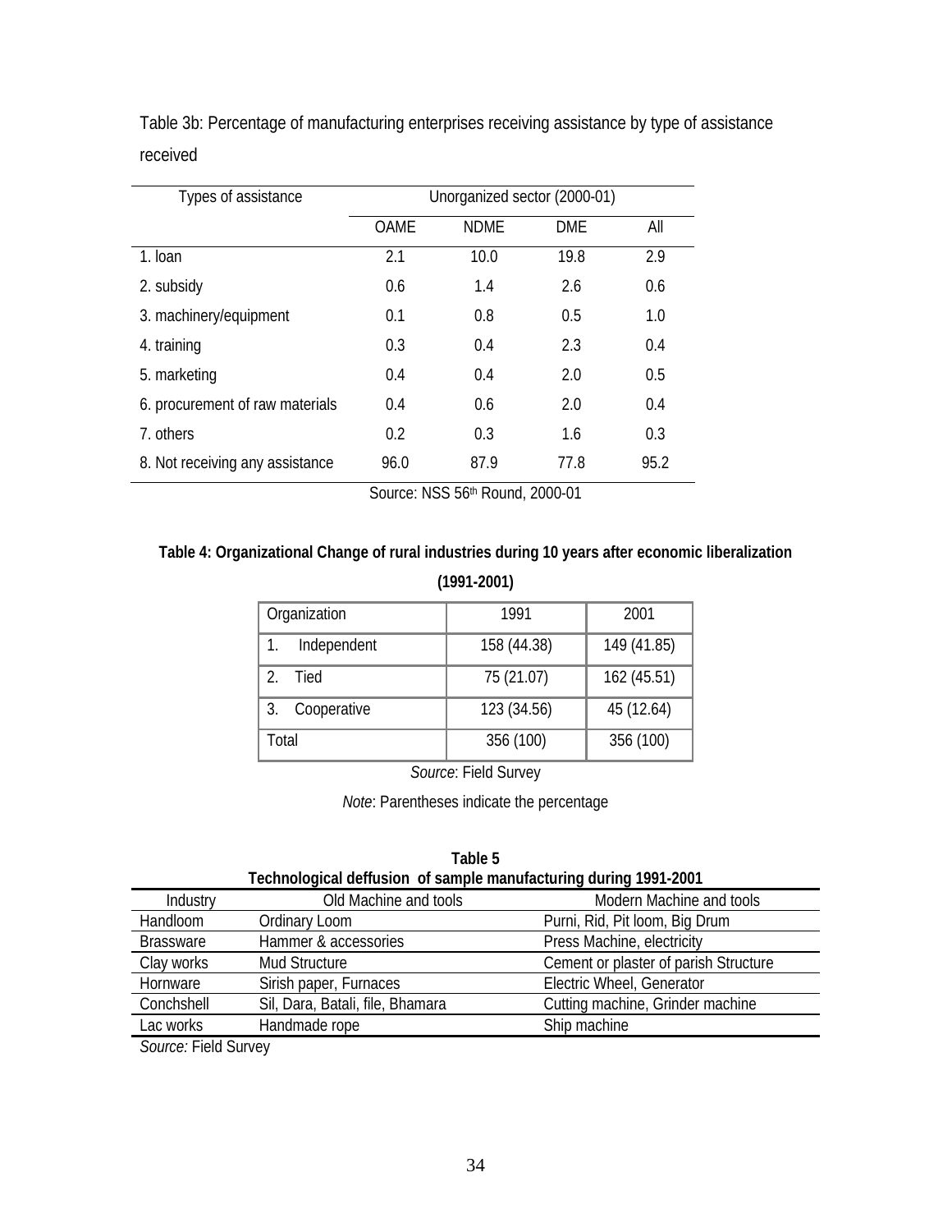Table 3b: Percentage of manufacturing enterprises receiving assistance by type of assistance received

| Types of assistance | Unorganized sector (2000-01) | | | |
|---|---|---|---|---|
| | OAME | NDME | DME | All |
| 1. loan | 2.1 | 10.0 | 19.8 | 2.9 |
| 2. subsidy | 0.6 | 1.4 | 2.6 | 0.6 |
| 3. machinery/equipment | 0.1 | 0.8 | 0.5 | 1.0 |
| 4. training | 0.3 | 0.4 | 2.3 | 0.4 |
| 5. marketing | 0.4 | 0.4 | 2.0 | 0.5 |
| 6. procurement of raw materials | 0.4 | 0.6 | 2.0 | 0.4 |
| 7. others | 0.2 | 0.3 | 1.6 | 0.3 |
| 8. Not receiving any assistance | 96.0 | 87.9 | 77.8 | 95.2 |

Source: NSS 56th Round, 2000-01

**Table 4: Organizational Change of rural industries during 10 years after economic liberalization (1991-2001)**

| Organization | 1991 | 2001 |
|---|---|---|
| 1. Independent | 158 (44.38) | 149 (41.85) |
| 2. Tied | 75 (21.07) | 162 (45.51) |
| 3. Cooperative | 123 (34.56) | 45 (12.64) |
| Total | 356 (100) | 356 (100) |

*Source*: Field Survey

*Note*: Parentheses indicate the percentage

**Table 5**
**Technological deffusion of sample manufacturing during 1991-2001**

| Industry | Old Machine and tools | Modern Machine and tools |
|---|---|---|
| Handloom | Ordinary Loom | Purni, Rid, Pit loom, Big Drum |
| Brassware | Hammer & accessories | Press Machine, electricity |
| Clay works | Mud Structure | Cement or plaster of parish Structure |
| Hornware | Sirish paper, Furnaces | Electric Wheel, Generator |
| Conchshell | Sil, Dara, Batali, file, Bhamara | Cutting machine, Grinder machine |
| Lac works | Handmade rope | Ship machine |

*Source:* Field Survey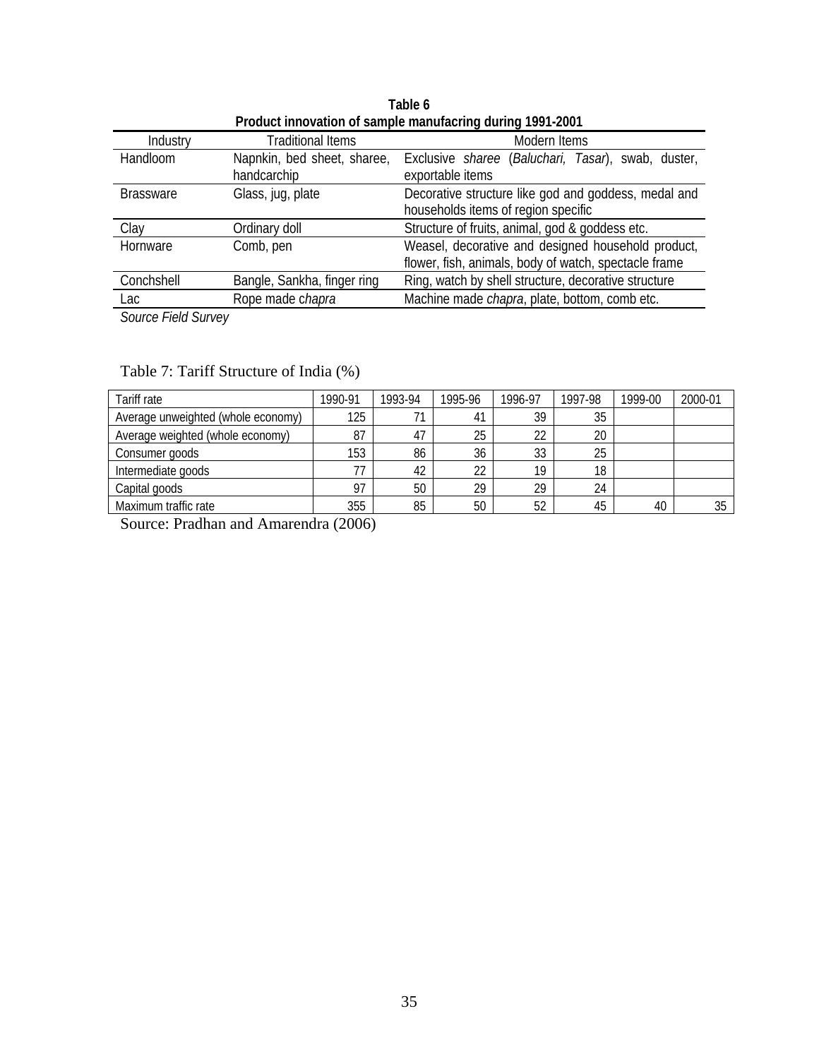**Table 6**
**Product innovation of sample manufacring during 1991-2001**

| Industry | Traditional Items | Modern Items |
|---|---|---|
| Handloom | Napnkin, bed sheet, sharee, handcarchip | Exclusive *sharee* (*Baluchari, Tasar*), swab, duster, exportable items |
| Brassware | Glass, jug, plate | Decorative structure like god and goddess, medal and households items of region specific |
| Clay | Ordinary doll | Structure of fruits, animal, god & goddess etc. |
| Hornware | Comb, pen | Weasel, decorative and designed household product, flower, fish, animals, body of watch, spectacle frame |
| Conchshell | Bangle, Sankha, finger ring | Ring, watch by shell structure, decorative structure |
| Lac | Rope made *chapra* | Machine made *chapra*, plate, bottom, comb etc. |

*Source Field Survey*

Table 7: Tariff Structure of India (%)

| Tariff rate | 1990-91 | 1993-94 | 1995-96 | 1996-97 | 1997-98 | 1999-00 | 2000-01 |
|---|---|---|---|---|---|---|---|
| Average unweighted (whole economy) | 125 | 71 | 41 | 39 | 35 | | |
| Average weighted (whole economy) | 87 | 47 | 25 | 22 | 20 | | |
| Consumer goods | 153 | 86 | 36 | 33 | 25 | | |
| Intermediate goods | 77 | 42 | 22 | 19 | 18 | | |
| Capital goods | 97 | 50 | 29 | 29 | 24 | | |
| Maximum traffic rate | 355 | 85 | 50 | 52 | 45 | 40 | 35 |

Source: Pradhan and Amarendra (2006)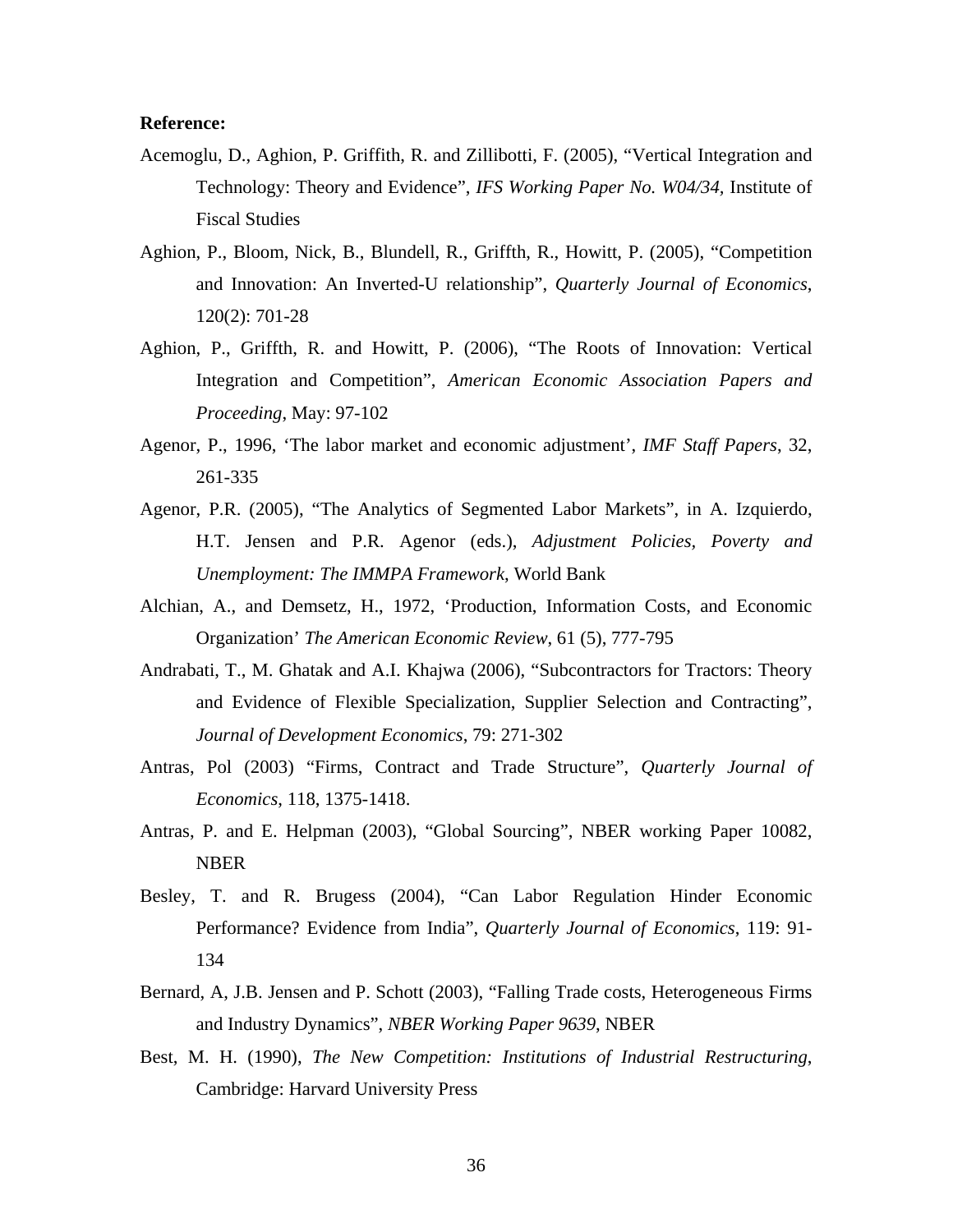**Reference:**

Acemoglu, D., Aghion, P. Griffith, R. and Zillibotti, F. (2005), "Vertical Integration and Technology: Theory and Evidence", *IFS Working Paper No. W04/34,* Institute of Fiscal Studies

Aghion, P., Bloom, Nick, B., Blundell, R., Griffth, R., Howitt, P. (2005), "Competition and Innovation: An Inverted-U relationship", *Quarterly Journal of Economics*, 120(2): 701-28

Aghion, P., Griffth, R. and Howitt, P. (2006), "The Roots of Innovation: Vertical Integration and Competition", *American Economic Association Papers and Proceeding*, May: 97-102

Agenor, P., 1996, 'The labor market and economic adjustment', *IMF Staff Papers*, 32, 261-335

Agenor, P.R. (2005), "The Analytics of Segmented Labor Markets", in A. Izquierdo, H.T. Jensen and P.R. Agenor (eds.), *Adjustment Policies, Poverty and Unemployment: The IMMPA Framework*, World Bank

Alchian, A., and Demsetz, H., 1972, 'Production, Information Costs, and Economic Organization' *The American Economic Review*, 61 (5), 777-795

Andrabati, T., M. Ghatak and A.I. Khajwa (2006), "Subcontractors for Tractors: Theory and Evidence of Flexible Specialization, Supplier Selection and Contracting", *Journal of Development Economics*, 79: 271-302

Antras, Pol (2003) "Firms, Contract and Trade Structure", *Quarterly Journal of Economics*, 118, 1375-1418.

Antras, P. and E. Helpman (2003), "Global Sourcing", NBER working Paper 10082, NBER

Besley, T. and R. Brugess (2004), "Can Labor Regulation Hinder Economic Performance? Evidence from India", *Quarterly Journal of Economics*, 119: 91-134

Bernard, A, J.B. Jensen and P. Schott (2003), "Falling Trade costs, Heterogeneous Firms and Industry Dynamics", *NBER Working Paper 9639*, NBER

Best, M. H. (1990), *The New Competition: Institutions of Industrial Restructuring*, Cambridge: Harvard University Press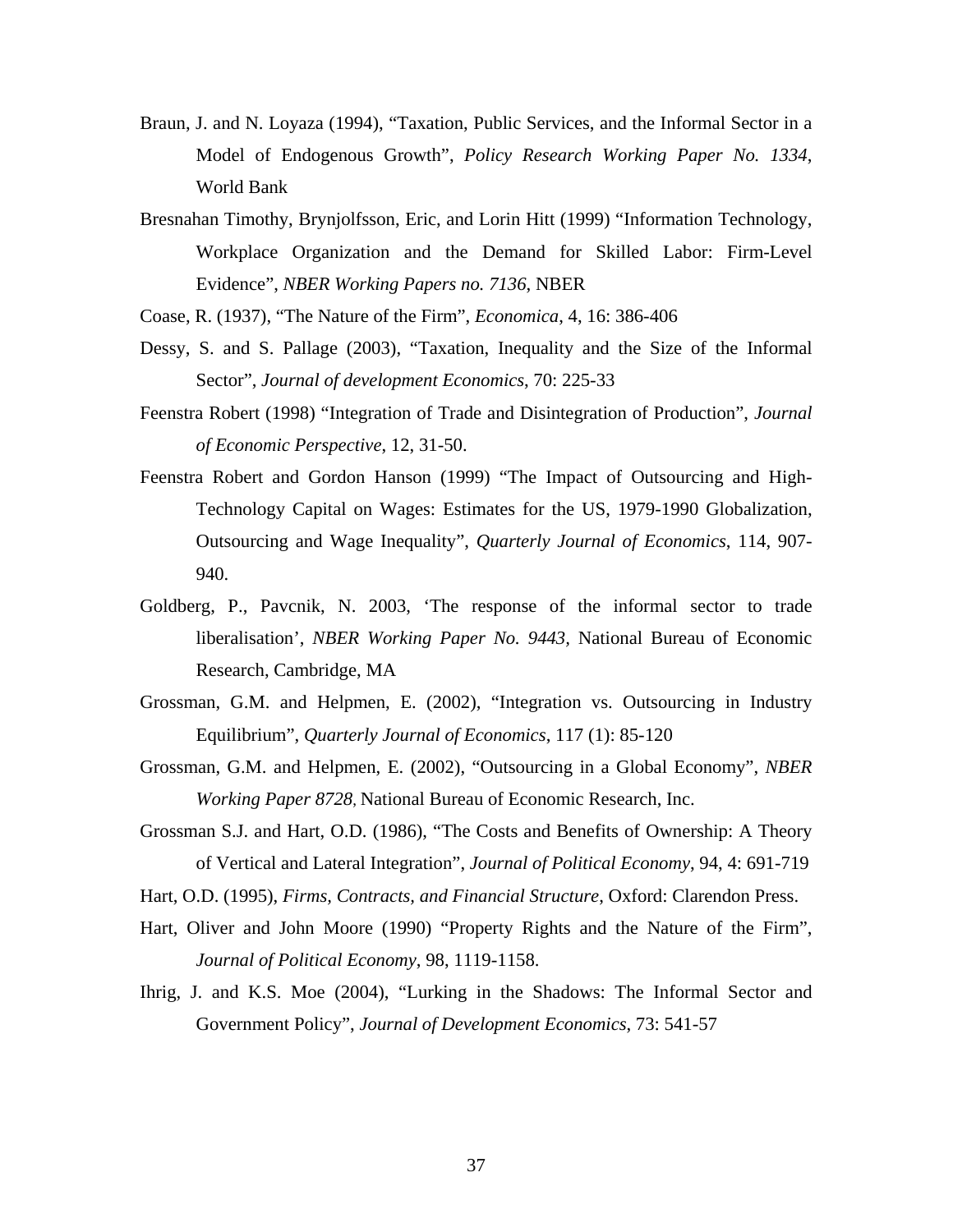Braun, J. and N. Loyaza (1994), "Taxation, Public Services, and the Informal Sector in a Model of Endogenous Growth", *Policy Research Working Paper No. 1334*, World Bank

Bresnahan Timothy, Brynjolfsson, Eric, and Lorin Hitt (1999) "Information Technology, Workplace Organization and the Demand for Skilled Labor: Firm-Level Evidence", *NBER Working Papers no. 7136*, NBER

Coase, R. (1937), "The Nature of the Firm", *Economica*, 4, 16: 386-406

Dessy, S. and S. Pallage (2003), "Taxation, Inequality and the Size of the Informal Sector", *Journal of development Economics*, 70: 225-33

Feenstra Robert (1998) "Integration of Trade and Disintegration of Production", *Journal of Economic Perspective*, 12, 31-50.

Feenstra Robert and Gordon Hanson (1999) "The Impact of Outsourcing and High-Technology Capital on Wages: Estimates for the US, 1979-1990 Globalization, Outsourcing and Wage Inequality", *Quarterly Journal of Economics*, 114, 907-940.

Goldberg, P., Pavcnik, N. 2003, 'The response of the informal sector to trade liberalisation', *NBER Working Paper No. 9443,* National Bureau of Economic Research, Cambridge, MA

Grossman, G.M. and Helpmen, E. (2002), "Integration vs. Outsourcing in Industry Equilibrium", *Quarterly Journal of Economics*, 117 (1): 85-120

Grossman, G.M. and Helpmen, E. (2002), "Outsourcing in a Global Economy", *NBER Working Paper 8728,* National Bureau of Economic Research, Inc.

Grossman S.J. and Hart, O.D. (1986), "The Costs and Benefits of Ownership: A Theory of Vertical and Lateral Integration", *Journal of Political Economy*, 94, 4: 691-719

Hart, O.D. (1995), *Firms, Contracts, and Financial Structure*, Oxford: Clarendon Press.

Hart, Oliver and John Moore (1990) "Property Rights and the Nature of the Firm", *Journal of Political Economy*, 98, 1119-1158.

Ihrig, J. and K.S. Moe (2004), "Lurking in the Shadows: The Informal Sector and Government Policy", *Journal of Development Economics*, 73: 541-57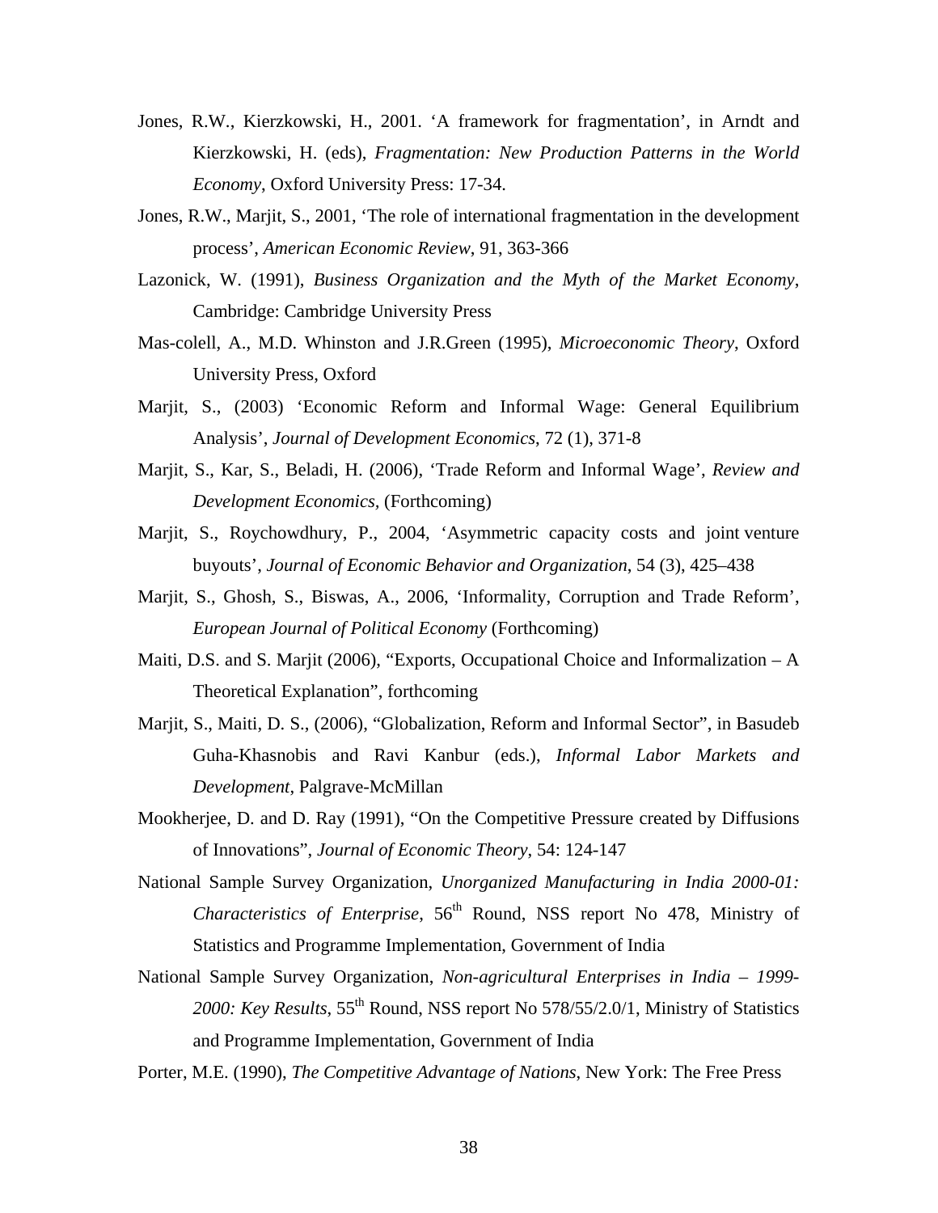Jones, R.W., Kierzkowski, H., 2001. 'A framework for fragmentation', in Arndt and Kierzkowski, H. (eds), *Fragmentation: New Production Patterns in the World Economy*, Oxford University Press: 17-34.

Jones, R.W., Marjit, S., 2001, 'The role of international fragmentation in the development process', *American Economic Review*, 91, 363-366

Lazonick, W. (1991), *Business Organization and the Myth of the Market Economy*, Cambridge: Cambridge University Press

Mas-colell, A., M.D. Whinston and J.R.Green (1995), *Microeconomic Theory*, Oxford University Press, Oxford

Marjit, S., (2003) 'Economic Reform and Informal Wage: General Equilibrium Analysis', *Journal of Development Economics*, 72 (1), 371-8

Marjit, S., Kar, S., Beladi, H. (2006), 'Trade Reform and Informal Wage', *Review and Development Economics*, (Forthcoming)

Marjit, S., Roychowdhury, P., 2004, 'Asymmetric capacity costs and joint venture buyouts', *Journal of Economic Behavior and Organization*, 54 (3), 425–438

Marjit, S., Ghosh, S., Biswas, A., 2006, 'Informality, Corruption and Trade Reform', *European Journal of Political Economy* (Forthcoming)

Maiti, D.S. and S. Marjit (2006), "Exports, Occupational Choice and Informalization – A Theoretical Explanation", forthcoming

Marjit, S., Maiti, D. S., (2006), "Globalization, Reform and Informal Sector", in Basudeb Guha-Khasnobis and Ravi Kanbur (eds.), *Informal Labor Markets and Development*, Palgrave-McMillan

Mookherjee, D. and D. Ray (1991), "On the Competitive Pressure created by Diffusions of Innovations", *Journal of Economic Theory*, 54: 124-147

National Sample Survey Organization, *Unorganized Manufacturing in India 2000-01: Characteristics of Enterprise*, 56th Round, NSS report No 478, Ministry of Statistics and Programme Implementation, Government of India

National Sample Survey Organization, *Non-agricultural Enterprises in India – 1999-2000: Key Results*, 55th Round, NSS report No 578/55/2.0/1, Ministry of Statistics and Programme Implementation, Government of India

Porter, M.E. (1990), *The Competitive Advantage of Nations*, New York: The Free Press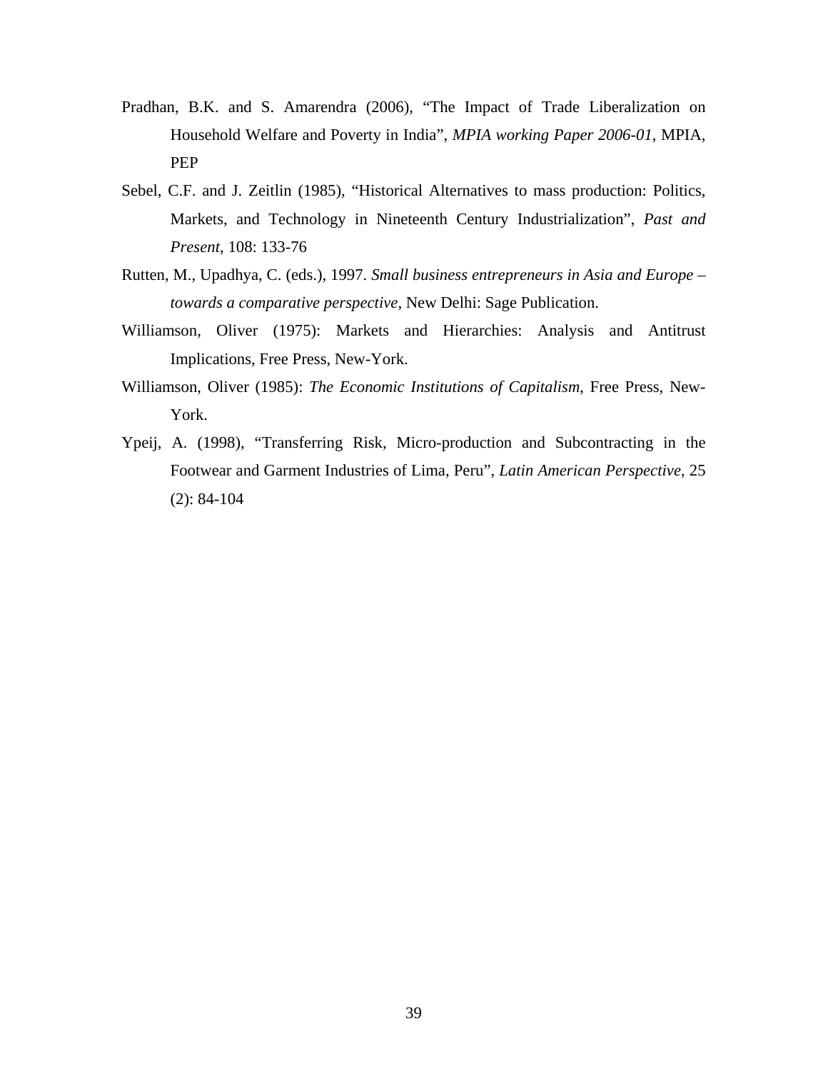Pradhan, B.K. and S. Amarendra (2006), "The Impact of Trade Liberalization on Household Welfare and Poverty in India", *MPIA working Paper 2006-01*, MPIA, PEP

Sebel, C.F. and J. Zeitlin (1985), "Historical Alternatives to mass production: Politics, Markets, and Technology in Nineteenth Century Industrialization", *Past and Present*, 108: 133-76

Rutten, M., Upadhya, C. (eds.), 1997. *Small business entrepreneurs in Asia and Europe – towards a comparative perspective*, New Delhi: Sage Publication.

Williamson, Oliver (1975): Markets and Hierarchies: Analysis and Antitrust Implications, Free Press, New-York.

Williamson, Oliver (1985): *The Economic Institutions of Capitalism*, Free Press, New-York.

Ypeij, A. (1998), "Transferring Risk, Micro-production and Subcontracting in the Footwear and Garment Industries of Lima, Peru", *Latin American Perspective*, 25 (2): 84-104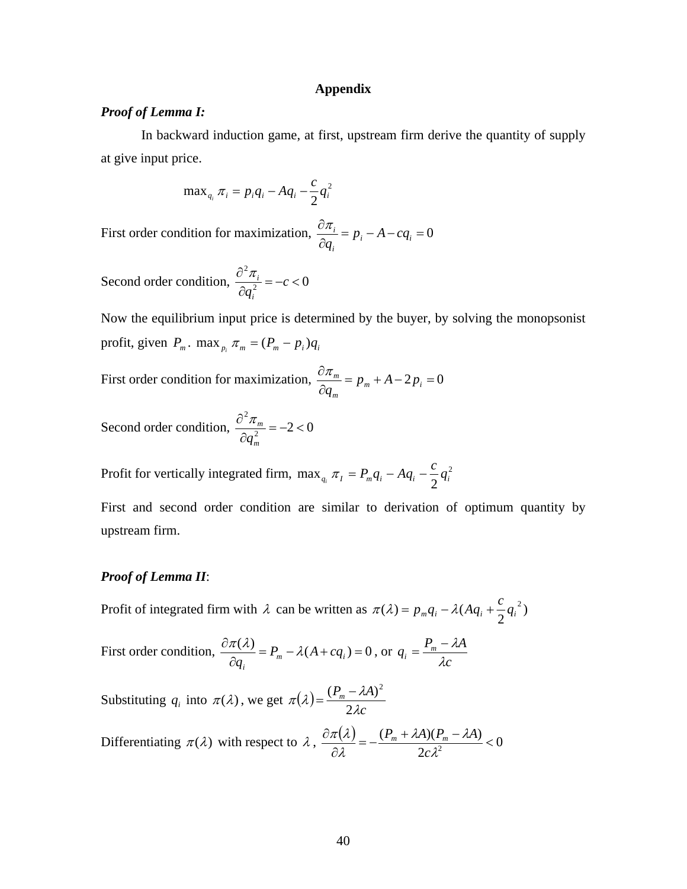## Appendix

***Proof of Lemma I:***

In backward induction game, at first, upstream firm derive the quantity of supply at give input price.

$$\max_{q_i} \pi_i = p_i q_i - A q_i - \frac{c}{2} q_i^2$$

First order condition for maximization, $\frac{\partial \pi_i}{\partial q_i} = p_i - A - c q_i = 0$

Second order condition, $\frac{\partial^2 \pi_i}{\partial q_i^2} = -c < 0$

Now the equilibrium input price is determined by the buyer, by solving the monopsonist profit, given $P_m$. $\max_{p_i} \pi_m = (P_m - p_i) q_i$

First order condition for maximization, $\frac{\partial \pi_m}{\partial q_m} = p_m + A - 2 p_i = 0$

Second order condition, $\frac{\partial^2 \pi_m}{\partial q_m^2} = -2 < 0$

Profit for vertically integrated firm, $\max_{q_i} \pi_I = P_m q_i - A q_i - \frac{c}{2} q_i^2$

First and second order condition are similar to derivation of optimum quantity by upstream firm.

***Proof of Lemma II***:

Profit of integrated firm with $\lambda$ can be written as $\pi(\lambda) = p_m q_i - \lambda (A q_i + \frac{c}{2} q_i^2)$

First order condition, $\frac{\partial \pi(\lambda)}{\partial q_i} = P_m - \lambda (A + c q_i) = 0$, or $q_i = \frac{P_m - \lambda A}{\lambda c}$

Substituting $q_i$ into $\pi(\lambda)$, we get $\pi(\lambda) = \frac{(P_m - \lambda A)^2}{2 \lambda c}$

Differentiating $\pi(\lambda)$ with respect to $\lambda$, $\frac{\partial \pi(\lambda)}{\partial \lambda} = -\frac{(P_m + \lambda A)(P_m - \lambda A)}{2 c \lambda^2} < 0$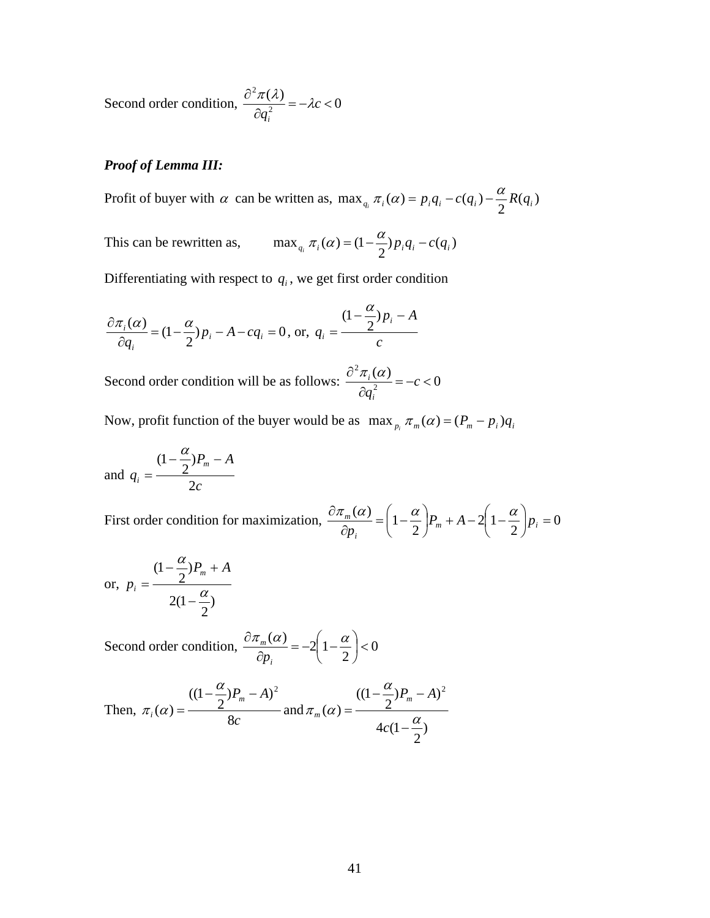Second order condition, $\dfrac{\partial^2 \pi(\lambda)}{\partial q_i^2} = -\lambda c < 0$

***Proof of Lemma III:***

Profit of buyer with $\alpha$ can be written as, $\max_{q_i} \pi_i(\alpha) = p_i q_i - c(q_i) - \dfrac{\alpha}{2} R(q_i)$

This can be rewritten as, $\quad \max_{q_i} \pi_i(\alpha) = (1 - \dfrac{\alpha}{2}) p_i q_i - c(q_i)$

Differentiating with respect to $q_i$, we get first order condition

$\dfrac{\partial \pi_i(\alpha)}{\partial q_i} = (1 - \dfrac{\alpha}{2}) p_i - A - c q_i = 0$, or, $q_i = \dfrac{(1 - \dfrac{\alpha}{2}) p_i - A}{c}$

Second order condition will be as follows: $\dfrac{\partial^2 \pi_i(\alpha)}{\partial q_i^2} = -c < 0$

Now, profit function of the buyer would be as $\max_{p_i} \pi_m(\alpha) = (P_m - p_i) q_i$

and $q_i = \dfrac{(1 - \dfrac{\alpha}{2}) P_m - A}{2c}$

First order condition for maximization, $\dfrac{\partial \pi_m(\alpha)}{\partial p_i} = \left(1 - \dfrac{\alpha}{2}\right) P_m + A - 2\left(1 - \dfrac{\alpha}{2}\right) p_i = 0$

or, $p_i = \dfrac{(1 - \dfrac{\alpha}{2}) P_m + A}{2(1 - \dfrac{\alpha}{2})}$

Second order condition, $\dfrac{\partial \pi_m(\alpha)}{\partial p_i} = -2\left(1 - \dfrac{\alpha}{2}\right) < 0$

Then, $\pi_i(\alpha) = \dfrac{((1 - \dfrac{\alpha}{2}) P_m - A)^2}{8c}$ and $\pi_m(\alpha) = \dfrac{((1 - \dfrac{\alpha}{2}) P_m - A)^2}{4c(1 - \dfrac{\alpha}{2})}$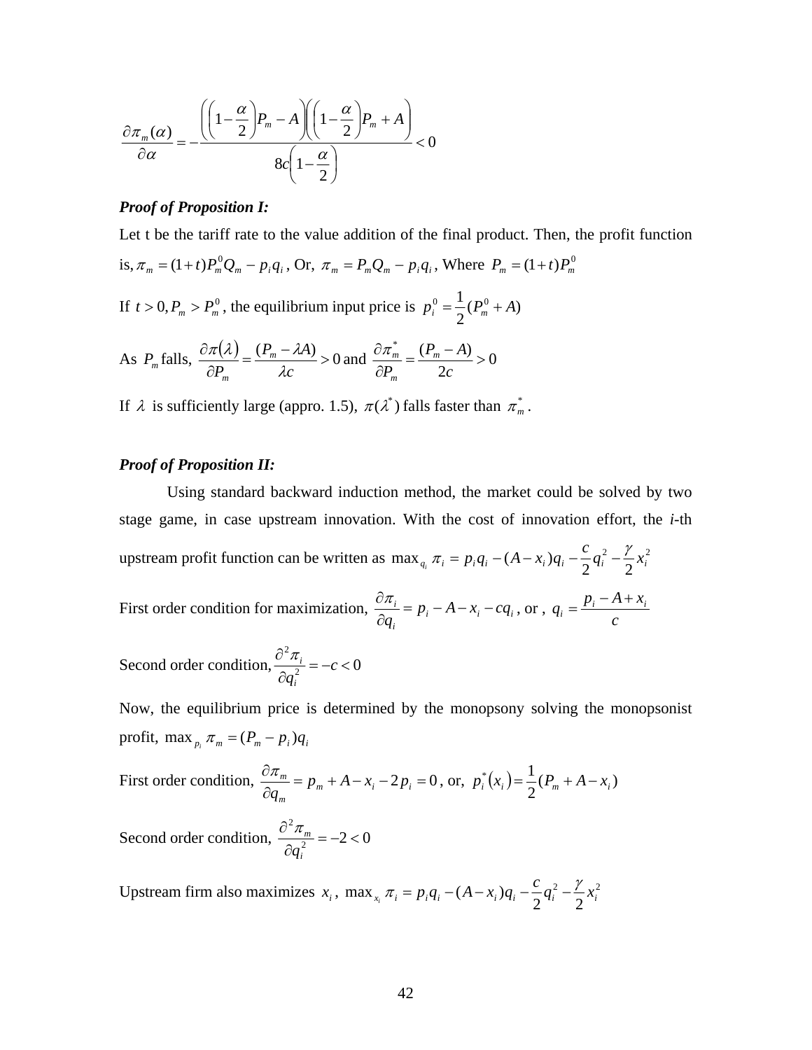$$\frac{\partial \pi_m(\alpha)}{\partial \alpha} = -\frac{\left(\left(1-\frac{\alpha}{2}\right)P_m - A\right)\left(\left(1-\frac{\alpha}{2}\right)P_m + A\right)}{8c\left(1-\frac{\alpha}{2}\right)} < 0$$

***Proof of Proposition I:***

Let t be the tariff rate to the value addition of the final product. Then, the profit function is, $\pi_m = (1+t)P_m^0 Q_m - p_i q_i$ , Or, $\pi_m = P_m Q_m - p_i q_i$ , Where $P_m = (1+t)P_m^0$

If $t > 0, P_m > P_m^0$ , the equilibrium input price is $p_i^0 = \frac{1}{2}(P_m^0 + A)$

As $P_m$ falls, $\frac{\partial \pi(\lambda)}{\partial P_m} = \frac{(P_m - \lambda A)}{\lambda c} > 0$ and $\frac{\partial \pi_m^*}{\partial P_m} = \frac{(P_m - A)}{2c} > 0$

If $\lambda$ is sufficiently large (appro. 1.5), $\pi(\lambda^*)$ falls faster than $\pi_m^*$ .

***Proof of Proposition II:***

Using standard backward induction method, the market could be solved by two stage game, in case upstream innovation. With the cost of innovation effort, the *i*-th upstream profit function can be written as $\max_{q_i} \pi_i = p_i q_i - (A - x_i) q_i - \frac{c}{2} q_i^2 - \frac{\gamma}{2} x_i^2$

First order condition for maximization, $\frac{\partial \pi_i}{\partial q_i} = p_i - A - x_i - c q_i$ , or , $q_i = \frac{p_i - A + x_i}{c}$

Second order condition, $\frac{\partial^2 \pi_i}{\partial q_i^2} = -c < 0$

Now, the equilibrium price is determined by the monopsony solving the monopsonist profit, $\max_{p_i} \pi_m = (P_m - p_i) q_i$

First order condition, $\frac{\partial \pi_m}{\partial q_m} = p_m + A - x_i - 2 p_i = 0$ , or, $p_i^*(x_i) = \frac{1}{2}(P_m + A - x_i)$

Second order condition, $\frac{\partial^2 \pi_m}{\partial q_i^2} = -2 < 0$

Upstream firm also maximizes $x_i$ , $\max_{x_i} \pi_i = p_i q_i - (A - x_i) q_i - \frac{c}{2} q_i^2 - \frac{\gamma}{2} x_i^2$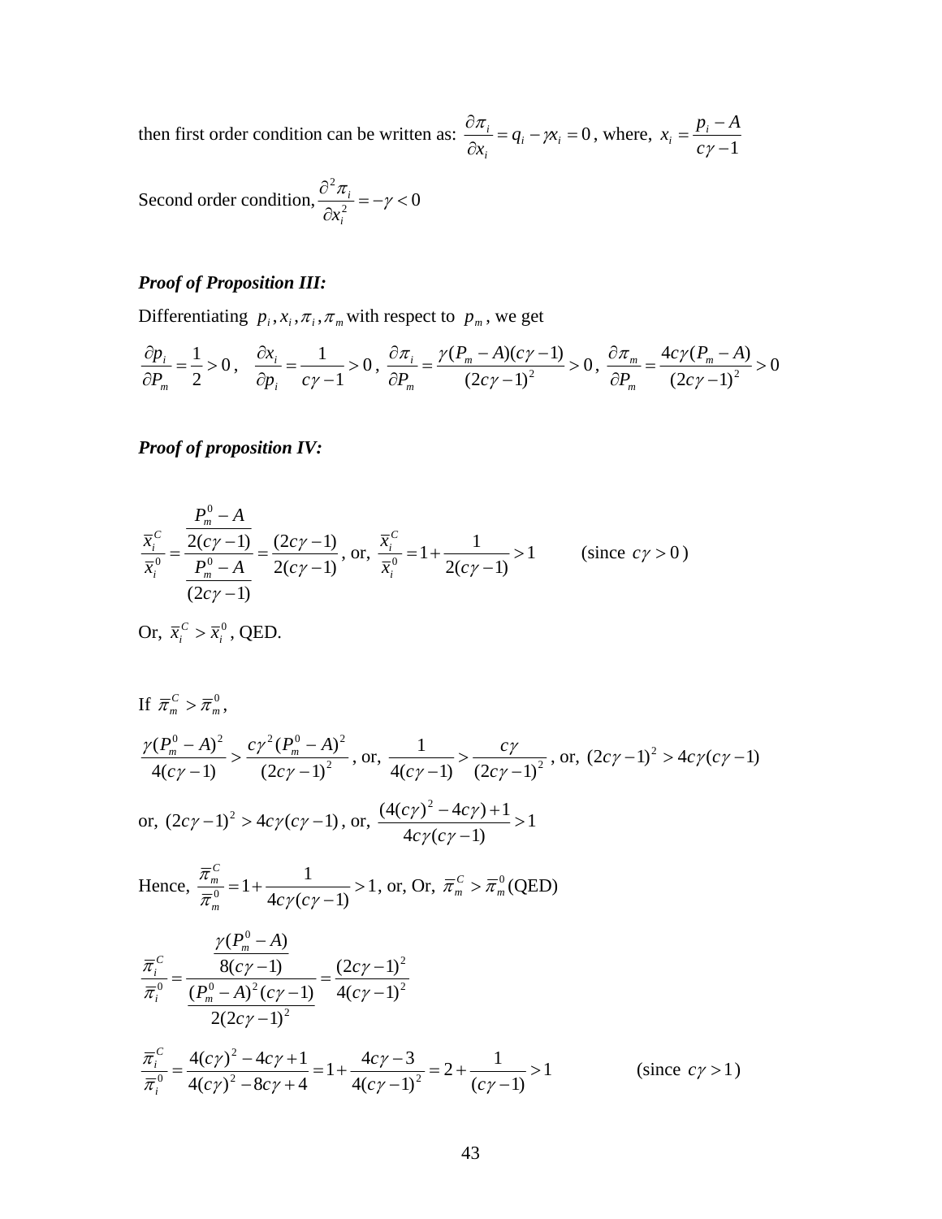then first order condition can be written as: $\dfrac{\partial \pi_i}{\partial x_i} = q_i - \gamma x_i = 0$, where, $x_i = \dfrac{p_i - A}{c\gamma - 1}$

Second order condition, $\dfrac{\partial^2 \pi_i}{\partial x_i^2} = -\gamma < 0$

***Proof of Proposition III:***

Differentiating $p_i, x_i, \pi_i, \pi_m$ with respect to $p_m$, we get

$$\frac{\partial p_i}{\partial P_m} = \frac{1}{2} > 0\,, \quad \frac{\partial x_i}{\partial p_i} = \frac{1}{c\gamma - 1} > 0\,, \; \frac{\partial \pi_i}{\partial P_m} = \frac{\gamma (P_m - A)(c\gamma - 1)}{(2c\gamma - 1)^2} > 0\,, \; \frac{\partial \pi_m}{\partial P_m} = \frac{4c\gamma (P_m - A)}{(2c\gamma - 1)^2} > 0$$

***Proof of proposition IV:***

$$\frac{\overline{x}_i^C}{\overline{x}_i^0} = \frac{\dfrac{P_m^0 - A}{2(c\gamma - 1)}}{\dfrac{P_m^0 - A}{(2c\gamma - 1)}} = \frac{(2c\gamma - 1)}{2(c\gamma - 1)}\text{, or, } \frac{\overline{x}_i^C}{\overline{x}_i^0} = 1 + \frac{1}{2(c\gamma - 1)} > 1 \qquad \text{(since } c\gamma > 0\text{)}$$

Or, $\overline{x}_i^C > \overline{x}_i^0$, QED.

If $\overline{\pi}_m^C > \overline{\pi}_m^0$,

$$\frac{\gamma (P_m^0 - A)^2}{4(c\gamma - 1)} > \frac{c\gamma^2 (P_m^0 - A)^2}{(2c\gamma - 1)^2}\text{, or, } \frac{1}{4(c\gamma - 1)} > \frac{c\gamma}{(2c\gamma - 1)^2}\text{, or, } (2c\gamma - 1)^2 > 4c\gamma (c\gamma - 1)$$

or, $(2c\gamma - 1)^2 > 4c\gamma (c\gamma - 1)$, or, $\dfrac{(4(c\gamma)^2 - 4c\gamma) + 1}{4c\gamma (c\gamma - 1)} > 1$

Hence, $\dfrac{\overline{\pi}_m^C}{\overline{\pi}_m^0} = 1 + \dfrac{1}{4c\gamma (c\gamma - 1)} > 1$, or, Or, $\overline{\pi}_m^C > \overline{\pi}_m^0$ (QED)

$$\frac{\overline{\pi}_i^C}{\overline{\pi}_i^0} = \frac{\dfrac{\gamma (P_m^0 - A)}{8(c\gamma - 1)}}{\dfrac{(P_m^0 - A)^2 (c\gamma - 1)}{2(2c\gamma - 1)^2}} = \frac{(2c\gamma - 1)^2}{4(c\gamma - 1)^2}$$

$$\frac{\overline{\pi}_i^C}{\overline{\pi}_i^0} = \frac{4(c\gamma)^2 - 4c\gamma + 1}{4(c\gamma)^2 - 8c\gamma + 4} = 1 + \frac{4c\gamma - 3}{4(c\gamma - 1)^2} = 2 + \frac{1}{(c\gamma - 1)} > 1 \qquad \text{(since } c\gamma > 1\text{)}$$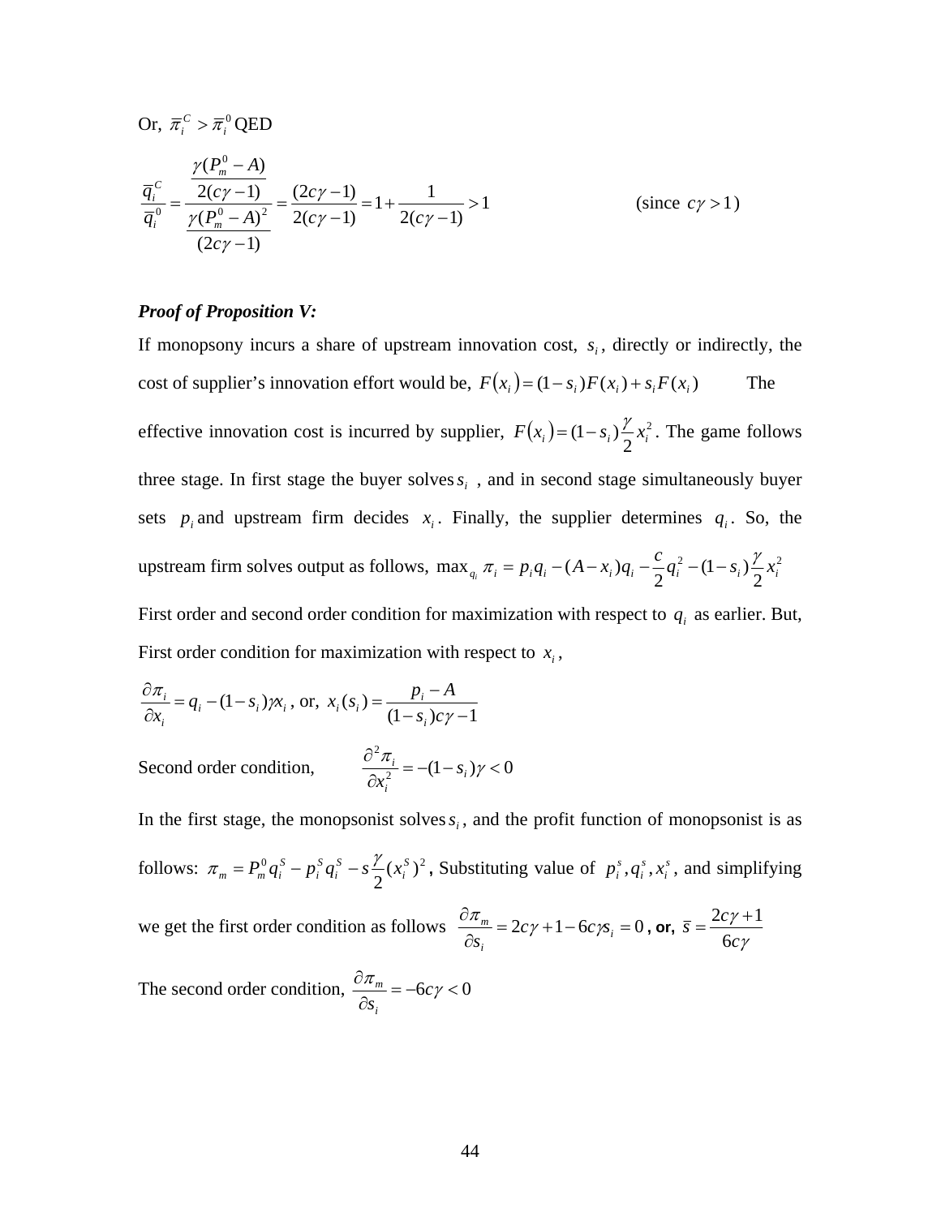Or, $\bar{\pi}_i^C > \bar{\pi}_i^0$ QED

$$\frac{\bar{q}_i^C}{\bar{q}_i^0} = \frac{\dfrac{\gamma(P_m^0 - A)}{2(c\gamma - 1)}}{\dfrac{\gamma(P_m^0 - A)^2}{(2c\gamma - 1)}} = \frac{(2c\gamma - 1)}{2(c\gamma - 1)} = 1 + \frac{1}{2(c\gamma - 1)} > 1 \qquad \text{(since } c\gamma > 1\text{)}$$

***Proof of Proposition V:***

If monopsony incurs a share of upstream innovation cost, $s_i$, directly or indirectly, the cost of supplier's innovation effort would be, $F(x_i) = (1 - s_i)F(x_i) + s_i F(x_i)$ The effective innovation cost is incurred by supplier, $F(x_i) = (1 - s_i)\frac{\gamma}{2}x_i^2$. The game follows three stage. In first stage the buyer solves $s_i$, and in second stage simultaneously buyer sets $p_i$ and upstream firm decides $x_i$. Finally, the supplier determines $q_i$. So, the upstream firm solves output as follows, $\max_{q_i} \pi_i = p_i q_i - (A - x_i)q_i - \frac{c}{2}q_i^2 - (1 - s_i)\frac{\gamma}{2}x_i^2$

First order and second order condition for maximization with respect to $q_i$ as earlier. But, First order condition for maximization with respect to $x_i$,

$\frac{\partial \pi_i}{\partial x_i} = q_i - (1 - s_i)\gamma x_i$, or, $x_i(s_i) = \frac{p_i - A}{(1 - s_i)c\gamma - 1}$

Second order condition, $\qquad \frac{\partial^2 \pi_i}{\partial x_i^2} = -(1 - s_i)\gamma < 0$

In the first stage, the monopsonist solves $s_i$, and the profit function of monopsonist is as follows: $\pi_m = P_m^0 q_i^S - p_i^S q_i^S - s\frac{\gamma}{2}(x_i^S)^2$, Substituting value of $p_i^s, q_i^s, x_i^s$, and simplifying we get the first order condition as follows $\frac{\partial \pi_m}{\partial s_i} = 2c\gamma + 1 - 6c\gamma s_i = 0$, **or,** $\bar{s} = \frac{2c\gamma + 1}{6c\gamma}$

The second order condition, $\frac{\partial \pi_m}{\partial s_i} = -6c\gamma < 0$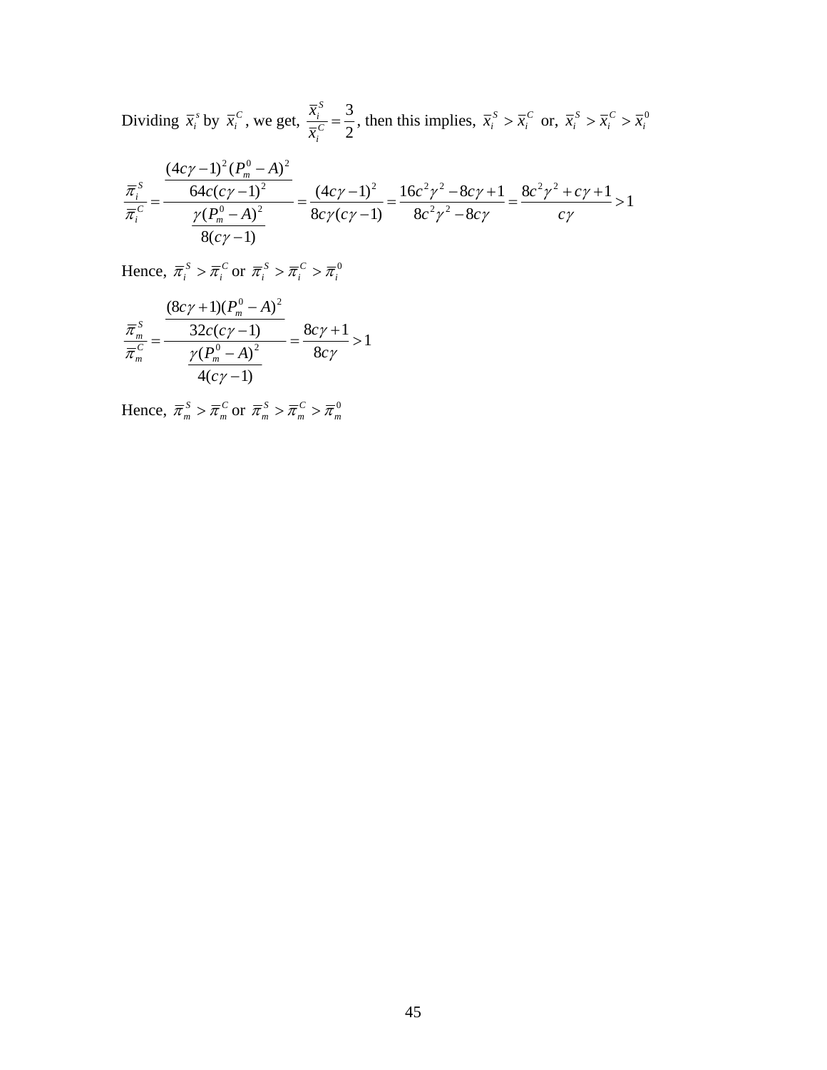Dividing $\overline{x}_i^s$ by $\overline{x}_i^C$, we get, $\frac{\overline{x}_i^S}{\overline{x}_i^C} = \frac{3}{2}$, then this implies, $\overline{x}_i^S > \overline{x}_i^C$ or, $\overline{x}_i^S > \overline{x}_i^C > \overline{x}_i^0$

$$\frac{\overline{\pi}_i^S}{\overline{\pi}_i^C} = \frac{\dfrac{(4c\gamma-1)^2(P_m^0 - A)^2}{64c(c\gamma-1)^2}}{\dfrac{\gamma(P_m^0 - A)^2}{8(c\gamma-1)}} = \frac{(4c\gamma-1)^2}{8c\gamma(c\gamma-1)} = \frac{16c^2\gamma^2 - 8c\gamma + 1}{8c^2\gamma^2 - 8c\gamma} = \frac{8c^2\gamma^2 + c\gamma + 1}{c\gamma} > 1$$

Hence, $\overline{\pi}_i^S > \overline{\pi}_i^C$ or $\overline{\pi}_i^S > \overline{\pi}_i^C > \overline{\pi}_i^0$

$$\frac{\overline{\pi}_m^S}{\overline{\pi}_m^C} = \frac{\dfrac{(8c\gamma+1)(P_m^0 - A)^2}{32c(c\gamma-1)}}{\dfrac{\gamma(P_m^0 - A)^2}{4(c\gamma-1)}} = \frac{8c\gamma+1}{8c\gamma} > 1$$

Hence, $\overline{\pi}_m^S > \overline{\pi}_m^C$ or $\overline{\pi}_m^S > \overline{\pi}_m^C > \overline{\pi}_m^0$